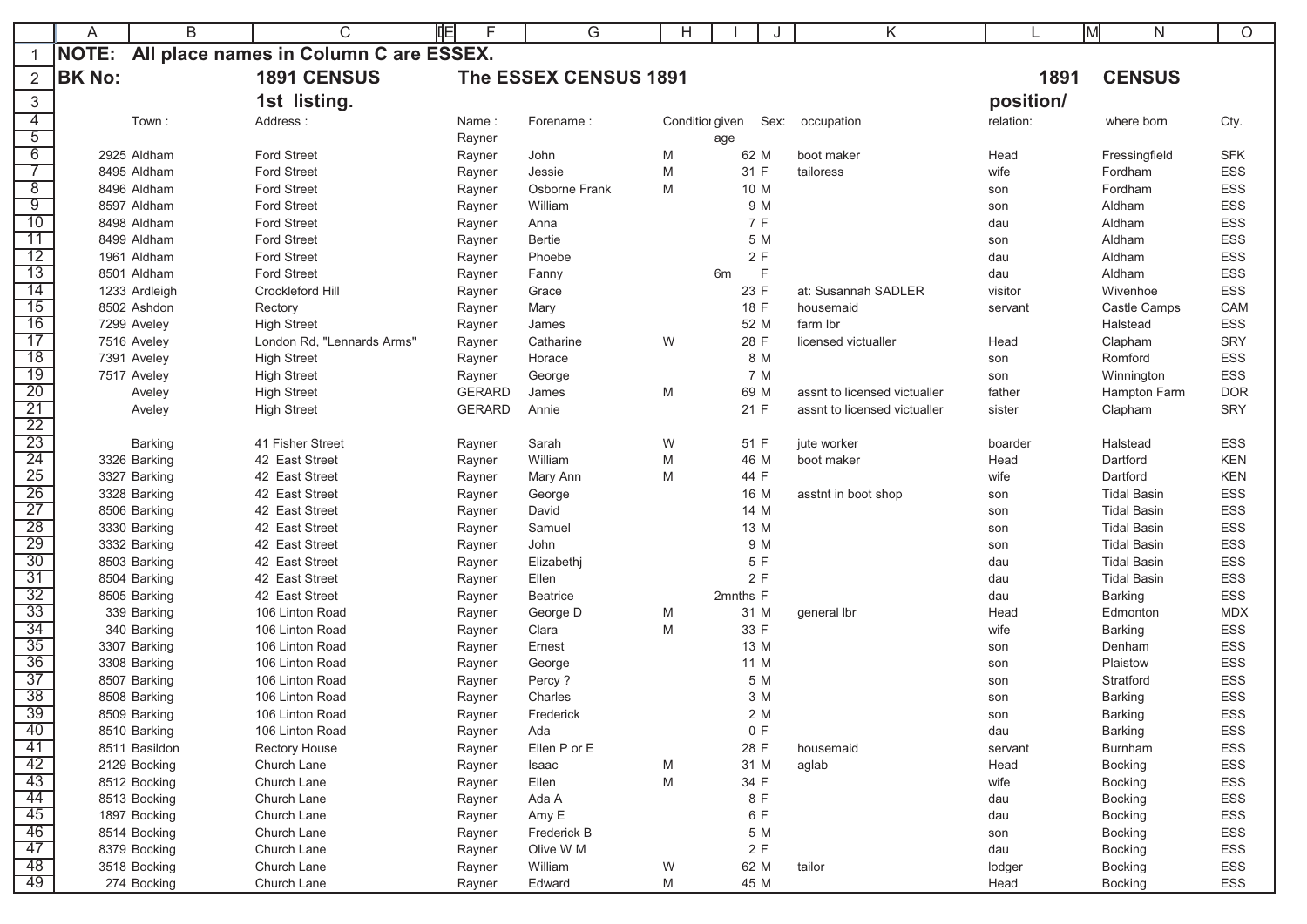**NOTE: All place names in Column C are ESSEX.**

**BK No:** **1891 CENSUS** **The ESSEX CENSUS 1891** **1891 CENSUS**

**1st listing.**

| BK No | Town : | Address : | Name : | Forename : | Condition | given age | Sex: | occupation | position/ relation: | where born | Cty. |
|---|---|---|---|---|---|---|---|---|---|---|---|
| | | | Rayner | | | | | | | | |
| 2925 | Aldham | Ford Street | Rayner | John | M | 62 | M | boot maker | Head | Fressingfield | SFK |
| 8495 | Aldham | Ford Street | Rayner | Jessie | M | 31 | F | tailoress | wife | Fordham | ESS |
| 8496 | Aldham | Ford Street | Rayner | Osborne Frank | M | 10 | M | | son | Fordham | ESS |
| 8597 | Aldham | Ford Street | Rayner | William | | 9 | M | | son | Aldham | ESS |
| 8498 | Aldham | Ford Street | Rayner | Anna | | 7 | F | | dau | Aldham | ESS |
| 8499 | Aldham | Ford Street | Rayner | Bertie | | 5 | M | | son | Aldham | ESS |
| 1961 | Aldham | Ford Street | Rayner | Phoebe | | 2 | F | | dau | Aldham | ESS |
| 8501 | Aldham | Ford Street | Rayner | Fanny | | 6m | F | | dau | Aldham | ESS |
| 1233 | Ardleigh | Crockleford Hill | Rayner | Grace | | 23 | F | at: Susannah SADLER | visitor | Wivenhoe | ESS |
| 8502 | Ashdon | Rectory | Rayner | Mary | | 18 | F | housemaid | servant | Castle Camps | CAM |
| 7299 | Aveley | High Street | Rayner | James | | 52 | M | farm lbr | | Halstead | ESS |
| 7516 | Aveley | London Rd, "Lennards Arms" | Rayner | Catharine | W | 28 | F | licensed victualler | Head | Clapham | SRY |
| 7391 | Aveley | High Street | Rayner | Horace | | 8 | M | | son | Romford | ESS |
| 7517 | Aveley | High Street | Rayner | George | | 7 | M | | son | Winnington | ESS |
| | Aveley | High Street | GERARD | James | M | 69 | M | assnt to licensed victualler | father | Hampton Farm | DOR |
| | Aveley | High Street | GERARD | Annie | | 21 | F | assnt to licensed victualler | sister | Clapham | SRY |
| | | | | | | | | | | | |
| | Barking | 41 Fisher Street | Rayner | Sarah | W | 51 | F | jute worker | boarder | Halstead | ESS |
| 3326 | Barking | 42 East Street | Rayner | William | M | 46 | M | boot maker | Head | Dartford | KEN |
| 3327 | Barking | 42 East Street | Rayner | Mary Ann | M | 44 | F | | wife | Dartford | KEN |
| 3328 | Barking | 42 East Street | Rayner | George | | 16 | M | asstnt in boot shop | son | Tidal Basin | ESS |
| 8506 | Barking | 42 East Street | Rayner | David | | 14 | M | | son | Tidal Basin | ESS |
| 3330 | Barking | 42 East Street | Rayner | Samuel | | 13 | M | | son | Tidal Basin | ESS |
| 3332 | Barking | 42 East Street | Rayner | John | | 9 | M | | son | Tidal Basin | ESS |
| 8503 | Barking | 42 East Street | Rayner | Elizabethj | | 5 | F | | dau | Tidal Basin | ESS |
| 8504 | Barking | 42 East Street | Rayner | Ellen | | 2 | F | | dau | Tidal Basin | ESS |
| 8505 | Barking | 42 East Street | Rayner | Beatrice | | 2mnths | F | | dau | Barking | ESS |
| 339 | Barking | 106 Linton Road | Rayner | George D | M | 31 | M | general lbr | Head | Edmonton | MDX |
| 340 | Barking | 106 Linton Road | Rayner | Clara | M | 33 | F | | wife | Barking | ESS |
| 3307 | Barking | 106 Linton Road | Rayner | Ernest | | 13 | M | | son | Denham | ESS |
| 3308 | Barking | 106 Linton Road | Rayner | George | | 11 | M | | son | Plaistow | ESS |
| 8507 | Barking | 106 Linton Road | Rayner | Percy ? | | 5 | M | | son | Stratford | ESS |
| 8508 | Barking | 106 Linton Road | Rayner | Charles | | 3 | M | | son | Barking | ESS |
| 8509 | Barking | 106 Linton Road | Rayner | Frederick | | 2 | M | | son | Barking | ESS |
| 8510 | Barking | 106 Linton Road | Rayner | Ada | | 0 | F | | dau | Barking | ESS |
| 8511 | Basildon | Rectory House | Rayner | Ellen P or E | | 28 | F | housemaid | servant | Burnham | ESS |
| 2129 | Bocking | Church Lane | Rayner | Isaac | M | 31 | M | aglab | Head | Bocking | ESS |
| 8512 | Bocking | Church Lane | Rayner | Ellen | M | 34 | F | | wife | Bocking | ESS |
| 8513 | Bocking | Church Lane | Rayner | Ada A | | 8 | F | | dau | Bocking | ESS |
| 1897 | Bocking | Church Lane | Rayner | Amy E | | 6 | F | | dau | Bocking | ESS |
| 8514 | Bocking | Church Lane | Rayner | Frederick B | | 5 | M | | son | Bocking | ESS |
| 8379 | Bocking | Church Lane | Rayner | Olive W M | | 2 | F | | dau | Bocking | ESS |
| 3518 | Bocking | Church Lane | Rayner | William | W | 62 | M | tailor | lodger | Bocking | ESS |
| 274 | Bocking | Church Lane | Rayner | Edward | M | 45 | M | | Head | Bocking | ESS |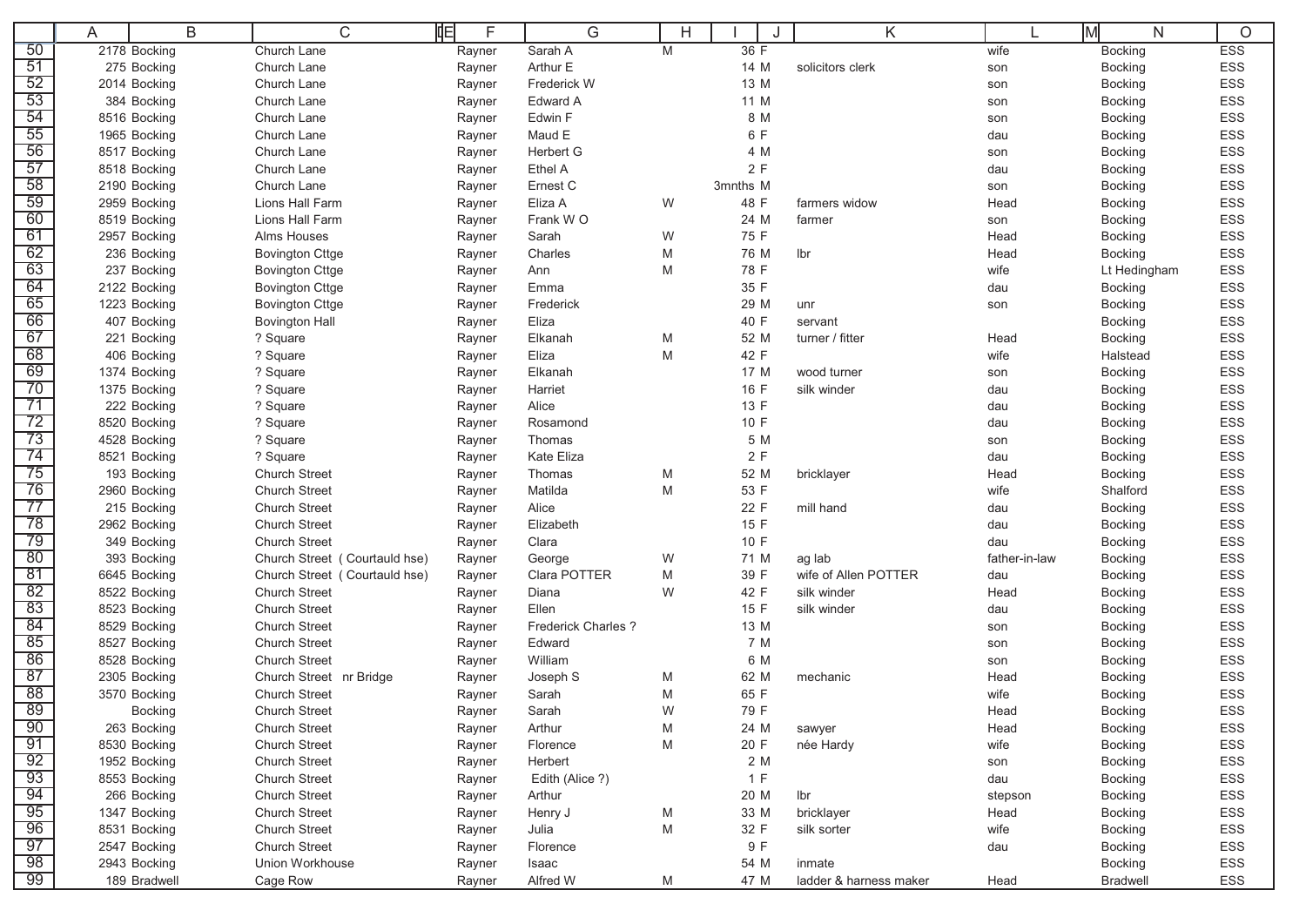| | A | B | C | E | F | G | H | I | J | K | L | M | N | O |
|---|---|---|---|---|---|---|---|---|---|---|---|---|---|---|
| 50 | 2178 | Bocking | Church Lane | | Rayner | Sarah A | M | 36 | F | | wife | | Bocking | ESS |
| 51 | 275 | Bocking | Church Lane | | Rayner | Arthur E | | 14 | M | solicitors clerk | son | | Bocking | ESS |
| 52 | 2014 | Bocking | Church Lane | | Rayner | Frederick W | | 13 | M | | son | | Bocking | ESS |
| 53 | 384 | Bocking | Church Lane | | Rayner | Edward A | | 11 | M | | son | | Bocking | ESS |
| 54 | 8516 | Bocking | Church Lane | | Rayner | Edwin F | | 8 | M | | son | | Bocking | ESS |
| 55 | 1965 | Bocking | Church Lane | | Rayner | Maud E | | 6 | F | | dau | | Bocking | ESS |
| 56 | 8517 | Bocking | Church Lane | | Rayner | Herbert G | | 4 | M | | son | | Bocking | ESS |
| 57 | 8518 | Bocking | Church Lane | | Rayner | Ethel A | | 2 | F | | dau | | Bocking | ESS |
| 58 | 2190 | Bocking | Church Lane | | Rayner | Ernest C | | 3mnths | M | | son | | Bocking | ESS |
| 59 | 2959 | Bocking | Lions Hall Farm | | Rayner | Eliza A | W | 48 | F | farmers widow | Head | | Bocking | ESS |
| 60 | 8519 | Bocking | Lions Hall Farm | | Rayner | Frank W O | | 24 | M | farmer | son | | Bocking | ESS |
| 61 | 2957 | Bocking | Alms Houses | | Rayner | Sarah | W | 75 | F | | Head | | Bocking | ESS |
| 62 | 236 | Bocking | Bovington Cttge | | Rayner | Charles | M | 76 | M | lbr | Head | | Bocking | ESS |
| 63 | 237 | Bocking | Bovington Cttge | | Rayner | Ann | M | 78 | F | | wife | | Lt Hedingham | ESS |
| 64 | 2122 | Bocking | Bovington Cttge | | Rayner | Emma | | 35 | F | | dau | | Bocking | ESS |
| 65 | 1223 | Bocking | Bovington Cttge | | Rayner | Frederick | | 29 | M | unr | son | | Bocking | ESS |
| 66 | 407 | Bocking | Bovington Hall | | Rayner | Eliza | | 40 | F | servant | | | Bocking | ESS |
| 67 | 221 | Bocking | ? Square | | Rayner | Elkanah | M | 52 | M | turner / fitter | Head | | Bocking | ESS |
| 68 | 406 | Bocking | ? Square | | Rayner | Eliza | M | 42 | F | | wife | | Halstead | ESS |
| 69 | 1374 | Bocking | ? Square | | Rayner | Elkanah | | 17 | M | wood turner | son | | Bocking | ESS |
| 70 | 1375 | Bocking | ? Square | | Rayner | Harriet | | 16 | F | silk winder | dau | | Bocking | ESS |
| 71 | 222 | Bocking | ? Square | | Rayner | Alice | | 13 | F | | dau | | Bocking | ESS |
| 72 | 8520 | Bocking | ? Square | | Rayner | Rosamond | | 10 | F | | dau | | Bocking | ESS |
| 73 | 4528 | Bocking | ? Square | | Rayner | Thomas | | 5 | M | | son | | Bocking | ESS |
| 74 | 8521 | Bocking | ? Square | | Rayner | Kate Eliza | | 2 | F | | dau | | Bocking | ESS |
| 75 | 193 | Bocking | Church Street | | Rayner | Thomas | M | 52 | M | bricklayer | Head | | Bocking | ESS |
| 76 | 2960 | Bocking | Church Street | | Rayner | Matilda | M | 53 | F | | wife | | Shalford | ESS |
| 77 | 215 | Bocking | Church Street | | Rayner | Alice | | 22 | F | mill hand | dau | | Bocking | ESS |
| 78 | 2962 | Bocking | Church Street | | Rayner | Elizabeth | | 15 | F | | dau | | Bocking | ESS |
| 79 | 349 | Bocking | Church Street | | Rayner | Clara | | 10 | F | | dau | | Bocking | ESS |
| 80 | 393 | Bocking | Church Street ( Courtauld hse) | | Rayner | George | W | 71 | M | ag lab | father-in-law | | Bocking | ESS |
| 81 | 6645 | Bocking | Church Street ( Courtauld hse) | | Rayner | Clara POTTER | M | 39 | F | wife of Allen POTTER | dau | | Bocking | ESS |
| 82 | 8522 | Bocking | Church Street | | Rayner | Diana | W | 42 | F | silk winder | Head | | Bocking | ESS |
| 83 | 8523 | Bocking | Church Street | | Rayner | Ellen | | 15 | F | silk winder | dau | | Bocking | ESS |
| 84 | 8529 | Bocking | Church Street | | Rayner | Frederick Charles ? | | 13 | M | | son | | Bocking | ESS |
| 85 | 8527 | Bocking | Church Street | | Rayner | Edward | | 7 | M | | son | | Bocking | ESS |
| 86 | 8528 | Bocking | Church Street | | Rayner | William | | 6 | M | | son | | Bocking | ESS |
| 87 | 2305 | Bocking | Church Street nr Bridge | | Rayner | Joseph S | M | 62 | M | mechanic | Head | | Bocking | ESS |
| 88 | 3570 | Bocking | Church Street | | Rayner | Sarah | M | 65 | F | | wife | | Bocking | ESS |
| 89 | | Bocking | Church Street | | Rayner | Sarah | W | 79 | F | | Head | | Bocking | ESS |
| 90 | 263 | Bocking | Church Street | | Rayner | Arthur | M | 24 | M | sawyer | Head | | Bocking | ESS |
| 91 | 8530 | Bocking | Church Street | | Rayner | Florence | M | 20 | F | née Hardy | wife | | Bocking | ESS |
| 92 | 1952 | Bocking | Church Street | | Rayner | Herbert | | 2 | M | | son | | Bocking | ESS |
| 93 | 8553 | Bocking | Church Street | | Rayner | Edith (Alice ?) | | 1 | F | | dau | | Bocking | ESS |
| 94 | 266 | Bocking | Church Street | | Rayner | Arthur | | 20 | M | lbr | stepson | | Bocking | ESS |
| 95 | 1347 | Bocking | Church Street | | Rayner | Henry J | M | 33 | M | bricklayer | Head | | Bocking | ESS |
| 96 | 8531 | Bocking | Church Street | | Rayner | Julia | M | 32 | F | silk sorter | wife | | Bocking | ESS |
| 97 | 2547 | Bocking | Church Street | | Rayner | Florence | | 9 | F | | dau | | Bocking | ESS |
| 98 | 2943 | Bocking | Union Workhouse | | Rayner | Isaac | | 54 | M | inmate | | | Bocking | ESS |
| 99 | 189 | Bradwell | Cage Row | | Rayner | Alfred W | M | 47 | M | ladder & harness maker | Head | | Bradwell | ESS |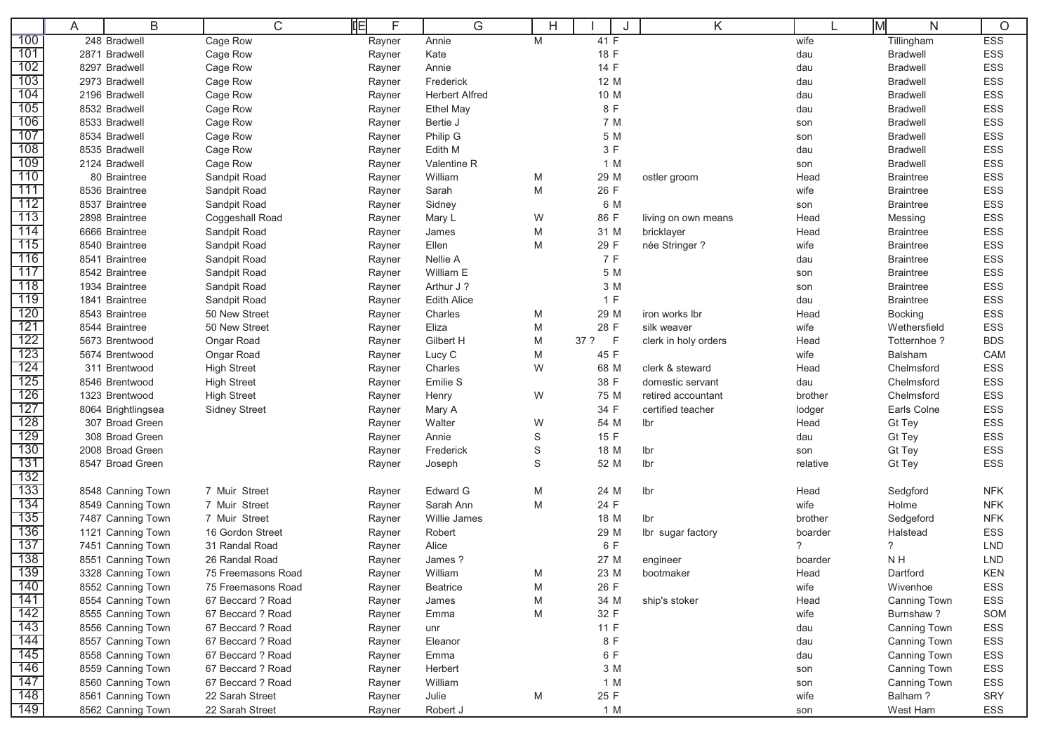| | A | B | C | E | F | G | H | I | J | K | L | M | N | O |
|---|---|---|---|---|---|---|---|---|---|---|---|---|---|---|
| 100 | 248 | Bradwell | Cage Row | | Rayner | Annie | M | 41 | F | | wife | | Tillingham | ESS |
| 101 | 2871 | Bradwell | Cage Row | | Rayner | Kate | | 18 | F | | dau | | Bradwell | ESS |
| 102 | 8297 | Bradwell | Cage Row | | Rayner | Annie | | 14 | F | | dau | | Bradwell | ESS |
| 103 | 2973 | Bradwell | Cage Row | | Rayner | Frederick | | 12 | M | | dau | | Bradwell | ESS |
| 104 | 2196 | Bradwell | Cage Row | | Rayner | Herbert Alfred | | 10 | M | | dau | | Bradwell | ESS |
| 105 | 8532 | Bradwell | Cage Row | | Rayner | Ethel May | | 8 | F | | dau | | Bradwell | ESS |
| 106 | 8533 | Bradwell | Cage Row | | Rayner | Bertie J | | 7 | M | | son | | Bradwell | ESS |
| 107 | 8534 | Bradwell | Cage Row | | Rayner | Philip G | | 5 | M | | son | | Bradwell | ESS |
| 108 | 8535 | Bradwell | Cage Row | | Rayner | Edith M | | 3 | F | | dau | | Bradwell | ESS |
| 109 | 2124 | Bradwell | Cage Row | | Rayner | Valentine R | | 1 | M | | son | | Bradwell | ESS |
| 110 | 80 | Braintree | Sandpit Road | | Rayner | William | M | 29 | M | ostler groom | Head | | Braintree | ESS |
| 111 | 8536 | Braintree | Sandpit Road | | Rayner | Sarah | M | 26 | F | | wife | | Braintree | ESS |
| 112 | 8537 | Braintree | Sandpit Road | | Rayner | Sidney | | 6 | M | | son | | Braintree | ESS |
| 113 | 2898 | Braintree | Coggeshall Road | | Rayner | Mary L | W | 86 | F | living on own means | Head | | Messing | ESS |
| 114 | 6666 | Braintree | Sandpit Road | | Rayner | James | M | 31 | M | bricklayer | Head | | Braintree | ESS |
| 115 | 8540 | Braintree | Sandpit Road | | Rayner | Ellen | M | 29 | F | née Stringer ? | wife | | Braintree | ESS |
| 116 | 8541 | Braintree | Sandpit Road | | Rayner | Nellie A | | 7 | F | | dau | | Braintree | ESS |
| 117 | 8542 | Braintree | Sandpit Road | | Rayner | William E | | 5 | M | | son | | Braintree | ESS |
| 118 | 1934 | Braintree | Sandpit Road | | Rayner | Arthur J ? | | 3 | M | | son | | Braintree | ESS |
| 119 | 1841 | Braintree | Sandpit Road | | Rayner | Edith Alice | | 1 | F | | dau | | Braintree | ESS |
| 120 | 8543 | Braintree | 50 New Street | | Rayner | Charles | M | 29 | M | iron works lbr | Head | | Bocking | ESS |
| 121 | 8544 | Braintree | 50 New Street | | Rayner | Eliza | M | 28 | F | silk weaver | wife | | Wethersfield | ESS |
| 122 | 5673 | Brentwood | Ongar Road | | Rayner | Gilbert H | M | 37 ? | F | clerk in holy orders | Head | | Totternhoe ? | BDS |
| 123 | 5674 | Brentwood | Ongar Road | | Rayner | Lucy C | M | 45 | F | | wife | | Balsham | CAM |
| 124 | 311 | Brentwood | High Street | | Rayner | Charles | W | 68 | M | clerk & steward | Head | | Chelmsford | ESS |
| 125 | 8546 | Brentwood | High Street | | Rayner | Emilie S | | 38 | F | domestic servant | dau | | Chelmsford | ESS |
| 126 | 1323 | Brentwood | High Street | | Rayner | Henry | W | 75 | M | retired accountant | brother | | Chelmsford | ESS |
| 127 | 8064 | Brightlingsea | Sidney Street | | Rayner | Mary A | | 34 | F | certified teacher | lodger | | Earls Colne | ESS |
| 128 | 307 | Broad Green | | | Rayner | Walter | W | 54 | M | lbr | Head | | Gt Tey | ESS |
| 129 | 308 | Broad Green | | | Rayner | Annie | S | 15 | F | | dau | | Gt Tey | ESS |
| 130 | 2008 | Broad Green | | | Rayner | Frederick | S | 18 | M | lbr | son | | Gt Tey | ESS |
| 131 | 8547 | Broad Green | | | Rayner | Joseph | S | 52 | M | lbr | relative | | Gt Tey | ESS |
| 132 | | | | | | | | | | | | | | |
| 133 | 8548 | Canning Town | 7 Muir Street | | Rayner | Edward G | M | 24 | M | lbr | Head | | Sedgford | NFK |
| 134 | 8549 | Canning Town | 7 Muir Street | | Rayner | Sarah Ann | M | 24 | F | | wife | | Holme | NFK |
| 135 | 7487 | Canning Town | 7 Muir Street | | Rayner | Willie James | | 18 | M | lbr | brother | | Sedgeford | NFK |
| 136 | 1121 | Canning Town | 16 Gordon Street | | Rayner | Robert | | 29 | M | lbr sugar factory | boarder | | Halstead | ESS |
| 137 | 7451 | Canning Town | 31 Randal Road | | Rayner | Alice | | 6 | F | | ? | | ? | LND |
| 138 | 8551 | Canning Town | 26 Randal Road | | Rayner | James ? | | 27 | M | engineer | boarder | | N H | LND |
| 139 | 3328 | Canning Town | 75 Freemasons Road | | Rayner | William | M | 23 | M | bootmaker | Head | | Dartford | KEN |
| 140 | 8552 | Canning Town | 75 Freemasons Road | | Rayner | Beatrice | M | 26 | F | | wife | | Wivenhoe | ESS |
| 141 | 8554 | Canning Town | 67 Beccard ? Road | | Rayner | James | M | 34 | M | ship's stoker | Head | | Canning Town | ESS |
| 142 | 8555 | Canning Town | 67 Beccard ? Road | | Rayner | Emma | M | 32 | F | | wife | | Burnshaw ? | SOM |
| 143 | 8556 | Canning Town | 67 Beccard ? Road | | Rayner | unr | | 11 | F | | dau | | Canning Town | ESS |
| 144 | 8557 | Canning Town | 67 Beccard ? Road | | Rayner | Eleanor | | 8 | F | | dau | | Canning Town | ESS |
| 145 | 8558 | Canning Town | 67 Beccard ? Road | | Rayner | Emma | | 6 | F | | dau | | Canning Town | ESS |
| 146 | 8559 | Canning Town | 67 Beccard ? Road | | Rayner | Herbert | | 3 | M | | son | | Canning Town | ESS |
| 147 | 8560 | Canning Town | 67 Beccard ? Road | | Rayner | William | | 1 | M | | son | | Canning Town | ESS |
| 148 | 8561 | Canning Town | 22 Sarah Street | | Rayner | Julie | M | 25 | F | | wife | | Balham ? | SRY |
| 149 | 8562 | Canning Town | 22 Sarah Street | | Rayner | Robert J | | 1 | M | | son | | West Ham | ESS |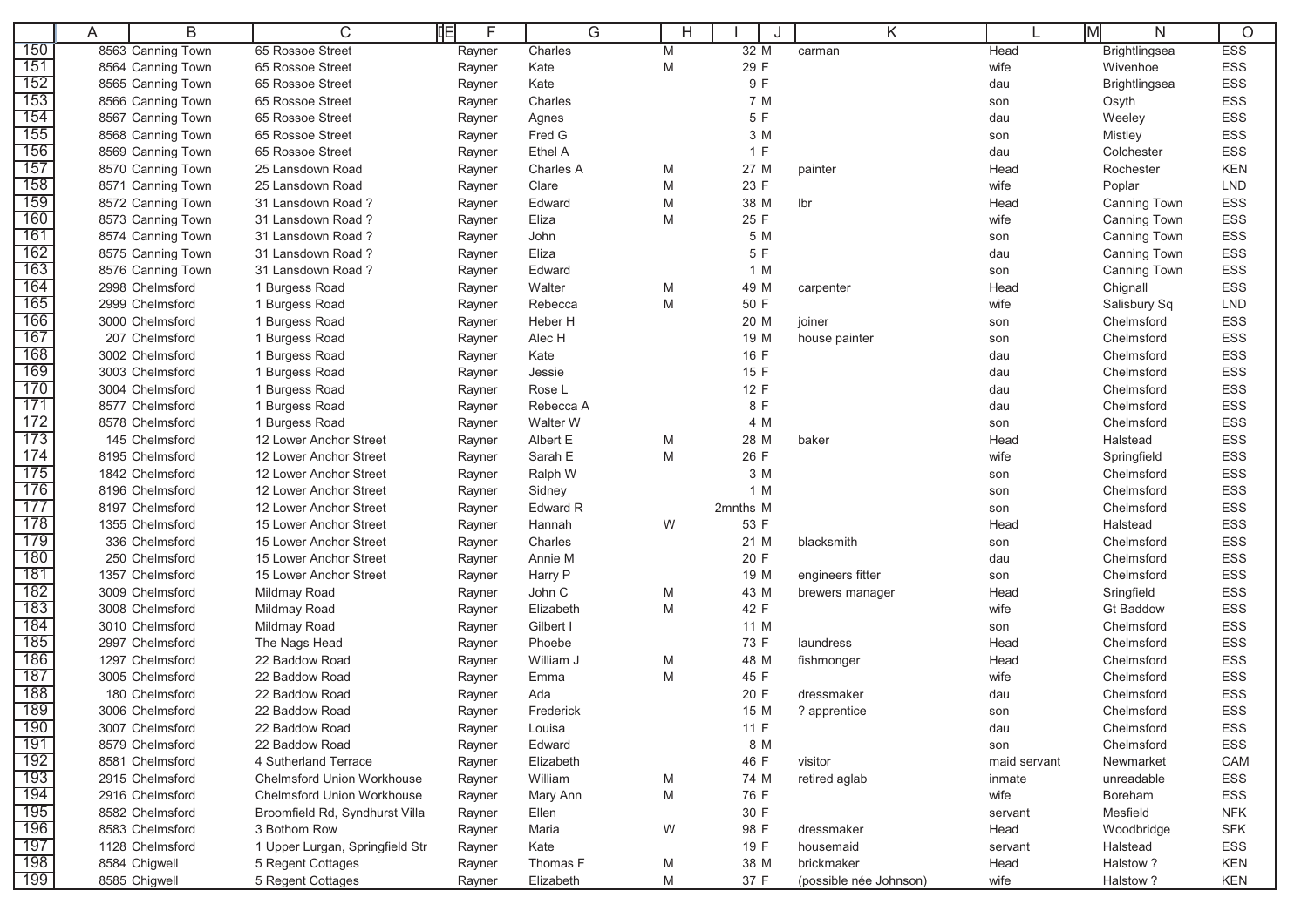| | A | B | C | E | F | G | H | I | J | K | L | M | N | O |
|---|---|---|---|---|---|---|---|---|---|---|---|---|---|---|
| 150 | 8563 | Canning Town | 65 Rossoe Street | | Rayner | Charles | M | 32 | M | carman | Head | | Brightlingsea | ESS |
| 151 | 8564 | Canning Town | 65 Rossoe Street | | Rayner | Kate | M | 29 | F | | wife | | Wivenhoe | ESS |
| 152 | 8565 | Canning Town | 65 Rossoe Street | | Rayner | Kate | | 9 | F | | dau | | Brightlingsea | ESS |
| 153 | 8566 | Canning Town | 65 Rossoe Street | | Rayner | Charles | | 7 | M | | son | | Osyth | ESS |
| 154 | 8567 | Canning Town | 65 Rossoe Street | | Rayner | Agnes | | 5 | F | | dau | | Weeley | ESS |
| 155 | 8568 | Canning Town | 65 Rossoe Street | | Rayner | Fred G | | 3 | M | | son | | Mistley | ESS |
| 156 | 8569 | Canning Town | 65 Rossoe Street | | Rayner | Ethel A | | 1 | F | | dau | | Colchester | ESS |
| 157 | 8570 | Canning Town | 25 Lansdown Road | | Rayner | Charles A | M | 27 | M | painter | Head | | Rochester | KEN |
| 158 | 8571 | Canning Town | 25 Lansdown Road | | Rayner | Clare | M | 23 | F | | wife | | Poplar | LND |
| 159 | 8572 | Canning Town | 31 Lansdown Road ? | | Rayner | Edward | M | 38 | M | lbr | Head | | Canning Town | ESS |
| 160 | 8573 | Canning Town | 31 Lansdown Road ? | | Rayner | Eliza | M | 25 | F | | wife | | Canning Town | ESS |
| 161 | 8574 | Canning Town | 31 Lansdown Road ? | | Rayner | John | | 5 | M | | son | | Canning Town | ESS |
| 162 | 8575 | Canning Town | 31 Lansdown Road ? | | Rayner | Eliza | | 5 | F | | dau | | Canning Town | ESS |
| 163 | 8576 | Canning Town | 31 Lansdown Road ? | | Rayner | Edward | | 1 | M | | son | | Canning Town | ESS |
| 164 | 2998 | Chelmsford | 1 Burgess Road | | Rayner | Walter | M | 49 | M | carpenter | Head | | Chignall | ESS |
| 165 | 2999 | Chelmsford | 1 Burgess Road | | Rayner | Rebecca | M | 50 | F | | wife | | Salisbury Sq | LND |
| 166 | 3000 | Chelmsford | 1 Burgess Road | | Rayner | Heber H | | 20 | M | joiner | son | | Chelmsford | ESS |
| 167 | 207 | Chelmsford | 1 Burgess Road | | Rayner | Alec H | | 19 | M | house painter | son | | Chelmsford | ESS |
| 168 | 3002 | Chelmsford | 1 Burgess Road | | Rayner | Kate | | 16 | F | | dau | | Chelmsford | ESS |
| 169 | 3003 | Chelmsford | 1 Burgess Road | | Rayner | Jessie | | 15 | F | | dau | | Chelmsford | ESS |
| 170 | 3004 | Chelmsford | 1 Burgess Road | | Rayner | Rose L | | 12 | F | | dau | | Chelmsford | ESS |
| 171 | 8577 | Chelmsford | 1 Burgess Road | | Rayner | Rebecca A | | 8 | F | | dau | | Chelmsford | ESS |
| 172 | 8578 | Chelmsford | 1 Burgess Road | | Rayner | Walter W | | 4 | M | | son | | Chelmsford | ESS |
| 173 | 145 | Chelmsford | 12 Lower Anchor Street | | Rayner | Albert E | M | 28 | M | baker | Head | | Halstead | ESS |
| 174 | 8195 | Chelmsford | 12 Lower Anchor Street | | Rayner | Sarah E | M | 26 | F | | wife | | Springfield | ESS |
| 175 | 1842 | Chelmsford | 12 Lower Anchor Street | | Rayner | Ralph W | | 3 | M | | son | | Chelmsford | ESS |
| 176 | 8196 | Chelmsford | 12 Lower Anchor Street | | Rayner | Sidney | | 1 | M | | son | | Chelmsford | ESS |
| 177 | 8197 | Chelmsford | 12 Lower Anchor Street | | Rayner | Edward R | | 2mnths | M | | son | | Chelmsford | ESS |
| 178 | 1355 | Chelmsford | 15 Lower Anchor Street | | Rayner | Hannah | W | 53 | F | | Head | | Halstead | ESS |
| 179 | 336 | Chelmsford | 15 Lower Anchor Street | | Rayner | Charles | | 21 | M | blacksmith | son | | Chelmsford | ESS |
| 180 | 250 | Chelmsford | 15 Lower Anchor Street | | Rayner | Annie M | | 20 | F | | dau | | Chelmsford | ESS |
| 181 | 1357 | Chelmsford | 15 Lower Anchor Street | | Rayner | Harry P | | 19 | M | engineers fitter | son | | Chelmsford | ESS |
| 182 | 3009 | Chelmsford | Mildmay Road | | Rayner | John C | M | 43 | M | brewers manager | Head | | Sringfield | ESS |
| 183 | 3008 | Chelmsford | Mildmay Road | | Rayner | Elizabeth | M | 42 | F | | wife | | Gt Baddow | ESS |
| 184 | 3010 | Chelmsford | Mildmay Road | | Rayner | Gilbert I | | 11 | M | | son | | Chelmsford | ESS |
| 185 | 2997 | Chelmsford | The Nags Head | | Rayner | Phoebe | | 73 | F | laundress | Head | | Chelmsford | ESS |
| 186 | 1297 | Chelmsford | 22 Baddow Road | | Rayner | William J | M | 48 | M | fishmonger | Head | | Chelmsford | ESS |
| 187 | 3005 | Chelmsford | 22 Baddow Road | | Rayner | Emma | M | 45 | F | | wife | | Chelmsford | ESS |
| 188 | 180 | Chelmsford | 22 Baddow Road | | Rayner | Ada | | 20 | F | dressmaker | dau | | Chelmsford | ESS |
| 189 | 3006 | Chelmsford | 22 Baddow Road | | Rayner | Frederick | | 15 | M | ? apprentice | son | | Chelmsford | ESS |
| 190 | 3007 | Chelmsford | 22 Baddow Road | | Rayner | Louisa | | 11 | F | | dau | | Chelmsford | ESS |
| 191 | 8579 | Chelmsford | 22 Baddow Road | | Rayner | Edward | | 8 | M | | son | | Chelmsford | ESS |
| 192 | 8581 | Chelmsford | 4 Sutherland Terrace | | Rayner | Elizabeth | | 46 | F | visitor | maid servant | | Newmarket | CAM |
| 193 | 2915 | Chelmsford | Chelmsford Union Workhouse | | Rayner | William | M | 74 | M | retired aglab | inmate | | unreadable | ESS |
| 194 | 2916 | Chelmsford | Chelmsford Union Workhouse | | Rayner | Mary Ann | M | 76 | F | | wife | | Boreham | ESS |
| 195 | 8582 | Chelmsford | Broomfield Rd, Syndhurst Villa | | Rayner | Ellen | | 30 | F | | servant | | Mesfield | NFK |
| 196 | 8583 | Chelmsford | 3 Bothom Row | | Rayner | Maria | W | 98 | F | dressmaker | Head | | Woodbridge | SFK |
| 197 | 1128 | Chelmsford | 1 Upper Lurgan, Springfield Str | | Rayner | Kate | | 19 | F | housemaid | servant | | Halstead | ESS |
| 198 | 8584 | Chigwell | 5 Regent Cottages | | Rayner | Thomas F | M | 38 | M | brickmaker | Head | | Halstow ? | KEN |
| 199 | 8585 | Chigwell | 5 Regent Cottages | | Rayner | Elizabeth | M | 37 | F | (possible née Johnson) | wife | | Halstow ? | KEN |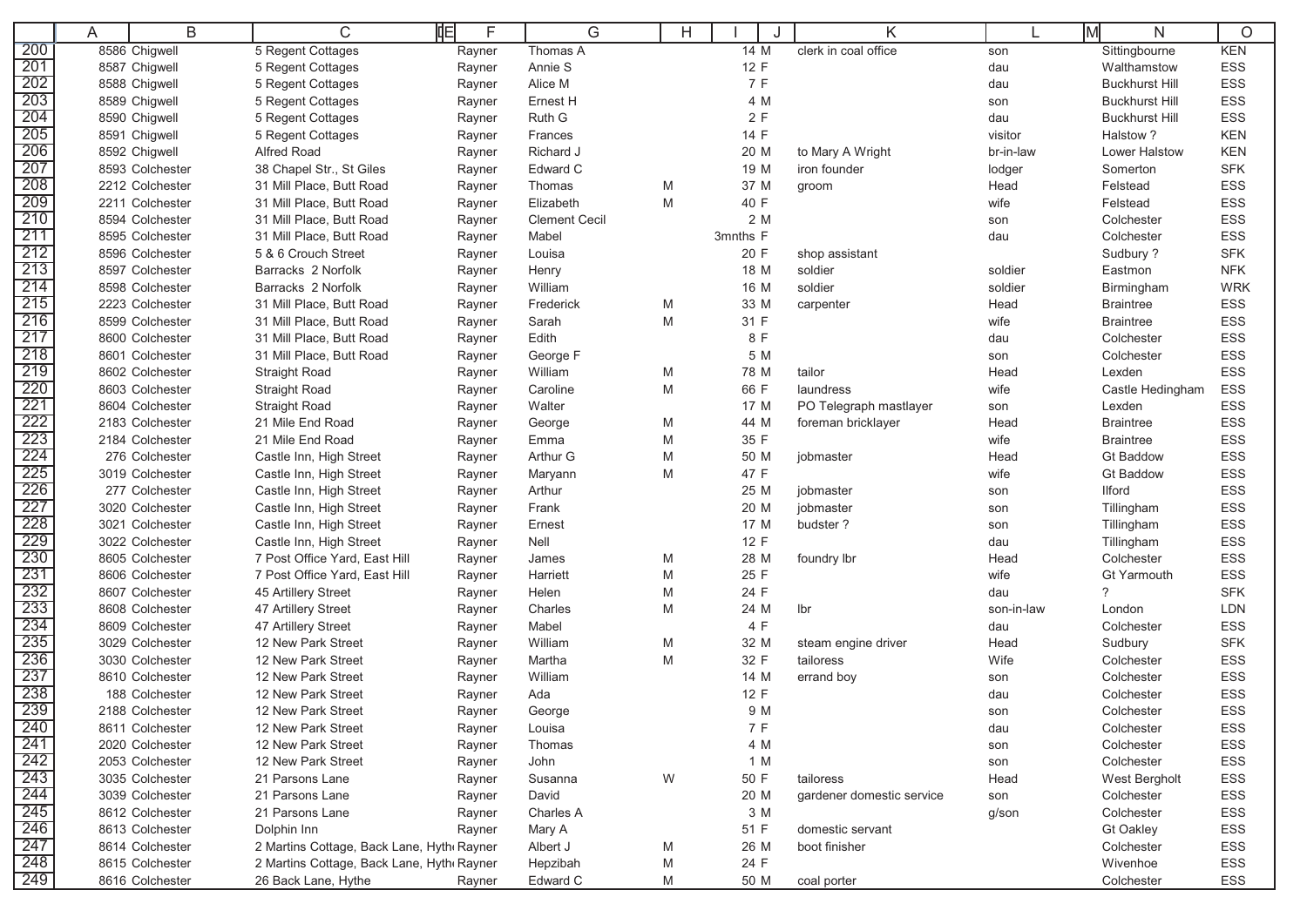| | A | B | C | E | F | G | H | I | J | K | L | M | N | O |
|---|---|---|---|---|---|---|---|---|---|---|---|---|---|---|
| 200 | 8586 | Chigwell | 5 Regent Cottages | | Rayner | Thomas A | | 14 | M | clerk in coal office | son | | Sittingbourne | KEN |
| 201 | 8587 | Chigwell | 5 Regent Cottages | | Rayner | Annie S | | 12 | F | | dau | | Walthamstow | ESS |
| 202 | 8588 | Chigwell | 5 Regent Cottages | | Rayner | Alice M | | 7 | F | | dau | | Buckhurst Hill | ESS |
| 203 | 8589 | Chigwell | 5 Regent Cottages | | Rayner | Ernest H | | 4 | M | | son | | Buckhurst Hill | ESS |
| 204 | 8590 | Chigwell | 5 Regent Cottages | | Rayner | Ruth G | | 2 | F | | dau | | Buckhurst Hill | ESS |
| 205 | 8591 | Chigwell | 5 Regent Cottages | | Rayner | Frances | | 14 | F | | visitor | | Halstow ? | KEN |
| 206 | 8592 | Chigwell | Alfred Road | | Rayner | Richard J | | 20 | M | to Mary A Wright | br-in-law | | Lower Halstow | KEN |
| 207 | 8593 | Colchester | 38 Chapel Str., St Giles | | Rayner | Edward C | | 19 | M | iron founder | lodger | | Somerton | SFK |
| 208 | 2212 | Colchester | 31 Mill Place, Butt Road | | Rayner | Thomas | M | 37 | M | groom | Head | | Felstead | ESS |
| 209 | 2211 | Colchester | 31 Mill Place, Butt Road | | Rayner | Elizabeth | M | 40 | F | | wife | | Felstead | ESS |
| 210 | 8594 | Colchester | 31 Mill Place, Butt Road | | Rayner | Clement Cecil | | 2 | M | | son | | Colchester | ESS |
| 211 | 8595 | Colchester | 31 Mill Place, Butt Road | | Rayner | Mabel | | 3mnths | F | | dau | | Colchester | ESS |
| 212 | 8596 | Colchester | 5 & 6 Crouch Street | | Rayner | Louisa | | 20 | F | shop assistant | | | Sudbury ? | SFK |
| 213 | 8597 | Colchester | Barracks 2 Norfolk | | Rayner | Henry | | 18 | M | soldier | soldier | | Eastmon | NFK |
| 214 | 8598 | Colchester | Barracks 2 Norfolk | | Rayner | William | | 16 | M | soldier | soldier | | Birmingham | WRK |
| 215 | 2223 | Colchester | 31 Mill Place, Butt Road | | Rayner | Frederick | M | 33 | M | carpenter | Head | | Braintree | ESS |
| 216 | 8599 | Colchester | 31 Mill Place, Butt Road | | Rayner | Sarah | M | 31 | F | | wife | | Braintree | ESS |
| 217 | 8600 | Colchester | 31 Mill Place, Butt Road | | Rayner | Edith | | 8 | F | | dau | | Colchester | ESS |
| 218 | 8601 | Colchester | 31 Mill Place, Butt Road | | Rayner | George F | | 5 | M | | son | | Colchester | ESS |
| 219 | 8602 | Colchester | Straight Road | | Rayner | William | M | 78 | M | tailor | Head | | Lexden | ESS |
| 220 | 8603 | Colchester | Straight Road | | Rayner | Caroline | M | 66 | F | laundress | wife | | Castle Hedingham | ESS |
| 221 | 8604 | Colchester | Straight Road | | Rayner | Walter | | 17 | M | PO Telegraph mastlayer | son | | Lexden | ESS |
| 222 | 2183 | Colchester | 21 Mile End Road | | Rayner | George | M | 44 | M | foreman bricklayer | Head | | Braintree | ESS |
| 223 | 2184 | Colchester | 21 Mile End Road | | Rayner | Emma | M | 35 | F | | wife | | Braintree | ESS |
| 224 | 276 | Colchester | Castle Inn, High Street | | Rayner | Arthur G | M | 50 | M | jobmaster | Head | | Gt Baddow | ESS |
| 225 | 3019 | Colchester | Castle Inn, High Street | | Rayner | Maryann | M | 47 | F | | wife | | Gt Baddow | ESS |
| 226 | 277 | Colchester | Castle Inn, High Street | | Rayner | Arthur | | 25 | M | jobmaster | son | | Ilford | ESS |
| 227 | 3020 | Colchester | Castle Inn, High Street | | Rayner | Frank | | 20 | M | jobmaster | son | | Tillingham | ESS |
| 228 | 3021 | Colchester | Castle Inn, High Street | | Rayner | Ernest | | 17 | M | budster ? | son | | Tillingham | ESS |
| 229 | 3022 | Colchester | Castle Inn, High Street | | Rayner | Nell | | 12 | F | | dau | | Tillingham | ESS |
| 230 | 8605 | Colchester | 7 Post Office Yard, East Hill | | Rayner | James | M | 28 | M | foundry lbr | Head | | Colchester | ESS |
| 231 | 8606 | Colchester | 7 Post Office Yard, East Hill | | Rayner | Harriett | M | 25 | F | | wife | | Gt Yarmouth | ESS |
| 232 | 8607 | Colchester | 45 Artillery Street | | Rayner | Helen | M | 24 | F | | dau | | ? | SFK |
| 233 | 8608 | Colchester | 47 Artillery Street | | Rayner | Charles | M | 24 | M | lbr | son-in-law | | London | LDN |
| 234 | 8609 | Colchester | 47 Artillery Street | | Rayner | Mabel | | 4 | F | | dau | | Colchester | ESS |
| 235 | 3029 | Colchester | 12 New Park Street | | Rayner | William | M | 32 | M | steam engine driver | Head | | Sudbury | SFK |
| 236 | 3030 | Colchester | 12 New Park Street | | Rayner | Martha | M | 32 | F | tailoress | Wife | | Colchester | ESS |
| 237 | 8610 | Colchester | 12 New Park Street | | Rayner | William | | 14 | M | errand boy | son | | Colchester | ESS |
| 238 | 188 | Colchester | 12 New Park Street | | Rayner | Ada | | 12 | F | | dau | | Colchester | ESS |
| 239 | 2188 | Colchester | 12 New Park Street | | Rayner | George | | 9 | M | | son | | Colchester | ESS |
| 240 | 8611 | Colchester | 12 New Park Street | | Rayner | Louisa | | 7 | F | | dau | | Colchester | ESS |
| 241 | 2020 | Colchester | 12 New Park Street | | Rayner | Thomas | | 4 | M | | son | | Colchester | ESS |
| 242 | 2053 | Colchester | 12 New Park Street | | Rayner | John | | 1 | M | | son | | Colchester | ESS |
| 243 | 3035 | Colchester | 21 Parsons Lane | | Rayner | Susanna | W | 50 | F | tailoress | Head | | West Bergholt | ESS |
| 244 | 3039 | Colchester | 21 Parsons Lane | | Rayner | David | | 20 | M | gardener domestic service | son | | Colchester | ESS |
| 245 | 8612 | Colchester | 21 Parsons Lane | | Rayner | Charles A | | 3 | M | | g/son | | Colchester | ESS |
| 246 | 8613 | Colchester | Dolphin Inn | | Rayner | Mary A | | 51 | F | domestic servant | | | Gt Oakley | ESS |
| 247 | 8614 | Colchester | 2 Martins Cottage, Back Lane, Hythe | | Rayner | Albert J | M | 26 | M | boot finisher | | | Colchester | ESS |
| 248 | 8615 | Colchester | 2 Martins Cottage, Back Lane, Hythe | | Rayner | Hepzibah | M | 24 | F | | | | Wivenhoe | ESS |
| 249 | 8616 | Colchester | 26 Back Lane, Hythe | | Rayner | Edward C | M | 50 | M | coal porter | | | Colchester | ESS |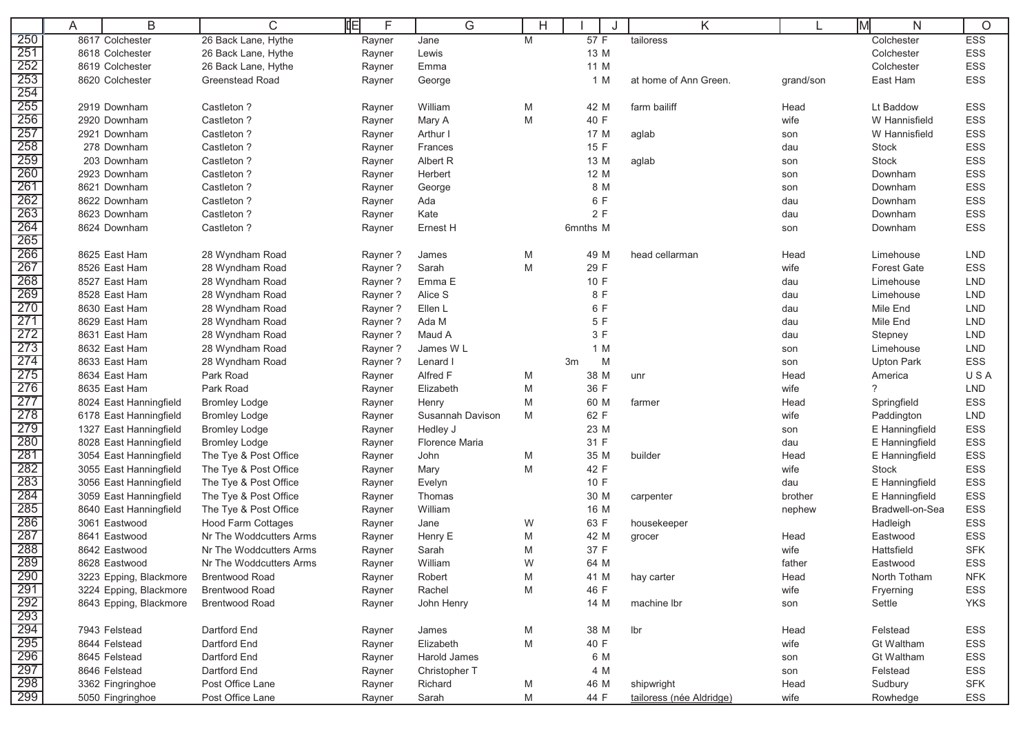| | A | B | C | E | F | G | H | I | J | K | L | M | N | O |
|---|---|---|---|---|---|---|---|---|---|---|---|---|---|---|
| 250 | 8617 | Colchester | 26 Back Lane, Hythe | | Rayner | Jane | M | 57 | F | tailoress | | | Colchester | ESS |
| 251 | 8618 | Colchester | 26 Back Lane, Hythe | | Rayner | Lewis | | 13 | M | | | | Colchester | ESS |
| 252 | 8619 | Colchester | 26 Back Lane, Hythe | | Rayner | Emma | | 11 | M | | | | Colchester | ESS |
| 253 | 8620 | Colchester | Greenstead Road | | Rayner | George | | 1 | M | at home of Ann Green. | grand/son | | East Ham | ESS |
| 254 | | | | | | | | | | | | | | |
| 255 | 2919 | Downham | Castleton ? | | Rayner | William | M | 42 | M | farm bailiff | Head | | Lt Baddow | ESS |
| 256 | 2920 | Downham | Castleton ? | | Rayner | Mary A | M | 40 | F | | wife | | W Hannisfield | ESS |
| 257 | 2921 | Downham | Castleton ? | | Rayner | Arthur I | | 17 | M | aglab | son | | W Hannisfield | ESS |
| 258 | 278 | Downham | Castleton ? | | Rayner | Frances | | 15 | F | | dau | | Stock | ESS |
| 259 | 203 | Downham | Castleton ? | | Rayner | Albert R | | 13 | M | aglab | son | | Stock | ESS |
| 260 | 2923 | Downham | Castleton ? | | Rayner | Herbert | | 12 | M | | son | | Downham | ESS |
| 261 | 8621 | Downham | Castleton ? | | Rayner | George | | 8 | M | | son | | Downham | ESS |
| 262 | 8622 | Downham | Castleton ? | | Rayner | Ada | | 6 | F | | dau | | Downham | ESS |
| 263 | 8623 | Downham | Castleton ? | | Rayner | Kate | | 2 | F | | dau | | Downham | ESS |
| 264 | 8624 | Downham | Castleton ? | | Rayner | Ernest H | | 6mnths | M | | son | | Downham | ESS |
| 265 | | | | | | | | | | | | | | |
| 266 | 8625 | East Ham | 28 Wyndham Road | | Rayner ? | James | M | 49 | M | head cellarman | Head | | Limehouse | LND |
| 267 | 8526 | East Ham | 28 Wyndham Road | | Rayner ? | Sarah | M | 29 | F | | wife | | Forest Gate | ESS |
| 268 | 8527 | East Ham | 28 Wyndham Road | | Rayner ? | Emma E | | 10 | F | | dau | | Limehouse | LND |
| 269 | 8528 | East Ham | 28 Wyndham Road | | Rayner ? | Alice S | | 8 | F | | dau | | Limehouse | LND |
| 270 | 8630 | East Ham | 28 Wyndham Road | | Rayner ? | Ellen L | | 6 | F | | dau | | Mile End | LND |
| 271 | 8629 | East Ham | 28 Wyndham Road | | Rayner ? | Ada M | | 5 | F | | dau | | Mile End | LND |
| 272 | 8631 | East Ham | 28 Wyndham Road | | Rayner ? | Maud A | | 3 | F | | dau | | Stepney | LND |
| 273 | 8632 | East Ham | 28 Wyndham Road | | Rayner ? | James W L | | 1 | M | | son | | Limehouse | LND |
| 274 | 8633 | East Ham | 28 Wyndham Road | | Rayner ? | Lenard I | | 3m | M | | son | | Upton Park | ESS |
| 275 | 8634 | East Ham | Park Road | | Rayner | Alfred F | M | 38 | M | unr | Head | | America | U S A |
| 276 | 8635 | East Ham | Park Road | | Rayner | Elizabeth | M | 36 | F | | wife | | ? | LND |
| 277 | 8024 | East Hanningfield | Bromley Lodge | | Rayner | Henry | M | 60 | M | farmer | Head | | Springfield | ESS |
| 278 | 6178 | East Hanningfield | Bromley Lodge | | Rayner | Susannah Davison | M | 62 | F | | wife | | Paddington | LND |
| 279 | 1327 | East Hanningfield | Bromley Lodge | | Rayner | Hedley J | | 23 | M | | son | | E Hanningfield | ESS |
| 280 | 8028 | East Hanningfield | Bromley Lodge | | Rayner | Florence Maria | | 31 | F | | dau | | E Hanningfield | ESS |
| 281 | 3054 | East Hanningfield | The Tye & Post Office | | Rayner | John | M | 35 | M | builder | Head | | E Hanningfield | ESS |
| 282 | 3055 | East Hanningfield | The Tye & Post Office | | Rayner | Mary | M | 42 | F | | wife | | Stock | ESS |
| 283 | 3056 | East Hanningfield | The Tye & Post Office | | Rayner | Evelyn | | 10 | F | | dau | | E Hanningfield | ESS |
| 284 | 3059 | East Hanningfield | The Tye & Post Office | | Rayner | Thomas | | 30 | M | carpenter | brother | | E Hanningfield | ESS |
| 285 | 8640 | East Hanningfield | The Tye & Post Office | | Rayner | William | | 16 | M | | nephew | | Bradwell-on-Sea | ESS |
| 286 | 3061 | Eastwood | Hood Farm Cottages | | Rayner | Jane | W | 63 | F | housekeeper | | | Hadleigh | ESS |
| 287 | 8641 | Eastwood | Nr The Woddcutters Arms | | Rayner | Henry E | M | 42 | M | grocer | Head | | Eastwood | ESS |
| 288 | 8642 | Eastwood | Nr The Woddcutters Arms | | Rayner | Sarah | M | 37 | F | | wife | | Hattsfield | SFK |
| 289 | 8628 | Eastwood | Nr The Woddcutters Arms | | Rayner | William | W | 64 | M | | father | | Eastwood | ESS |
| 290 | 3223 | Epping, Blackmore | Brentwood Road | | Rayner | Robert | M | 41 | M | hay carter | Head | | North Totham | NFK |
| 291 | 3224 | Epping, Blackmore | Brentwood Road | | Rayner | Rachel | M | 46 | F | | wife | | Fryerning | ESS |
| 292 | 8643 | Epping, Blackmore | Brentwood Road | | Rayner | John Henry | | 14 | M | machine lbr | son | | Settle | YKS |
| 293 | | | | | | | | | | | | | | |
| 294 | 7943 | Felstead | Dartford End | | Rayner | James | M | 38 | M | lbr | Head | | Felstead | ESS |
| 295 | 8644 | Felstead | Dartford End | | Rayner | Elizabeth | M | 40 | F | | wife | | Gt Waltham | ESS |
| 296 | 8645 | Felstead | Dartford End | | Rayner | Harold James | | 6 | M | | son | | Gt Waltham | ESS |
| 297 | 8646 | Felstead | Dartford End | | Rayner | Christopher T | | 4 | M | | son | | Felstead | ESS |
| 298 | 3362 | Fingringhoe | Post Office Lane | | Rayner | Richard | M | 46 | M | shipwright | Head | | Sudbury | SFK |
| 299 | 5050 | Fingringhoe | Post Office Lane | | Rayner | Sarah | M | 44 | F | tailoress (née Aldridge) | wife | | Rowhedge | ESS |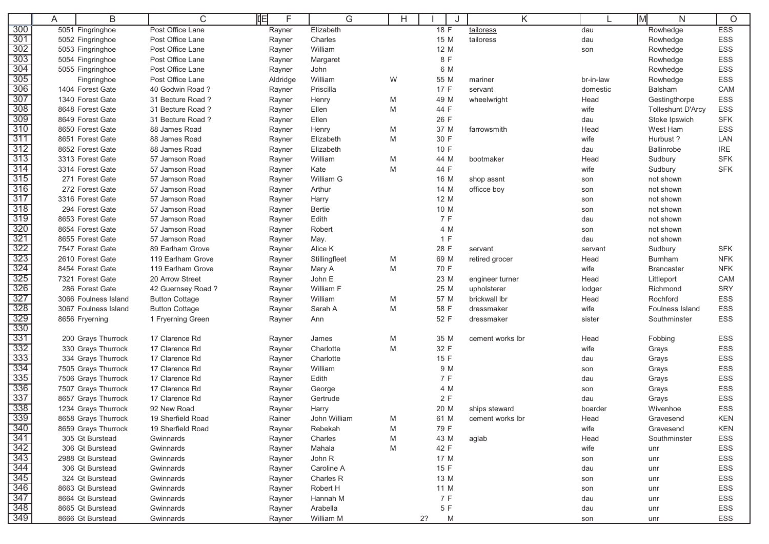| | A | B | C | E | F | G | H | I | J | K | L | M | N | O |
|---|---|---|---|---|---|---|---|---|---|---|---|---|---|---|
| 300 | 5051 | Fingringhoe | Post Office Lane | | Rayner | Elizabeth | | 18 | F | tailoress | dau | | Rowhedge | ESS |
| 301 | 5052 | Fingringhoe | Post Office Lane | | Rayner | Charles | | 15 | M | tailoress | dau | | Rowhedge | ESS |
| 302 | 5053 | Fingringhoe | Post Office Lane | | Rayner | William | | 12 | M | | son | | Rowhedge | ESS |
| 303 | 5054 | Fingringhoe | Post Office Lane | | Rayner | Margaret | | 8 | F | | | | Rowhedge | ESS |
| 304 | 5055 | Fingringhoe | Post Office Lane | | Rayner | John | | 6 | M | | | | Rowhedge | ESS |
| 305 | | Fingringhoe | Post Office Lane | | Aldridge | William | W | 55 | M | mariner | br-in-law | | Rowhedge | ESS |
| 306 | 1404 | Forest Gate | 40 Godwin Road ? | | Rayner | Priscilla | | 17 | F | servant | domestic | | Balsham | CAM |
| 307 | 1340 | Forest Gate | 31 Becture Road ? | | Rayner | Henry | M | 49 | M | wheelwright | Head | | Gestingthorpe | ESS |
| 308 | 8648 | Forest Gate | 31 Becture Road ? | | Rayner | Ellen | M | 44 | F | | wife | | Tolleshunt D'Arcy | ESS |
| 309 | 8649 | Forest Gate | 31 Becture Road ? | | Rayner | Ellen | | 26 | F | | dau | | Stoke Ipswich | SFK |
| 310 | 8650 | Forest Gate | 88 James Road | | Rayner | Henry | M | 37 | M | farrowsmith | Head | | West Ham | ESS |
| 311 | 8651 | Forest Gate | 88 James Road | | Rayner | Elizabeth | M | 30 | F | | wife | | Hurbust ? | LAN |
| 312 | 8652 | Forest Gate | 88 James Road | | Rayner | Elizabeth | | 10 | F | | dau | | Ballinrobe | IRE |
| 313 | 3313 | Forest Gate | 57 Jamson Road | | Rayner | William | M | 44 | M | bootmaker | Head | | Sudbury | SFK |
| 314 | 3314 | Forest Gate | 57 Jamson Road | | Rayner | Kate | M | 44 | F | | wife | | Sudbury | SFK |
| 315 | 271 | Forest Gate | 57 Jamson Road | | Rayner | William G | | 16 | M | shop assnt | son | | not shown | |
| 316 | 272 | Forest Gate | 57 Jamson Road | | Rayner | Arthur | | 14 | M | officce boy | son | | not shown | |
| 317 | 3316 | Forest Gate | 57 Jamson Road | | Rayner | Harry | | 12 | M | | son | | not shown | |
| 318 | 294 | Forest Gate | 57 Jamson Road | | Rayner | Bertie | | 10 | M | | son | | not shown | |
| 319 | 8653 | Forest Gate | 57 Jamson Road | | Rayner | Edith | | 7 | F | | dau | | not shown | |
| 320 | 8654 | Forest Gate | 57 Jamson Road | | Rayner | Robert | | 4 | M | | son | | not shown | |
| 321 | 8655 | Forest Gate | 57 Jamson Road | | Rayner | May. | | 1 | F | | dau | | not shown | |
| 322 | 7547 | Forest Gate | 89 Earlham Grove | | Rayner | Alice K | | 28 | F | servant | servant | | Sudbury | SFK |
| 323 | 2610 | Forest Gate | 119 Earlham Grove | | Rayner | Stillingfleet | M | 69 | M | retired grocer | Head | | Burnham | NFK |
| 324 | 8454 | Forest Gate | 119 Earlham Grove | | Rayner | Mary A | M | 70 | F | | wife | | Brancaster | NFK |
| 325 | 7321 | Forest Gate | 20 Arrow Street | | Rayner | John E | | 23 | M | engineer turner | Head | | Littleport | CAM |
| 326 | 286 | Forest Gate | 42 Guernsey Road ? | | Rayner | William F | | 25 | M | upholsterer | lodger | | Richmond | SRY |
| 327 | 3066 | Foulness Island | Button Cottage | | Rayner | William | M | 57 | M | brickwall lbr | Head | | Rochford | ESS |
| 328 | 3067 | Foulness Island | Button Cottage | | Rayner | Sarah A | M | 58 | F | dressmaker | wife | | Foulness Island | ESS |
| 329 | 8656 | Fryerning | 1 Fryerning Green | | Rayner | Ann | | 52 | F | dressmaker | sister | | Southminster | ESS |
| 330 | | | | | | | | | | | | | | |
| 331 | 200 | Grays Thurrock | 17 Clarence Rd | | Rayner | James | M | 35 | M | cement works lbr | Head | | Fobbing | ESS |
| 332 | 330 | Grays Thurrock | 17 Clarence Rd | | Rayner | Charlotte | M | 32 | F | | wife | | Grays | ESS |
| 333 | 334 | Grays Thurrock | 17 Clarence Rd | | Rayner | Charlotte | | 15 | F | | dau | | Grays | ESS |
| 334 | 7505 | Grays Thurrock | 17 Clarence Rd | | Rayner | William | | 9 | M | | son | | Grays | ESS |
| 335 | 7506 | Grays Thurrock | 17 Clarence Rd | | Rayner | Edith | | 7 | F | | dau | | Grays | ESS |
| 336 | 7507 | Grays Thurrock | 17 Clarence Rd | | Rayner | George | | 4 | M | | son | | Grays | ESS |
| 337 | 8657 | Grays Thurrock | 17 Clarence Rd | | Rayner | Gertrude | | 2 | F | | dau | | Grays | ESS |
| 338 | 1234 | Grays Thurrock | 92 New Road | | Rayner | Harry | | 20 | M | ships steward | boarder | | Wivenhoe | ESS |
| 339 | 8658 | Grays Thurrock | 19 Sherfield Road | | Rainer | John William | M | 61 | M | cement works lbr | Head | | Gravesend | KEN |
| 340 | 8659 | Grays Thurrock | 19 Sherfield Road | | Rayner | Rebekah | M | 79 | F | | wife | | Gravesend | KEN |
| 341 | 305 | Gt Burstead | Gwinnards | | Rayner | Charles | M | 43 | M | aglab | Head | | Southminster | ESS |
| 342 | 306 | Gt Burstead | Gwinnards | | Rayner | Mahala | M | 42 | F | | wife | | unr | ESS |
| 343 | 2988 | Gt Burstead | Gwinnards | | Rayner | John R | | 17 | M | | son | | unr | ESS |
| 344 | 306 | Gt Burstead | Gwinnards | | Rayner | Caroline A | | 15 | F | | dau | | unr | ESS |
| 345 | 324 | Gt Burstead | Gwinnards | | Rayner | Charles R | | 13 | M | | son | | unr | ESS |
| 346 | 8663 | Gt Burstead | Gwinnards | | Rayner | Robert H | | 11 | M | | son | | unr | ESS |
| 347 | 8664 | Gt Burstead | Gwinnards | | Rayner | Hannah M | | 7 | F | | dau | | unr | ESS |
| 348 | 8665 | Gt Burstead | Gwinnards | | Rayner | Arabella | | 5 | F | | dau | | unr | ESS |
| 349 | 8666 | Gt Burstead | Gwinnards | | Rayner | William M | | 2? | M | | son | | unr | ESS |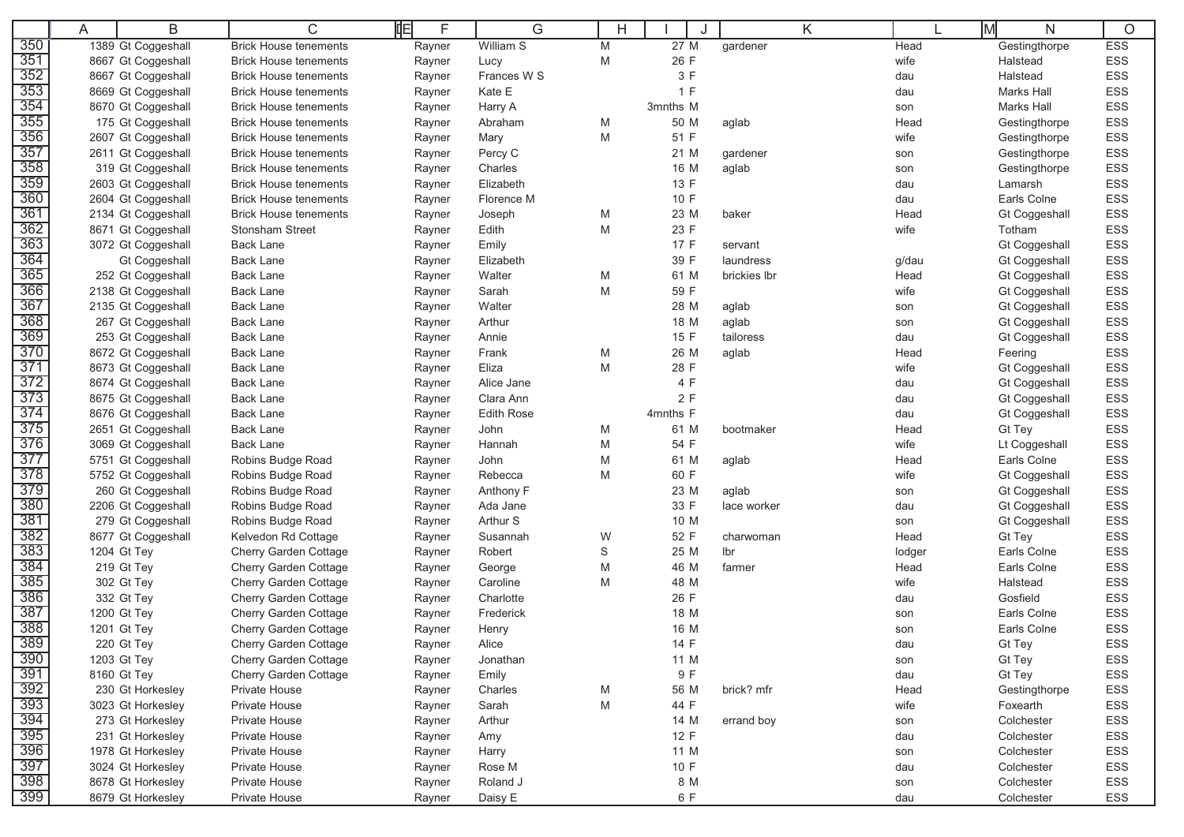| | A | B | C | E | F | G | H | I | J | K | L | M | N | O |
|---|---|---|---|---|---|---|---|---|---|---|---|---|---|---|
| 350 | 1389 | Gt Coggeshall | Brick House tenements | | Rayner | William S | M | 27 | M | gardener | Head | | Gestingthorpe | ESS |
| 351 | 8667 | Gt Coggeshall | Brick House tenements | | Rayner | Lucy | M | 26 | F | | wife | | Halstead | ESS |
| 352 | 8667 | Gt Coggeshall | Brick House tenements | | Rayner | Frances W S | | 3 | F | | dau | | Halstead | ESS |
| 353 | 8669 | Gt Coggeshall | Brick House tenements | | Rayner | Kate E | | 1 | F | | dau | | Marks Hall | ESS |
| 354 | 8670 | Gt Coggeshall | Brick House tenements | | Rayner | Harry A | | 3mnths | M | | son | | Marks Hall | ESS |
| 355 | 175 | Gt Coggeshall | Brick House tenements | | Rayner | Abraham | M | 50 | M | aglab | Head | | Gestingthorpe | ESS |
| 356 | 2607 | Gt Coggeshall | Brick House tenements | | Rayner | Mary | M | 51 | F | | wife | | Gestingthorpe | ESS |
| 357 | 2611 | Gt Coggeshall | Brick House tenements | | Rayner | Percy C | | 21 | M | gardener | son | | Gestingthorpe | ESS |
| 358 | 319 | Gt Coggeshall | Brick House tenements | | Rayner | Charles | | 16 | M | aglab | son | | Gestingthorpe | ESS |
| 359 | 2603 | Gt Coggeshall | Brick House tenements | | Rayner | Elizabeth | | 13 | F | | dau | | Lamarsh | ESS |
| 360 | 2604 | Gt Coggeshall | Brick House tenements | | Rayner | Florence M | | 10 | F | | dau | | Earls Colne | ESS |
| 361 | 2134 | Gt Coggeshall | Brick House tenements | | Rayner | Joseph | M | 23 | M | baker | Head | | Gt Coggeshall | ESS |
| 362 | 8671 | Gt Coggeshall | Stonsham Street | | Rayner | Edith | M | 23 | F | | wife | | Totham | ESS |
| 363 | 3072 | Gt Coggeshall | Back Lane | | Rayner | Emily | | 17 | F | servant | | | Gt Coggeshall | ESS |
| 364 | | Gt Coggeshall | Back Lane | | Rayner | Elizabeth | | 39 | F | laundress | g/dau | | Gt Coggeshall | ESS |
| 365 | 252 | Gt Coggeshall | Back Lane | | Rayner | Walter | M | 61 | M | brickies lbr | Head | | Gt Coggeshall | ESS |
| 366 | 2138 | Gt Coggeshall | Back Lane | | Rayner | Sarah | M | 59 | F | | wife | | Gt Coggeshall | ESS |
| 367 | 2135 | Gt Coggeshall | Back Lane | | Rayner | Walter | | 28 | M | aglab | son | | Gt Coggeshall | ESS |
| 368 | 267 | Gt Coggeshall | Back Lane | | Rayner | Arthur | | 18 | M | aglab | son | | Gt Coggeshall | ESS |
| 369 | 253 | Gt Coggeshall | Back Lane | | Rayner | Annie | | 15 | F | tailoress | dau | | Gt Coggeshall | ESS |
| 370 | 8672 | Gt Coggeshall | Back Lane | | Rayner | Frank | M | 26 | M | aglab | Head | | Feering | ESS |
| 371 | 8673 | Gt Coggeshall | Back Lane | | Rayner | Eliza | M | 28 | F | | wife | | Gt Coggeshall | ESS |
| 372 | 8674 | Gt Coggeshall | Back Lane | | Rayner | Alice Jane | | 4 | F | | dau | | Gt Coggeshall | ESS |
| 373 | 8675 | Gt Coggeshall | Back Lane | | Rayner | Clara Ann | | 2 | F | | dau | | Gt Coggeshall | ESS |
| 374 | 8676 | Gt Coggeshall | Back Lane | | Rayner | Edith Rose | | 4mnths | F | | dau | | Gt Coggeshall | ESS |
| 375 | 2651 | Gt Coggeshall | Back Lane | | Rayner | John | M | 61 | M | bootmaker | Head | | Gt Tey | ESS |
| 376 | 3069 | Gt Coggeshall | Back Lane | | Rayner | Hannah | M | 54 | F | | wife | | Lt Coggeshall | ESS |
| 377 | 5751 | Gt Coggeshall | Robins Budge Road | | Rayner | John | M | 61 | M | aglab | Head | | Earls Colne | ESS |
| 378 | 5752 | Gt Coggeshall | Robins Budge Road | | Rayner | Rebecca | M | 60 | F | | wife | | Gt Coggeshall | ESS |
| 379 | 260 | Gt Coggeshall | Robins Budge Road | | Rayner | Anthony F | | 23 | M | aglab | son | | Gt Coggeshall | ESS |
| 380 | 2206 | Gt Coggeshall | Robins Budge Road | | Rayner | Ada Jane | | 33 | F | lace worker | dau | | Gt Coggeshall | ESS |
| 381 | 279 | Gt Coggeshall | Robins Budge Road | | Rayner | Arthur S | | 10 | M | | son | | Gt Coggeshall | ESS |
| 382 | 8677 | Gt Coggeshall | Kelvedon Rd Cottage | | Rayner | Susannah | W | 52 | F | charwoman | Head | | Gt Tey | ESS |
| 383 | 1204 | Gt Tey | Cherry Garden Cottage | | Rayner | Robert | S | 25 | M | lbr | lodger | | Earls Colne | ESS |
| 384 | 219 | Gt Tey | Cherry Garden Cottage | | Rayner | George | M | 46 | M | farmer | Head | | Earls Colne | ESS |
| 385 | 302 | Gt Tey | Cherry Garden Cottage | | Rayner | Caroline | M | 48 | M | | wife | | Halstead | ESS |
| 386 | 332 | Gt Tey | Cherry Garden Cottage | | Rayner | Charlotte | | 26 | F | | dau | | Gosfield | ESS |
| 387 | 1200 | Gt Tey | Cherry Garden Cottage | | Rayner | Frederick | | 18 | M | | son | | Earls Colne | ESS |
| 388 | 1201 | Gt Tey | Cherry Garden Cottage | | Rayner | Henry | | 16 | M | | son | | Earls Colne | ESS |
| 389 | 220 | Gt Tey | Cherry Garden Cottage | | Rayner | Alice | | 14 | F | | dau | | Gt Tey | ESS |
| 390 | 1203 | Gt Tey | Cherry Garden Cottage | | Rayner | Jonathan | | 11 | M | | son | | Gt Tey | ESS |
| 391 | 8160 | Gt Tey | Cherry Garden Cottage | | Rayner | Emily | | 9 | F | | dau | | Gt Tey | ESS |
| 392 | 230 | Gt Horkesley | Private House | | Rayner | Charles | M | 56 | M | brick? mfr | Head | | Gestingthorpe | ESS |
| 393 | 3023 | Gt Horkesley | Private House | | Rayner | Sarah | M | 44 | F | | wife | | Foxearth | ESS |
| 394 | 273 | Gt Horkesley | Private House | | Rayner | Arthur | | 14 | M | errand boy | son | | Colchester | ESS |
| 395 | 231 | Gt Horkesley | Private House | | Rayner | Amy | | 12 | F | | dau | | Colchester | ESS |
| 396 | 1978 | Gt Horkesley | Private House | | Rayner | Harry | | 11 | M | | son | | Colchester | ESS |
| 397 | 3024 | Gt Horkesley | Private House | | Rayner | Rose M | | 10 | F | | dau | | Colchester | ESS |
| 398 | 8678 | Gt Horkesley | Private House | | Rayner | Roland J | | 8 | M | | son | | Colchester | ESS |
| 399 | 8679 | Gt Horkesley | Private House | | Rayner | Daisy E | | 6 | F | | dau | | Colchester | ESS |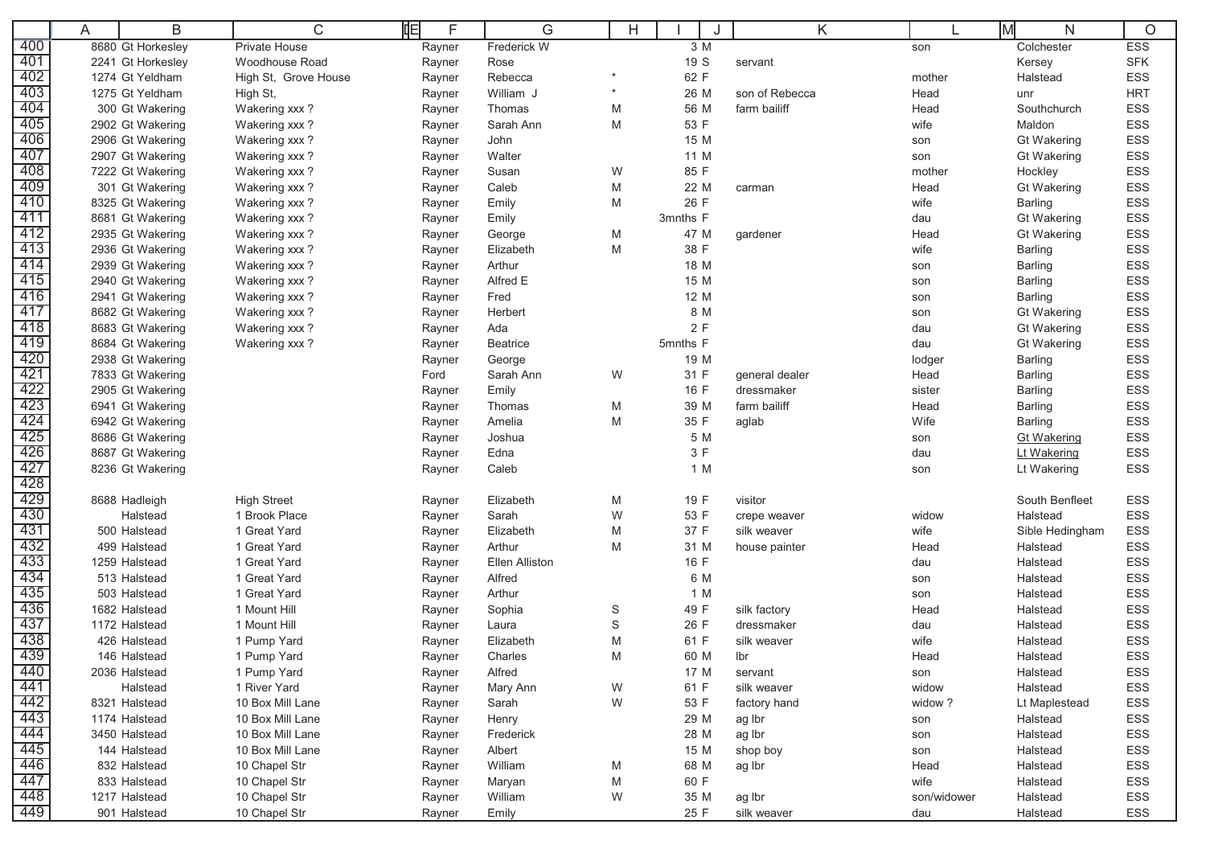| | A | B | C | D | E | F | G | H | I | J | K | L | M | N | O |
|---|---|---|---|---|---|---|---|---|---|---|---|---|---|---|---|
| 400 | 8680 | Gt Horkesley | Private House | | | Rayner | Frederick W | | 3 | M | | son | | Colchester | ESS |
| 401 | 2241 | Gt Horkesley | Woodhouse Road | | | Rayner | Rose | | 19 | S | servant | | | Kersey | SFK |
| 402 | 1274 | Gt Yeldham | High St, Grove House | | | Rayner | Rebecca | * | 62 | F | | mother | | Halstead | ESS |
| 403 | 1275 | Gt Yeldham | High St, | | | Rayner | William J | * | 26 | M | son of Rebecca | Head | | unr | HRT |
| 404 | 300 | Gt Wakering | Wakering xxx ? | | | Rayner | Thomas | M | 56 | M | farm bailiff | Head | | Southchurch | ESS |
| 405 | 2902 | Gt Wakering | Wakering xxx ? | | | Rayner | Sarah Ann | M | 53 | F | | wife | | Maldon | ESS |
| 406 | 2906 | Gt Wakering | Wakering xxx ? | | | Rayner | John | | 15 | M | | son | | Gt Wakering | ESS |
| 407 | 2907 | Gt Wakering | Wakering xxx ? | | | Rayner | Walter | | 11 | M | | son | | Gt Wakering | ESS |
| 408 | 7222 | Gt Wakering | Wakering xxx ? | | | Rayner | Susan | W | 85 | F | | mother | | Hockley | ESS |
| 409 | 301 | Gt Wakering | Wakering xxx ? | | | Rayner | Caleb | M | 22 | M | carman | Head | | Gt Wakering | ESS |
| 410 | 8325 | Gt Wakering | Wakering xxx ? | | | Rayner | Emily | M | 26 | F | | wife | | Barling | ESS |
| 411 | 8681 | Gt Wakering | Wakering xxx ? | | | Rayner | Emily | | 3mnths | F | | dau | | Gt Wakering | ESS |
| 412 | 2935 | Gt Wakering | Wakering xxx ? | | | Rayner | George | M | 47 | M | gardener | Head | | Gt Wakering | ESS |
| 413 | 2936 | Gt Wakering | Wakering xxx ? | | | Rayner | Elizabeth | M | 38 | F | | wife | | Barling | ESS |
| 414 | 2939 | Gt Wakering | Wakering xxx ? | | | Rayner | Arthur | | 18 | M | | son | | Barling | ESS |
| 415 | 2940 | Gt Wakering | Wakering xxx ? | | | Rayner | Alfred E | | 15 | M | | son | | Barling | ESS |
| 416 | 2941 | Gt Wakering | Wakering xxx ? | | | Rayner | Fred | | 12 | M | | son | | Barling | ESS |
| 417 | 8682 | Gt Wakering | Wakering xxx ? | | | Rayner | Herbert | | 8 | M | | son | | Gt Wakering | ESS |
| 418 | 8683 | Gt Wakering | Wakering xxx ? | | | Rayner | Ada | | 2 | F | | dau | | Gt Wakering | ESS |
| 419 | 8684 | Gt Wakering | Wakering xxx ? | | | Rayner | Beatrice | | 5mnths | F | | dau | | Gt Wakering | ESS |
| 420 | 2938 | Gt Wakering | | | | Rayner | George | | 19 | M | | lodger | | Barling | ESS |
| 421 | 7833 | Gt Wakering | | | | Ford | Sarah Ann | W | 31 | F | general dealer | Head | | Barling | ESS |
| 422 | 2905 | Gt Wakering | | | | Rayner | Emily | | 16 | F | dressmaker | sister | | Barling | ESS |
| 423 | 6941 | Gt Wakering | | | | Rayner | Thomas | M | 39 | M | farm bailiff | Head | | Barling | ESS |
| 424 | 6942 | Gt Wakering | | | | Rayner | Amelia | M | 35 | F | aglab | Wife | | Barling | ESS |
| 425 | 8686 | Gt Wakering | | | | Rayner | Joshua | | 5 | M | | son | | Gt Wakering | ESS |
| 426 | 8687 | Gt Wakering | | | | Rayner | Edna | | 3 | F | | dau | | Lt Wakering | ESS |
| 427 | 8236 | Gt Wakering | | | | Rayner | Caleb | | 1 | M | | son | | Lt Wakering | ESS |
| 428 | | | | | | | | | | | | | | | |
| 429 | 8688 | Hadleigh | High Street | | | Rayner | Elizabeth | M | 19 | F | visitor | | | South Benfleet | ESS |
| 430 | | Halstead | 1 Brook Place | | | Rayner | Sarah | W | 53 | F | crepe weaver | widow | | Halstead | ESS |
| 431 | 500 | Halstead | 1 Great Yard | | | Rayner | Elizabeth | M | 37 | F | silk weaver | wife | | Sible Hedingham | ESS |
| 432 | 499 | Halstead | 1 Great Yard | | | Rayner | Arthur | M | 31 | M | house painter | Head | | Halstead | ESS |
| 433 | 1259 | Halstead | 1 Great Yard | | | Rayner | Ellen Alliston | | 16 | F | | dau | | Halstead | ESS |
| 434 | 513 | Halstead | 1 Great Yard | | | Rayner | Alfred | | 6 | M | | son | | Halstead | ESS |
| 435 | 503 | Halstead | 1 Great Yard | | | Rayner | Arthur | | 1 | M | | son | | Halstead | ESS |
| 436 | 1682 | Halstead | 1 Mount Hill | | | Rayner | Sophia | S | 49 | F | silk factory | Head | | Halstead | ESS |
| 437 | 1172 | Halstead | 1 Mount Hill | | | Rayner | Laura | S | 26 | F | dressmaker | dau | | Halstead | ESS |
| 438 | 426 | Halstead | 1 Pump Yard | | | Rayner | Elizabeth | M | 61 | F | silk weaver | wife | | Halstead | ESS |
| 439 | 146 | Halstead | 1 Pump Yard | | | Rayner | Charles | M | 60 | M | lbr | Head | | Halstead | ESS |
| 440 | 2036 | Halstead | 1 Pump Yard | | | Rayner | Alfred | | 17 | M | servant | son | | Halstead | ESS |
| 441 | | Halstead | 1 River Yard | | | Rayner | Mary Ann | W | 61 | F | silk weaver | widow | | Halstead | ESS |
| 442 | 8321 | Halstead | 10 Box Mill Lane | | | Rayner | Sarah | W | 53 | F | factory hand | widow ? | | Lt Maplestead | ESS |
| 443 | 1174 | Halstead | 10 Box Mill Lane | | | Rayner | Henry | | 29 | M | ag lbr | son | | Halstead | ESS |
| 444 | 3450 | Halstead | 10 Box Mill Lane | | | Rayner | Frederick | | 28 | M | ag lbr | son | | Halstead | ESS |
| 445 | 144 | Halstead | 10 Box Mill Lane | | | Rayner | Albert | | 15 | M | shop boy | son | | Halstead | ESS |
| 446 | 832 | Halstead | 10 Chapel Str | | | Rayner | William | M | 68 | M | ag lbr | Head | | Halstead | ESS |
| 447 | 833 | Halstead | 10 Chapel Str | | | Rayner | Maryan | M | 60 | F | | wife | | Halstead | ESS |
| 448 | 1217 | Halstead | 10 Chapel Str | | | Rayner | William | W | 35 | M | ag lbr | son/widower | | Halstead | ESS |
| 449 | 901 | Halstead | 10 Chapel Str | | | Rayner | Emily | | 25 | F | silk weaver | dau | | Halstead | ESS |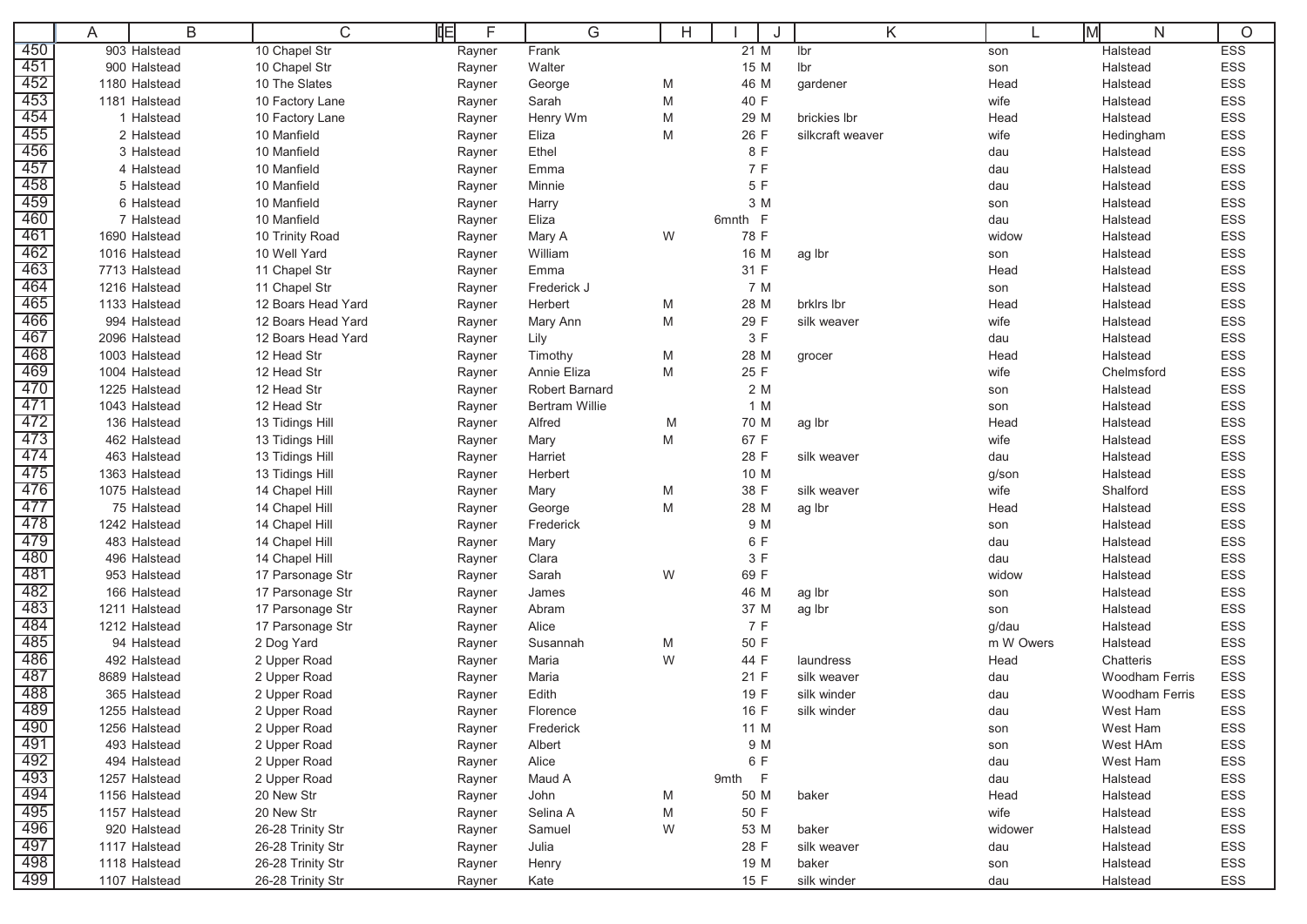| | A | B | C | E | F | G | H | I | J | K | L | M | N | O |
|---|---|---|---|---|---|---|---|---|---|---|---|---|---|---|
| 450 | 903 | Halstead | 10 Chapel Str | | Rayner | Frank | | 21 | M | lbr | son | | Halstead | ESS |
| 451 | 900 | Halstead | 10 Chapel Str | | Rayner | Walter | | 15 | M | lbr | son | | Halstead | ESS |
| 452 | 1180 | Halstead | 10 The Slates | | Rayner | George | M | 46 | M | gardener | Head | | Halstead | ESS |
| 453 | 1181 | Halstead | 10 Factory Lane | | Rayner | Sarah | M | 40 | F | | wife | | Halstead | ESS |
| 454 | 1 | Halstead | 10 Factory Lane | | Rayner | Henry Wm | M | 29 | M | brickies lbr | Head | | Halstead | ESS |
| 455 | 2 | Halstead | 10 Manfield | | Rayner | Eliza | M | 26 | F | silkcraft weaver | wife | | Hedingham | ESS |
| 456 | 3 | Halstead | 10 Manfield | | Rayner | Ethel | | 8 | F | | dau | | Halstead | ESS |
| 457 | 4 | Halstead | 10 Manfield | | Rayner | Emma | | 7 | F | | dau | | Halstead | ESS |
| 458 | 5 | Halstead | 10 Manfield | | Rayner | Minnie | | 5 | F | | dau | | Halstead | ESS |
| 459 | 6 | Halstead | 10 Manfield | | Rayner | Harry | | 3 | M | | son | | Halstead | ESS |
| 460 | 7 | Halstead | 10 Manfield | | Rayner | Eliza | | 6mnth | F | | dau | | Halstead | ESS |
| 461 | 1690 | Halstead | 10 Trinity Road | | Rayner | Mary A | W | 78 | F | | widow | | Halstead | ESS |
| 462 | 1016 | Halstead | 10 Well Yard | | Rayner | William | | 16 | M | ag lbr | son | | Halstead | ESS |
| 463 | 7713 | Halstead | 11 Chapel Str | | Rayner | Emma | | 31 | F | | Head | | Halstead | ESS |
| 464 | 1216 | Halstead | 11 Chapel Str | | Rayner | Frederick J | | 7 | M | | son | | Halstead | ESS |
| 465 | 1133 | Halstead | 12 Boars Head Yard | | Rayner | Herbert | M | 28 | M | brklrs lbr | Head | | Halstead | ESS |
| 466 | 994 | Halstead | 12 Boars Head Yard | | Rayner | Mary Ann | M | 29 | F | silk weaver | wife | | Halstead | ESS |
| 467 | 2096 | Halstead | 12 Boars Head Yard | | Rayner | Lily | | 3 | F | | dau | | Halstead | ESS |
| 468 | 1003 | Halstead | 12 Head Str | | Rayner | Timothy | M | 28 | M | grocer | Head | | Halstead | ESS |
| 469 | 1004 | Halstead | 12 Head Str | | Rayner | Annie Eliza | M | 25 | F | | wife | | Chelmsford | ESS |
| 470 | 1225 | Halstead | 12 Head Str | | Rayner | Robert Barnard | | 2 | M | | son | | Halstead | ESS |
| 471 | 1043 | Halstead | 12 Head Str | | Rayner | Bertram Willie | | 1 | M | | son | | Halstead | ESS |
| 472 | 136 | Halstead | 13 Tidings Hill | | Rayner | Alfred | M | 70 | M | ag lbr | Head | | Halstead | ESS |
| 473 | 462 | Halstead | 13 Tidings Hill | | Rayner | Mary | M | 67 | F | | wife | | Halstead | ESS |
| 474 | 463 | Halstead | 13 Tidings Hill | | Rayner | Harriet | | 28 | F | silk weaver | dau | | Halstead | ESS |
| 475 | 1363 | Halstead | 13 Tidings Hill | | Rayner | Herbert | | 10 | M | | g/son | | Halstead | ESS |
| 476 | 1075 | Halstead | 14 Chapel Hill | | Rayner | Mary | M | 38 | F | silk weaver | wife | | Shalford | ESS |
| 477 | 75 | Halstead | 14 Chapel Hill | | Rayner | George | M | 28 | M | ag lbr | Head | | Halstead | ESS |
| 478 | 1242 | Halstead | 14 Chapel Hill | | Rayner | Frederick | | 9 | M | | son | | Halstead | ESS |
| 479 | 483 | Halstead | 14 Chapel Hill | | Rayner | Mary | | 6 | F | | dau | | Halstead | ESS |
| 480 | 496 | Halstead | 14 Chapel Hill | | Rayner | Clara | | 3 | F | | dau | | Halstead | ESS |
| 481 | 953 | Halstead | 17 Parsonage Str | | Rayner | Sarah | W | 69 | F | | widow | | Halstead | ESS |
| 482 | 166 | Halstead | 17 Parsonage Str | | Rayner | James | | 46 | M | ag lbr | son | | Halstead | ESS |
| 483 | 1211 | Halstead | 17 Parsonage Str | | Rayner | Abram | | 37 | M | ag lbr | son | | Halstead | ESS |
| 484 | 1212 | Halstead | 17 Parsonage Str | | Rayner | Alice | | 7 | F | | g/dau | | Halstead | ESS |
| 485 | 94 | Halstead | 2 Dog Yard | | Rayner | Susannah | M | 50 | F | | m W Owers | | Halstead | ESS |
| 486 | 492 | Halstead | 2 Upper Road | | Rayner | Maria | W | 44 | F | laundress | Head | | Chatteris | ESS |
| 487 | 8689 | Halstead | 2 Upper Road | | Rayner | Maria | | 21 | F | silk weaver | dau | | Woodham Ferris | ESS |
| 488 | 365 | Halstead | 2 Upper Road | | Rayner | Edith | | 19 | F | silk winder | dau | | Woodham Ferris | ESS |
| 489 | 1255 | Halstead | 2 Upper Road | | Rayner | Florence | | 16 | F | silk winder | dau | | West Ham | ESS |
| 490 | 1256 | Halstead | 2 Upper Road | | Rayner | Frederick | | 11 | M | | son | | West Ham | ESS |
| 491 | 493 | Halstead | 2 Upper Road | | Rayner | Albert | | 9 | M | | son | | West HAm | ESS |
| 492 | 494 | Halstead | 2 Upper Road | | Rayner | Alice | | 6 | F | | dau | | West Ham | ESS |
| 493 | 1257 | Halstead | 2 Upper Road | | Rayner | Maud A | | 9mth | F | | dau | | Halstead | ESS |
| 494 | 1156 | Halstead | 20 New Str | | Rayner | John | M | 50 | M | baker | Head | | Halstead | ESS |
| 495 | 1157 | Halstead | 20 New Str | | Rayner | Selina A | M | 50 | F | | wife | | Halstead | ESS |
| 496 | 920 | Halstead | 26-28 Trinity Str | | Rayner | Samuel | W | 53 | M | baker | widower | | Halstead | ESS |
| 497 | 1117 | Halstead | 26-28 Trinity Str | | Rayner | Julia | | 28 | F | silk weaver | dau | | Halstead | ESS |
| 498 | 1118 | Halstead | 26-28 Trinity Str | | Rayner | Henry | | 19 | M | baker | son | | Halstead | ESS |
| 499 | 1107 | Halstead | 26-28 Trinity Str | | Rayner | Kate | | 15 | F | silk winder | dau | | Halstead | ESS |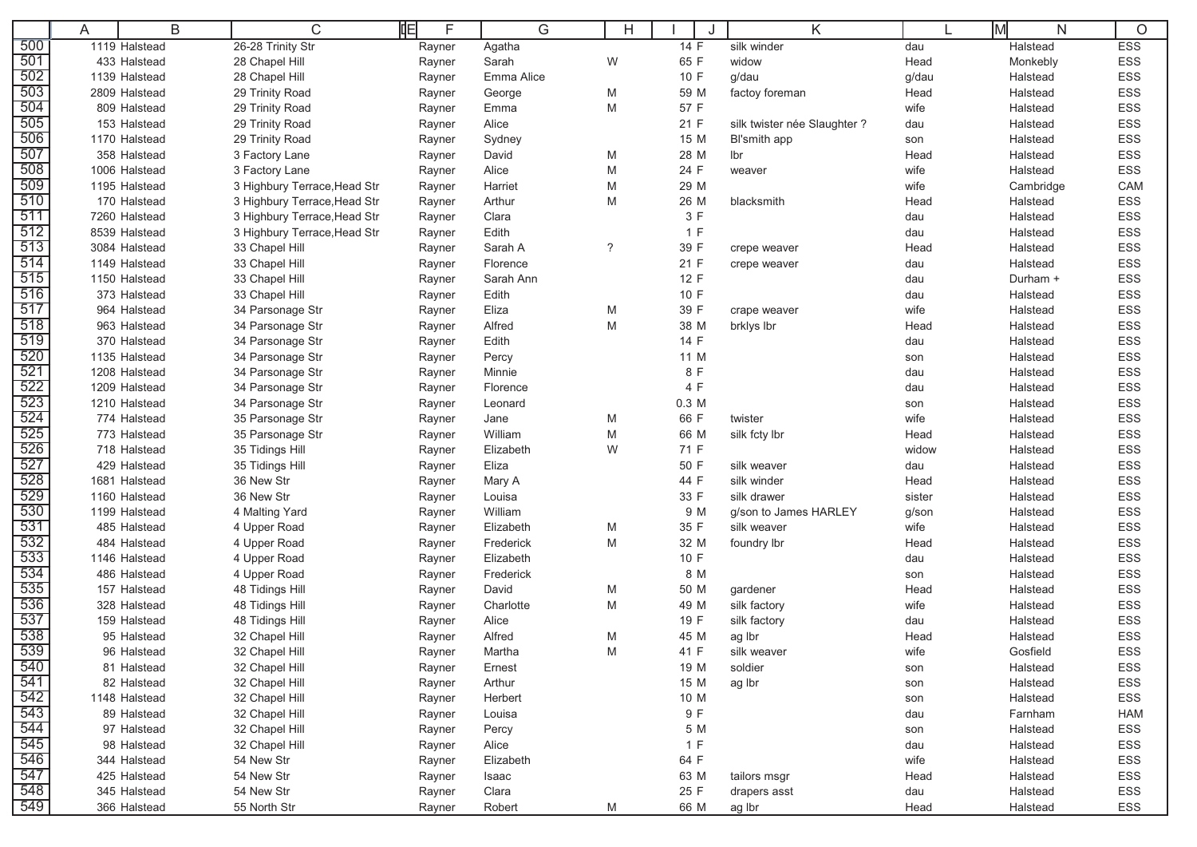| | A | B | C | E | F | G | H | I | J | K | L | M | N | O |
|---|---|---|---|---|---|---|---|---|---|---|---|---|---|---|
| 500 | 1119 | Halstead | 26-28 Trinity Str | | Rayner | Agatha | | 14 | F | silk winder | dau | | Halstead | ESS |
| 501 | 433 | Halstead | 28 Chapel Hill | | Rayner | Sarah | W | 65 | F | widow | Head | | Monkebly | ESS |
| 502 | 1139 | Halstead | 28 Chapel Hill | | Rayner | Emma Alice | | 10 | F | g/dau | g/dau | | Halstead | ESS |
| 503 | 2809 | Halstead | 29 Trinity Road | | Rayner | George | M | 59 | M | factoy foreman | Head | | Halstead | ESS |
| 504 | 809 | Halstead | 29 Trinity Road | | Rayner | Emma | M | 57 | F | | wife | | Halstead | ESS |
| 505 | 153 | Halstead | 29 Trinity Road | | Rayner | Alice | | 21 | F | silk twister née Slaughter ? | dau | | Halstead | ESS |
| 506 | 1170 | Halstead | 29 Trinity Road | | Rayner | Sydney | | 15 | M | Bl'smith app | son | | Halstead | ESS |
| 507 | 358 | Halstead | 3 Factory Lane | | Rayner | David | M | 28 | M | lbr | Head | | Halstead | ESS |
| 508 | 1006 | Halstead | 3 Factory Lane | | Rayner | Alice | M | 24 | F | weaver | wife | | Halstead | ESS |
| 509 | 1195 | Halstead | 3 Highbury Terrace,Head Str | | Rayner | Harriet | M | 29 | M | | wife | | Cambridge | CAM |
| 510 | 170 | Halstead | 3 Highbury Terrace,Head Str | | Rayner | Arthur | M | 26 | M | blacksmith | Head | | Halstead | ESS |
| 511 | 7260 | Halstead | 3 Highbury Terrace,Head Str | | Rayner | Clara | | 3 | F | | dau | | Halstead | ESS |
| 512 | 8539 | Halstead | 3 Highbury Terrace,Head Str | | Rayner | Edith | | 1 | F | | dau | | Halstead | ESS |
| 513 | 3084 | Halstead | 33 Chapel Hill | | Rayner | Sarah A | ? | 39 | F | crepe weaver | Head | | Halstead | ESS |
| 514 | 1149 | Halstead | 33 Chapel Hill | | Rayner | Florence | | 21 | F | crepe weaver | dau | | Halstead | ESS |
| 515 | 1150 | Halstead | 33 Chapel Hill | | Rayner | Sarah Ann | | 12 | F | | dau | | Durham + | ESS |
| 516 | 373 | Halstead | 33 Chapel Hill | | Rayner | Edith | | 10 | F | | dau | | Halstead | ESS |
| 517 | 964 | Halstead | 34 Parsonage Str | | Rayner | Eliza | M | 39 | F | crape weaver | wife | | Halstead | ESS |
| 518 | 963 | Halstead | 34 Parsonage Str | | Rayner | Alfred | M | 38 | M | brklys lbr | Head | | Halstead | ESS |
| 519 | 370 | Halstead | 34 Parsonage Str | | Rayner | Edith | | 14 | F | | dau | | Halstead | ESS |
| 520 | 1135 | Halstead | 34 Parsonage Str | | Rayner | Percy | | 11 | M | | son | | Halstead | ESS |
| 521 | 1208 | Halstead | 34 Parsonage Str | | Rayner | Minnie | | 8 | F | | dau | | Halstead | ESS |
| 522 | 1209 | Halstead | 34 Parsonage Str | | Rayner | Florence | | 4 | F | | dau | | Halstead | ESS |
| 523 | 1210 | Halstead | 34 Parsonage Str | | Rayner | Leonard | | 0.3 | M | | son | | Halstead | ESS |
| 524 | 774 | Halstead | 35 Parsonage Str | | Rayner | Jane | M | 66 | F | twister | wife | | Halstead | ESS |
| 525 | 773 | Halstead | 35 Parsonage Str | | Rayner | William | M | 66 | M | silk fcty lbr | Head | | Halstead | ESS |
| 526 | 718 | Halstead | 35 Tidings Hill | | Rayner | Elizabeth | W | 71 | F | | widow | | Halstead | ESS |
| 527 | 429 | Halstead | 35 Tidings Hill | | Rayner | Eliza | | 50 | F | silk weaver | dau | | Halstead | ESS |
| 528 | 1681 | Halstead | 36 New Str | | Rayner | Mary A | | 44 | F | silk winder | Head | | Halstead | ESS |
| 529 | 1160 | Halstead | 36 New Str | | Rayner | Louisa | | 33 | F | silk drawer | sister | | Halstead | ESS |
| 530 | 1199 | Halstead | 4 Malting Yard | | Rayner | William | | 9 | M | g/son to James HARLEY | g/son | | Halstead | ESS |
| 531 | 485 | Halstead | 4 Upper Road | | Rayner | Elizabeth | M | 35 | F | silk weaver | wife | | Halstead | ESS |
| 532 | 484 | Halstead | 4 Upper Road | | Rayner | Frederick | M | 32 | M | foundry lbr | Head | | Halstead | ESS |
| 533 | 1146 | Halstead | 4 Upper Road | | Rayner | Elizabeth | | 10 | F | | dau | | Halstead | ESS |
| 534 | 486 | Halstead | 4 Upper Road | | Rayner | Frederick | | 8 | M | | son | | Halstead | ESS |
| 535 | 157 | Halstead | 48 Tidings Hill | | Rayner | David | M | 50 | M | gardener | Head | | Halstead | ESS |
| 536 | 328 | Halstead | 48 Tidings Hill | | Rayner | Charlotte | M | 49 | M | silk factory | wife | | Halstead | ESS |
| 537 | 159 | Halstead | 48 Tidings Hill | | Rayner | Alice | | 19 | F | silk factory | dau | | Halstead | ESS |
| 538 | 95 | Halstead | 32 Chapel Hill | | Rayner | Alfred | M | 45 | M | ag lbr | Head | | Halstead | ESS |
| 539 | 96 | Halstead | 32 Chapel Hill | | Rayner | Martha | M | 41 | F | silk weaver | wife | | Gosfield | ESS |
| 540 | 81 | Halstead | 32 Chapel Hill | | Rayner | Ernest | | 19 | M | soldier | son | | Halstead | ESS |
| 541 | 82 | Halstead | 32 Chapel Hill | | Rayner | Arthur | | 15 | M | ag lbr | son | | Halstead | ESS |
| 542 | 1148 | Halstead | 32 Chapel Hill | | Rayner | Herbert | | 10 | M | | son | | Halstead | ESS |
| 543 | 89 | Halstead | 32 Chapel Hill | | Rayner | Louisa | | 9 | F | | dau | | Farnham | HAM |
| 544 | 97 | Halstead | 32 Chapel Hill | | Rayner | Percy | | 5 | M | | son | | Halstead | ESS |
| 545 | 98 | Halstead | 32 Chapel Hill | | Rayner | Alice | | 1 | F | | dau | | Halstead | ESS |
| 546 | 344 | Halstead | 54 New Str | | Rayner | Elizabeth | | 64 | F | | wife | | Halstead | ESS |
| 547 | 425 | Halstead | 54 New Str | | Rayner | Isaac | | 63 | M | tailors msgr | Head | | Halstead | ESS |
| 548 | 345 | Halstead | 54 New Str | | Rayner | Clara | | 25 | F | drapers asst | dau | | Halstead | ESS |
| 549 | 366 | Halstead | 55 North Str | | Rayner | Robert | M | 66 | M | ag lbr | Head | | Halstead | ESS |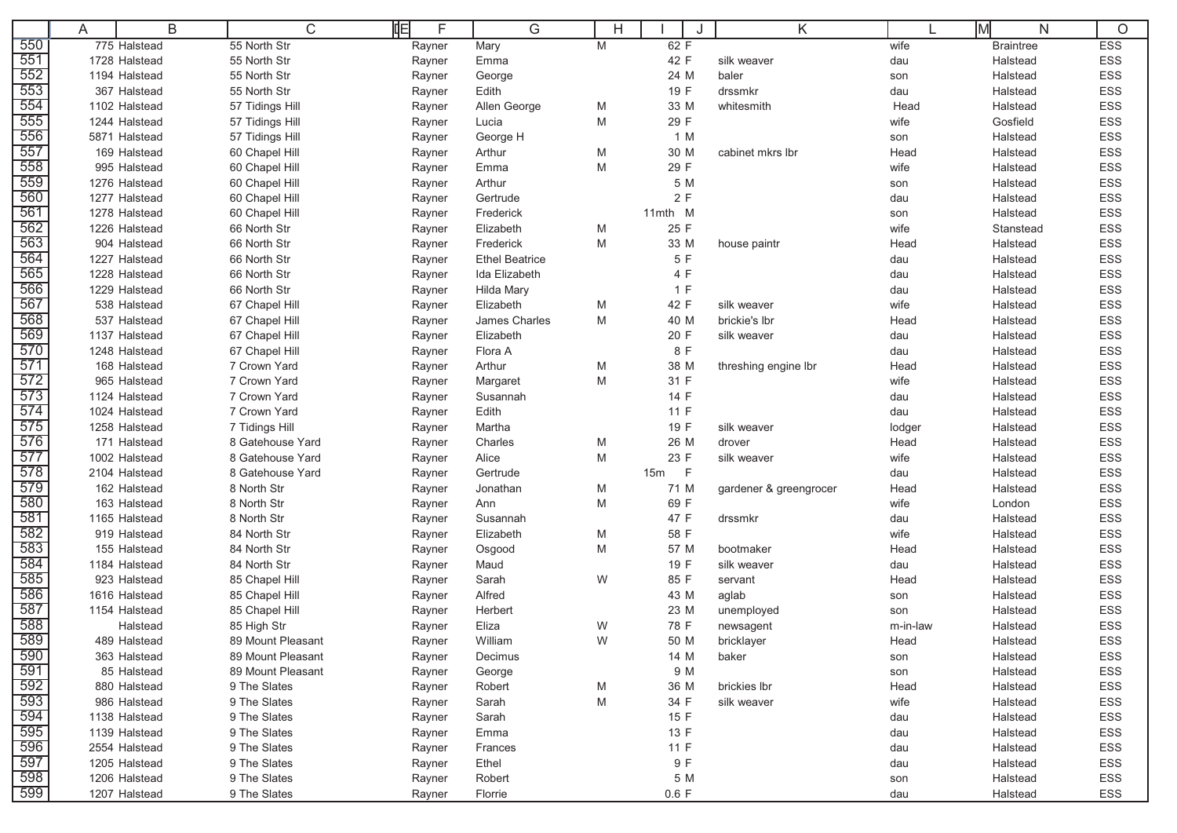| | A | B | C | E | F | G | H | I | J | K | L | M | N | O |
|---|---|---|---|---|---|---|---|---|---|---|---|---|---|---|
| 550 | 775 | Halstead | 55 North Str | | Rayner | Mary | M | 62 | F | | wife | | Braintree | ESS |
| 551 | 1728 | Halstead | 55 North Str | | Rayner | Emma | | 42 | F | silk weaver | dau | | Halstead | ESS |
| 552 | 1194 | Halstead | 55 North Str | | Rayner | George | | 24 | M | baler | son | | Halstead | ESS |
| 553 | 367 | Halstead | 55 North Str | | Rayner | Edith | | 19 | F | drssmkr | dau | | Halstead | ESS |
| 554 | 1102 | Halstead | 57 Tidings Hill | | Rayner | Allen George | M | 33 | M | whitesmith | Head | | Halstead | ESS |
| 555 | 1244 | Halstead | 57 Tidings Hill | | Rayner | Lucia | M | 29 | F | | wife | | Gosfield | ESS |
| 556 | 5871 | Halstead | 57 Tidings Hill | | Rayner | George H | | 1 | M | | son | | Halstead | ESS |
| 557 | 169 | Halstead | 60 Chapel Hill | | Rayner | Arthur | M | 30 | M | cabinet mkrs lbr | Head | | Halstead | ESS |
| 558 | 995 | Halstead | 60 Chapel Hill | | Rayner | Emma | M | 29 | F | | wife | | Halstead | ESS |
| 559 | 1276 | Halstead | 60 Chapel Hill | | Rayner | Arthur | | 5 | M | | son | | Halstead | ESS |
| 560 | 1277 | Halstead | 60 Chapel Hill | | Rayner | Gertrude | | 2 | F | | dau | | Halstead | ESS |
| 561 | 1278 | Halstead | 60 Chapel Hill | | Rayner | Frederick | | 11mth | M | | son | | Halstead | ESS |
| 562 | 1226 | Halstead | 66 North Str | | Rayner | Elizabeth | M | 25 | F | | wife | | Stanstead | ESS |
| 563 | 904 | Halstead | 66 North Str | | Rayner | Frederick | M | 33 | M | house paintr | Head | | Halstead | ESS |
| 564 | 1227 | Halstead | 66 North Str | | Rayner | Ethel Beatrice | | 5 | F | | dau | | Halstead | ESS |
| 565 | 1228 | Halstead | 66 North Str | | Rayner | Ida Elizabeth | | 4 | F | | dau | | Halstead | ESS |
| 566 | 1229 | Halstead | 66 North Str | | Rayner | Hilda Mary | | 1 | F | | dau | | Halstead | ESS |
| 567 | 538 | Halstead | 67 Chapel Hill | | Rayner | Elizabeth | M | 42 | F | silk weaver | wife | | Halstead | ESS |
| 568 | 537 | Halstead | 67 Chapel Hill | | Rayner | James Charles | M | 40 | M | brickie's lbr | Head | | Halstead | ESS |
| 569 | 1137 | Halstead | 67 Chapel Hill | | Rayner | Elizabeth | | 20 | F | silk weaver | dau | | Halstead | ESS |
| 570 | 1248 | Halstead | 67 Chapel Hill | | Rayner | Flora A | | 8 | F | | dau | | Halstead | ESS |
| 571 | 168 | Halstead | 7 Crown Yard | | Rayner | Arthur | M | 38 | M | threshing engine lbr | Head | | Halstead | ESS |
| 572 | 965 | Halstead | 7 Crown Yard | | Rayner | Margaret | M | 31 | F | | wife | | Halstead | ESS |
| 573 | 1124 | Halstead | 7 Crown Yard | | Rayner | Susannah | | 14 | F | | dau | | Halstead | ESS |
| 574 | 1024 | Halstead | 7 Crown Yard | | Rayner | Edith | | 11 | F | | dau | | Halstead | ESS |
| 575 | 1258 | Halstead | 7 Tidings Hill | | Rayner | Martha | | 19 | F | silk weaver | lodger | | Halstead | ESS |
| 576 | 171 | Halstead | 8 Gatehouse Yard | | Rayner | Charles | M | 26 | M | drover | Head | | Halstead | ESS |
| 577 | 1002 | Halstead | 8 Gatehouse Yard | | Rayner | Alice | M | 23 | F | silk weaver | wife | | Halstead | ESS |
| 578 | 2104 | Halstead | 8 Gatehouse Yard | | Rayner | Gertrude | | 15m | F | | dau | | Halstead | ESS |
| 579 | 162 | Halstead | 8 North Str | | Rayner | Jonathan | M | 71 | M | gardener & greengrocer | Head | | Halstead | ESS |
| 580 | 163 | Halstead | 8 North Str | | Rayner | Ann | M | 69 | F | | wife | | London | ESS |
| 581 | 1165 | Halstead | 8 North Str | | Rayner | Susannah | | 47 | F | drssmkr | dau | | Halstead | ESS |
| 582 | 919 | Halstead | 84 North Str | | Rayner | Elizabeth | M | 58 | F | | wife | | Halstead | ESS |
| 583 | 155 | Halstead | 84 North Str | | Rayner | Osgood | M | 57 | M | bootmaker | Head | | Halstead | ESS |
| 584 | 1184 | Halstead | 84 North Str | | Rayner | Maud | | 19 | F | silk weaver | dau | | Halstead | ESS |
| 585 | 923 | Halstead | 85 Chapel Hill | | Rayner | Sarah | W | 85 | F | servant | Head | | Halstead | ESS |
| 586 | 1616 | Halstead | 85 Chapel Hill | | Rayner | Alfred | | 43 | M | aglab | son | | Halstead | ESS |
| 587 | 1154 | Halstead | 85 Chapel Hill | | Rayner | Herbert | | 23 | M | unemployed | son | | Halstead | ESS |
| 588 | | Halstead | 85 High Str | | Rayner | Eliza | W | 78 | F | newsagent | m-in-law | | Halstead | ESS |
| 589 | 489 | Halstead | 89 Mount Pleasant | | Rayner | William | W | 50 | M | bricklayer | Head | | Halstead | ESS |
| 590 | 363 | Halstead | 89 Mount Pleasant | | Rayner | Decimus | | 14 | M | baker | son | | Halstead | ESS |
| 591 | 85 | Halstead | 89 Mount Pleasant | | Rayner | George | | 9 | M | | son | | Halstead | ESS |
| 592 | 880 | Halstead | 9 The Slates | | Rayner | Robert | M | 36 | M | brickies lbr | Head | | Halstead | ESS |
| 593 | 986 | Halstead | 9 The Slates | | Rayner | Sarah | M | 34 | F | silk weaver | wife | | Halstead | ESS |
| 594 | 1138 | Halstead | 9 The Slates | | Rayner | Sarah | | 15 | F | | dau | | Halstead | ESS |
| 595 | 1139 | Halstead | 9 The Slates | | Rayner | Emma | | 13 | F | | dau | | Halstead | ESS |
| 596 | 2554 | Halstead | 9 The Slates | | Rayner | Frances | | 11 | F | | dau | | Halstead | ESS |
| 597 | 1205 | Halstead | 9 The Slates | | Rayner | Ethel | | 9 | F | | dau | | Halstead | ESS |
| 598 | 1206 | Halstead | 9 The Slates | | Rayner | Robert | | 5 | M | | son | | Halstead | ESS |
| 599 | 1207 | Halstead | 9 The Slates | | Rayner | Florrie | | 0.6 | F | | dau | | Halstead | ESS |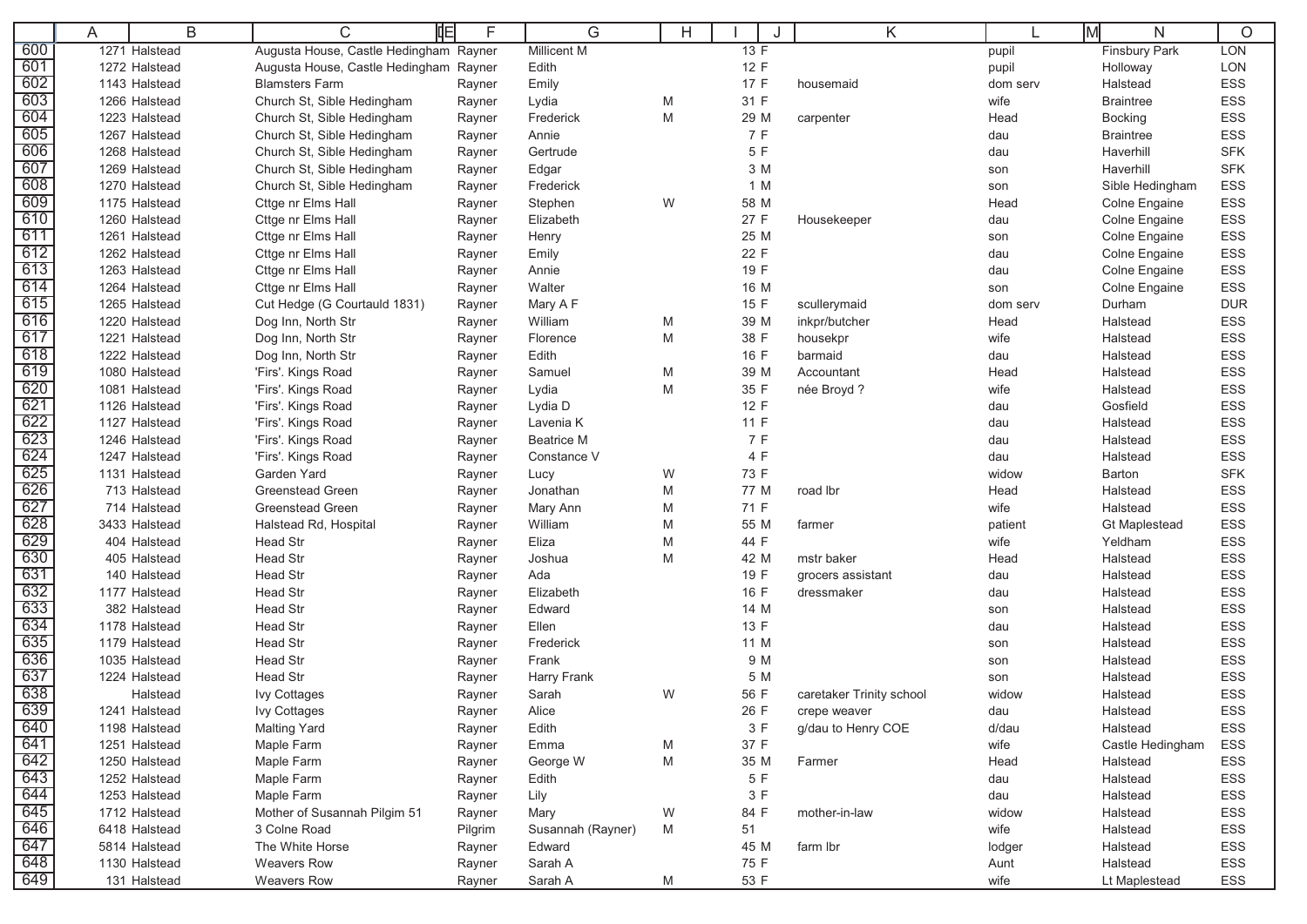| | A | B | C | E | F | G | H | I | J | K | L | M | N | O |
|---|---|---|---|---|---|---|---|---|---|---|---|---|---|---|
| 600 | 1271 | Halstead | Augusta House, Castle Hedingham | | Rayner | Millicent M | | 13 | F | | pupil | | Finsbury Park | LON |
| 601 | 1272 | Halstead | Augusta House, Castle Hedingham | | Rayner | Edith | | 12 | F | | pupil | | Holloway | LON |
| 602 | 1143 | Halstead | Blamsters Farm | | Rayner | Emily | | 17 | F | housemaid | dom serv | | Halstead | ESS |
| 603 | 1266 | Halstead | Church St, Sible Hedingham | | Rayner | Lydia | M | 31 | F | | wife | | Braintree | ESS |
| 604 | 1223 | Halstead | Church St, Sible Hedingham | | Rayner | Frederick | M | 29 | M | carpenter | Head | | Bocking | ESS |
| 605 | 1267 | Halstead | Church St, Sible Hedingham | | Rayner | Annie | | 7 | F | | dau | | Braintree | ESS |
| 606 | 1268 | Halstead | Church St, Sible Hedingham | | Rayner | Gertrude | | 5 | F | | dau | | Haverhill | SFK |
| 607 | 1269 | Halstead | Church St, Sible Hedingham | | Rayner | Edgar | | 3 | M | | son | | Haverhill | SFK |
| 608 | 1270 | Halstead | Church St, Sible Hedingham | | Rayner | Frederick | | 1 | M | | son | | Sible Hedingham | ESS |
| 609 | 1175 | Halstead | Cttge nr Elms Hall | | Rayner | Stephen | W | 58 | M | | Head | | Colne Engaine | ESS |
| 610 | 1260 | Halstead | Cttge nr Elms Hall | | Rayner | Elizabeth | | 27 | F | Housekeeper | dau | | Colne Engaine | ESS |
| 611 | 1261 | Halstead | Cttge nr Elms Hall | | Rayner | Henry | | 25 | M | | son | | Colne Engaine | ESS |
| 612 | 1262 | Halstead | Cttge nr Elms Hall | | Rayner | Emily | | 22 | F | | dau | | Colne Engaine | ESS |
| 613 | 1263 | Halstead | Cttge nr Elms Hall | | Rayner | Annie | | 19 | F | | dau | | Colne Engaine | ESS |
| 614 | 1264 | Halstead | Cttge nr Elms Hall | | Rayner | Walter | | 16 | M | | son | | Colne Engaine | ESS |
| 615 | 1265 | Halstead | Cut Hedge (G Courtauld 1831) | | Rayner | Mary A F | | 15 | F | scullerymaid | dom serv | | Durham | DUR |
| 616 | 1220 | Halstead | Dog Inn, North Str | | Rayner | William | M | 39 | M | inkpr/butcher | Head | | Halstead | ESS |
| 617 | 1221 | Halstead | Dog Inn, North Str | | Rayner | Florence | M | 38 | F | housekpr | wife | | Halstead | ESS |
| 618 | 1222 | Halstead | Dog Inn, North Str | | Rayner | Edith | | 16 | F | barmaid | dau | | Halstead | ESS |
| 619 | 1080 | Halstead | 'Firs'. Kings Road | | Rayner | Samuel | M | 39 | M | Accountant | Head | | Halstead | ESS |
| 620 | 1081 | Halstead | 'Firs'. Kings Road | | Rayner | Lydia | M | 35 | F | née Broyd ? | wife | | Halstead | ESS |
| 621 | 1126 | Halstead | 'Firs'. Kings Road | | Rayner | Lydia D | | 12 | F | | dau | | Gosfield | ESS |
| 622 | 1127 | Halstead | 'Firs'. Kings Road | | Rayner | Lavenia K | | 11 | F | | dau | | Halstead | ESS |
| 623 | 1246 | Halstead | 'Firs'. Kings Road | | Rayner | Beatrice M | | 7 | F | | dau | | Halstead | ESS |
| 624 | 1247 | Halstead | 'Firs'. Kings Road | | Rayner | Constance V | | 4 | F | | dau | | Halstead | ESS |
| 625 | 1131 | Halstead | Garden Yard | | Rayner | Lucy | W | 73 | F | | widow | | Barton | SFK |
| 626 | 713 | Halstead | Greenstead Green | | Rayner | Jonathan | M | 77 | M | road lbr | Head | | Halstead | ESS |
| 627 | 714 | Halstead | Greenstead Green | | Rayner | Mary Ann | M | 71 | F | | wife | | Halstead | ESS |
| 628 | 3433 | Halstead | Halstead Rd, Hospital | | Rayner | William | M | 55 | M | farmer | patient | | Gt Maplestead | ESS |
| 629 | 404 | Halstead | Head Str | | Rayner | Eliza | M | 44 | F | | wife | | Yeldham | ESS |
| 630 | 405 | Halstead | Head Str | | Rayner | Joshua | M | 42 | M | mstr baker | Head | | Halstead | ESS |
| 631 | 140 | Halstead | Head Str | | Rayner | Ada | | 19 | F | grocers assistant | dau | | Halstead | ESS |
| 632 | 1177 | Halstead | Head Str | | Rayner | Elizabeth | | 16 | F | dressmaker | dau | | Halstead | ESS |
| 633 | 382 | Halstead | Head Str | | Rayner | Edward | | 14 | M | | son | | Halstead | ESS |
| 634 | 1178 | Halstead | Head Str | | Rayner | Ellen | | 13 | F | | dau | | Halstead | ESS |
| 635 | 1179 | Halstead | Head Str | | Rayner | Frederick | | 11 | M | | son | | Halstead | ESS |
| 636 | 1035 | Halstead | Head Str | | Rayner | Frank | | 9 | M | | son | | Halstead | ESS |
| 637 | 1224 | Halstead | Head Str | | Rayner | Harry Frank | | 5 | M | | son | | Halstead | ESS |
| 638 | | Halstead | Ivy Cottages | | Rayner | Sarah | W | 56 | F | caretaker Trinity school | widow | | Halstead | ESS |
| 639 | 1241 | Halstead | Ivy Cottages | | Rayner | Alice | | 26 | F | crepe weaver | dau | | Halstead | ESS |
| 640 | 1198 | Halstead | Malting Yard | | Rayner | Edith | | 3 | F | g/dau to Henry COE | d/dau | | Halstead | ESS |
| 641 | 1251 | Halstead | Maple Farm | | Rayner | Emma | M | 37 | F | | wife | | Castle Hedingham | ESS |
| 642 | 1250 | Halstead | Maple Farm | | Rayner | George W | M | 35 | M | Farmer | Head | | Halstead | ESS |
| 643 | 1252 | Halstead | Maple Farm | | Rayner | Edith | | 5 | F | | dau | | Halstead | ESS |
| 644 | 1253 | Halstead | Maple Farm | | Rayner | Lily | | 3 | F | | dau | | Halstead | ESS |
| 645 | 1712 | Halstead | Mother of Susannah Pilgim 51 | | Rayner | Mary | W | 84 | F | mother-in-law | widow | | Halstead | ESS |
| 646 | 6418 | Halstead | 3 Colne Road | | Pilgrim | Susannah (Rayner) | M | 51 | | | wife | | Halstead | ESS |
| 647 | 5814 | Halstead | The White Horse | | Rayner | Edward | | 45 | M | farm lbr | lodger | | Halstead | ESS |
| 648 | 1130 | Halstead | Weavers Row | | Rayner | Sarah A | | 75 | F | | Aunt | | Halstead | ESS |
| 649 | 131 | Halstead | Weavers Row | | Rayner | Sarah A | M | 53 | F | | wife | | Lt Maplestead | ESS |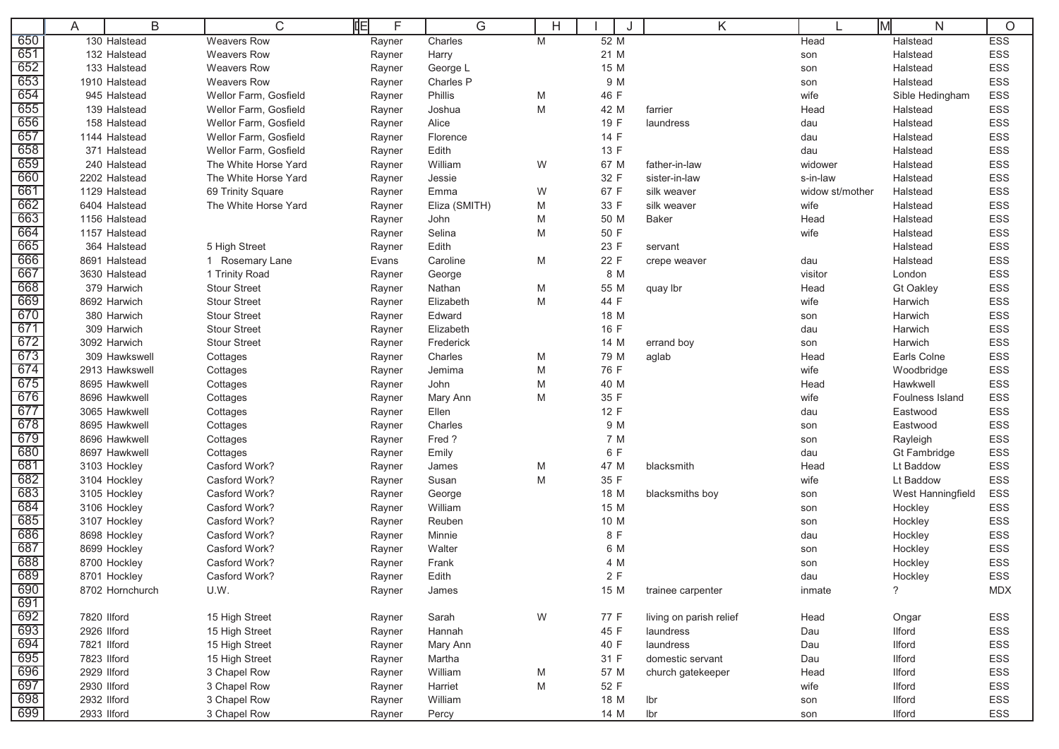| | A | B | C | E | F | G | H | I | J | K | L | M | N | O |
|---|---|---|---|---|---|---|---|---|---|---|---|---|---|---|
| 650 | 130 | Halstead | Weavers Row | | Rayner | Charles | M | 52 | M | | Head | | Halstead | ESS |
| 651 | 132 | Halstead | Weavers Row | | Rayner | Harry | | 21 | M | | son | | Halstead | ESS |
| 652 | 133 | Halstead | Weavers Row | | Rayner | George L | | 15 | M | | son | | Halstead | ESS |
| 653 | 1910 | Halstead | Weavers Row | | Rayner | Charles P | | 9 | M | | son | | Halstead | ESS |
| 654 | 945 | Halstead | Wellor Farm, Gosfield | | Rayner | Phillis | M | 46 | F | | wife | | Sible Hedingham | ESS |
| 655 | 139 | Halstead | Wellor Farm, Gosfield | | Rayner | Joshua | M | 42 | M | farrier | Head | | Halstead | ESS |
| 656 | 158 | Halstead | Wellor Farm, Gosfield | | Rayner | Alice | | 19 | F | laundress | dau | | Halstead | ESS |
| 657 | 1144 | Halstead | Wellor Farm, Gosfield | | Rayner | Florence | | 14 | F | | dau | | Halstead | ESS |
| 658 | 371 | Halstead | Wellor Farm, Gosfield | | Rayner | Edith | | 13 | F | | dau | | Halstead | ESS |
| 659 | 240 | Halstead | The White Horse Yard | | Rayner | William | W | 67 | M | father-in-law | widower | | Halstead | ESS |
| 660 | 2202 | Halstead | The White Horse Yard | | Rayner | Jessie | | 32 | F | sister-in-law | s-in-law | | Halstead | ESS |
| 661 | 1129 | Halstead | 69 Trinity Square | | Rayner | Emma | W | 67 | F | silk weaver | widow st/mother | | Halstead | ESS |
| 662 | 6404 | Halstead | The White Horse Yard | | Rayner | Eliza (SMITH) | M | 33 | F | silk weaver | wife | | Halstead | ESS |
| 663 | 1156 | Halstead | | | Rayner | John | M | 50 | M | Baker | Head | | Halstead | ESS |
| 664 | 1157 | Halstead | | | Rayner | Selina | M | 50 | F | | wife | | Halstead | ESS |
| 665 | 364 | Halstead | 5 High Street | | Rayner | Edith | | 23 | F | servant | | | Halstead | ESS |
| 666 | 8691 | Halstead | 1 Rosemary Lane | | Evans | Caroline | M | 22 | F | crepe weaver | dau | | Halstead | ESS |
| 667 | 3630 | Halstead | 1 Trinity Road | | Rayner | George | | 8 | M | | visitor | | London | ESS |
| 668 | 379 | Harwich | Stour Street | | Rayner | Nathan | M | 55 | M | quay lbr | Head | | Gt Oakley | ESS |
| 669 | 8692 | Harwich | Stour Street | | Rayner | Elizabeth | M | 44 | F | | wife | | Harwich | ESS |
| 670 | 380 | Harwich | Stour Street | | Rayner | Edward | | 18 | M | | son | | Harwich | ESS |
| 671 | 309 | Harwich | Stour Street | | Rayner | Elizabeth | | 16 | F | | dau | | Harwich | ESS |
| 672 | 3092 | Harwich | Stour Street | | Rayner | Frederick | | 14 | M | errand boy | son | | Harwich | ESS |
| 673 | 309 | Hawkswell | Cottages | | Rayner | Charles | M | 79 | M | aglab | Head | | Earls Colne | ESS |
| 674 | 2913 | Hawkswell | Cottages | | Rayner | Jemima | M | 76 | F | | wife | | Woodbridge | ESS |
| 675 | 8695 | Hawkwell | Cottages | | Rayner | John | M | 40 | M | | Head | | Hawkwell | ESS |
| 676 | 8696 | Hawkwell | Cottages | | Rayner | Mary Ann | M | 35 | F | | wife | | Foulness Island | ESS |
| 677 | 3065 | Hawkwell | Cottages | | Rayner | Ellen | | 12 | F | | dau | | Eastwood | ESS |
| 678 | 8695 | Hawkwell | Cottages | | Rayner | Charles | | 9 | M | | son | | Eastwood | ESS |
| 679 | 8696 | Hawkwell | Cottages | | Rayner | Fred ? | | 7 | M | | son | | Rayleigh | ESS |
| 680 | 8697 | Hawkwell | Cottages | | Rayner | Emily | | 6 | F | | dau | | Gt Fambridge | ESS |
| 681 | 3103 | Hockley | Casford Work? | | Rayner | James | M | 47 | M | blacksmith | Head | | Lt Baddow | ESS |
| 682 | 3104 | Hockley | Casford Work? | | Rayner | Susan | M | 35 | F | | wife | | Lt Baddow | ESS |
| 683 | 3105 | Hockley | Casford Work? | | Rayner | George | | 18 | M | blacksmiths boy | son | | West Hanningfield | ESS |
| 684 | 3106 | Hockley | Casford Work? | | Rayner | William | | 15 | M | | son | | Hockley | ESS |
| 685 | 3107 | Hockley | Casford Work? | | Rayner | Reuben | | 10 | M | | son | | Hockley | ESS |
| 686 | 8698 | Hockley | Casford Work? | | Rayner | Minnie | | 8 | F | | dau | | Hockley | ESS |
| 687 | 8699 | Hockley | Casford Work? | | Rayner | Walter | | 6 | M | | son | | Hockley | ESS |
| 688 | 8700 | Hockley | Casford Work? | | Rayner | Frank | | 4 | M | | son | | Hockley | ESS |
| 689 | 8701 | Hockley | Casford Work? | | Rayner | Edith | | 2 | F | | dau | | Hockley | ESS |
| 690 | 8702 | Hornchurch | U.W. | | Rayner | James | | 15 | M | trainee carpenter | inmate | | ? | MDX |
| 691 | | | | | | | | | | | | | | |
| 692 | 7820 | Ilford | 15 High Street | | Rayner | Sarah | W | 77 | F | living on parish relief | Head | | Ongar | ESS |
| 693 | 2926 | Ilford | 15 High Street | | Rayner | Hannah | | 45 | F | laundress | Dau | | Ilford | ESS |
| 694 | 7821 | Ilford | 15 High Street | | Rayner | Mary Ann | | 40 | F | laundress | Dau | | Ilford | ESS |
| 695 | 7823 | Ilford | 15 High Street | | Rayner | Martha | | 31 | F | domestic servant | Dau | | Ilford | ESS |
| 696 | 2929 | Ilford | 3 Chapel Row | | Rayner | William | M | 57 | M | church gatekeeper | Head | | Ilford | ESS |
| 697 | 2930 | Ilford | 3 Chapel Row | | Rayner | Harriet | M | 52 | F | | wife | | Ilford | ESS |
| 698 | 2932 | Ilford | 3 Chapel Row | | Rayner | William | | 18 | M | lbr | son | | Ilford | ESS |
| 699 | 2933 | Ilford | 3 Chapel Row | | Rayner | Percy | | 14 | M | lbr | son | | Ilford | ESS |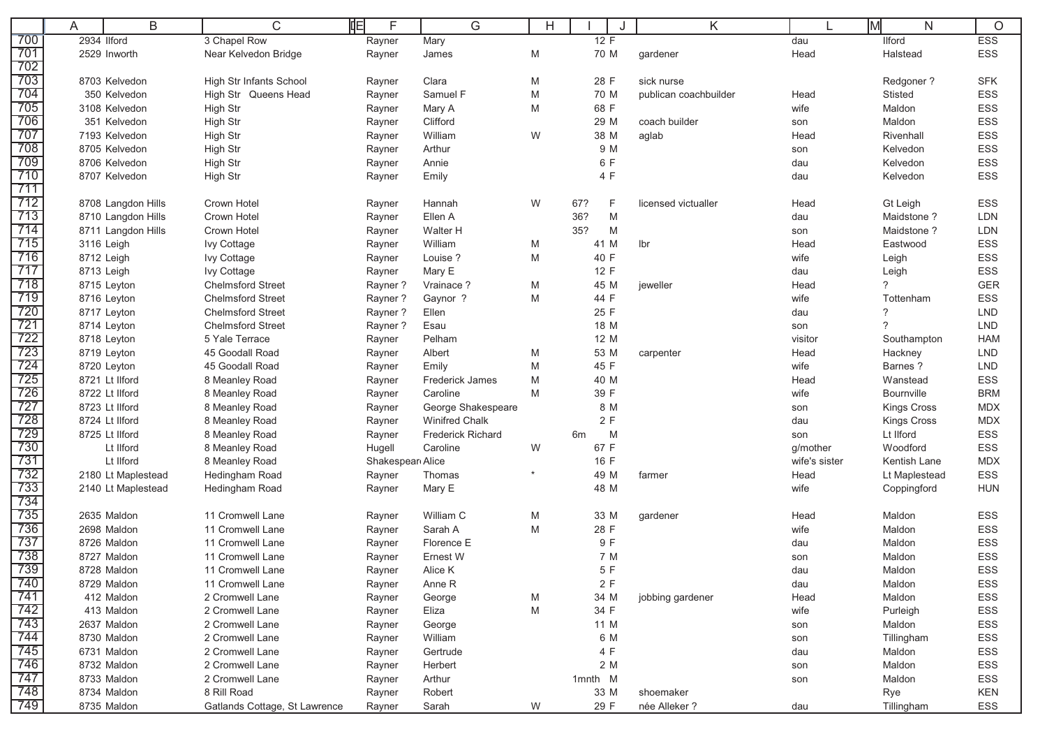| | A | B | C | E | F | G | H | I | J | K | L | M | N | O |
|---|---|---|---|---|---|---|---|---|---|---|---|---|---|---|
| 700 | 2934 | Ilford | 3 Chapel Row | | Rayner | Mary | | 12 | F | | dau | | Ilford | ESS |
| 701 | 2529 | Inworth | Near Kelvedon Bridge | | Rayner | James | M | 70 | M | gardener | Head | | Halstead | ESS |
| 702 | | | | | | | | | | | | | | |
| 703 | 8703 | Kelvedon | High Str Infants School | | Rayner | Clara | M | 28 | F | sick nurse | | | Redgoner ? | SFK |
| 704 | 350 | Kelvedon | High Str Queens Head | | Rayner | Samuel F | M | 70 | M | publican coachbuilder | Head | | Stisted | ESS |
| 705 | 3108 | Kelvedon | High Str | | Rayner | Mary A | M | 68 | F | | wife | | Maldon | ESS |
| 706 | 351 | Kelvedon | High Str | | Rayner | Clifford | | 29 | M | coach builder | son | | Maldon | ESS |
| 707 | 7193 | Kelvedon | High Str | | Rayner | William | W | 38 | M | aglab | Head | | Rivenhall | ESS |
| 708 | 8705 | Kelvedon | High Str | | Rayner | Arthur | | 9 | M | | son | | Kelvedon | ESS |
| 709 | 8706 | Kelvedon | High Str | | Rayner | Annie | | 6 | F | | dau | | Kelvedon | ESS |
| 710 | 8707 | Kelvedon | High Str | | Rayner | Emily | | 4 | F | | dau | | Kelvedon | ESS |
| 711 | | | | | | | | | | | | | | |
| 712 | 8708 | Langdon Hills | Crown Hotel | | Rayner | Hannah | W | 67? | F | licensed victualler | Head | | Gt Leigh | ESS |
| 713 | 8710 | Langdon Hills | Crown Hotel | | Rayner | Ellen A | | 36? | M | | dau | | Maidstone ? | LDN |
| 714 | 8711 | Langdon Hills | Crown Hotel | | Rayner | Walter H | | 35? | M | | son | | Maidstone ? | LDN |
| 715 | 3116 | Leigh | Ivy Cottage | | Rayner | William | M | 41 | M | lbr | Head | | Eastwood | ESS |
| 716 | 8712 | Leigh | Ivy Cottage | | Rayner | Louise ? | M | 40 | F | | wife | | Leigh | ESS |
| 717 | 8713 | Leigh | Ivy Cottage | | Rayner | Mary E | | 12 | F | | dau | | Leigh | ESS |
| 718 | 8715 | Leyton | Chelmsford Street | | Rayner ? | Vrainace ? | M | 45 | M | jeweller | Head | | ? | GER |
| 719 | 8716 | Leyton | Chelmsford Street | | Rayner ? | Gaynor ? | M | 44 | F | | wife | | Tottenham | ESS |
| 720 | 8717 | Leyton | Chelmsford Street | | Rayner ? | Ellen | | 25 | F | | dau | | ? | LND |
| 721 | 8714 | Leyton | Chelmsford Street | | Rayner ? | Esau | | 18 | M | | son | | ? | LND |
| 722 | 8718 | Leyton | 5 Yale Terrace | | Rayner | Pelham | | 12 | M | | visitor | | Southampton | HAM |
| 723 | 8719 | Leyton | 45 Goodall Road | | Rayner | Albert | M | 53 | M | carpenter | Head | | Hackney | LND |
| 724 | 8720 | Leyton | 45 Goodall Road | | Rayner | Emily | M | 45 | F | | wife | | Barnes ? | LND |
| 725 | 8721 | Lt Ilford | 8 Meanley Road | | Rayner | Frederick James | M | 40 | M | | Head | | Wanstead | ESS |
| 726 | 8722 | Lt Ilford | 8 Meanley Road | | Rayner | Caroline | M | 39 | F | | wife | | Bournville | BRM |
| 727 | 8723 | Lt Ilford | 8 Meanley Road | | Rayner | George Shakespeare | | 8 | M | | son | | Kings Cross | MDX |
| 728 | 8724 | Lt Ilford | 8 Meanley Road | | Rayner | Winifred Chalk | | 2 | F | | dau | | Kings Cross | MDX |
| 729 | 8725 | Lt Ilford | 8 Meanley Road | | Rayner | Frederick Richard | | 6m | M | | son | | Lt Ilford | ESS |
| 730 | | Lt Ilford | 8 Meanley Road | | Hugell | Caroline | W | 67 | F | | g/mother | | Woodford | ESS |
| 731 | | Lt Ilford | 8 Meanley Road | | Shakespear | Alice | | 16 | F | | wife's sister | | Kentish Lane | MDX |
| 732 | 2180 | Lt Maplestead | Hedingham Road | | Rayner | Thomas | * | 49 | M | farmer | Head | | Lt Maplestead | ESS |
| 733 | 2140 | Lt Maplestead | Hedingham Road | | Rayner | Mary E | | 48 | M | | wife | | Coppingford | HUN |
| 734 | | | | | | | | | | | | | | |
| 735 | 2635 | Maldon | 11 Cromwell Lane | | Rayner | William C | M | 33 | M | gardener | Head | | Maldon | ESS |
| 736 | 2698 | Maldon | 11 Cromwell Lane | | Rayner | Sarah A | M | 28 | F | | wife | | Maldon | ESS |
| 737 | 8726 | Maldon | 11 Cromwell Lane | | Rayner | Florence E | | 9 | F | | dau | | Maldon | ESS |
| 738 | 8727 | Maldon | 11 Cromwell Lane | | Rayner | Ernest W | | 7 | M | | son | | Maldon | ESS |
| 739 | 8728 | Maldon | 11 Cromwell Lane | | Rayner | Alice K | | 5 | F | | dau | | Maldon | ESS |
| 740 | 8729 | Maldon | 11 Cromwell Lane | | Rayner | Anne R | | 2 | F | | dau | | Maldon | ESS |
| 741 | 412 | Maldon | 2 Cromwell Lane | | Rayner | George | M | 34 | M | jobbing gardener | Head | | Maldon | ESS |
| 742 | 413 | Maldon | 2 Cromwell Lane | | Rayner | Eliza | M | 34 | F | | wife | | Purleigh | ESS |
| 743 | 2637 | Maldon | 2 Cromwell Lane | | Rayner | George | | 11 | M | | son | | Maldon | ESS |
| 744 | 8730 | Maldon | 2 Cromwell Lane | | Rayner | William | | 6 | M | | son | | Tillingham | ESS |
| 745 | 6731 | Maldon | 2 Cromwell Lane | | Rayner | Gertrude | | 4 | F | | dau | | Maldon | ESS |
| 746 | 8732 | Maldon | 2 Cromwell Lane | | Rayner | Herbert | | 2 | M | | son | | Maldon | ESS |
| 747 | 8733 | Maldon | 2 Cromwell Lane | | Rayner | Arthur | | 1mnth | M | | son | | Maldon | ESS |
| 748 | 8734 | Maldon | 8 Rill Road | | Rayner | Robert | | 33 | M | shoemaker | | | Rye | KEN |
| 749 | 8735 | Maldon | Gatlands Cottage, St Lawrence | | Rayner | Sarah | W | 29 | F | née Alleker ? | dau | | Tillingham | ESS |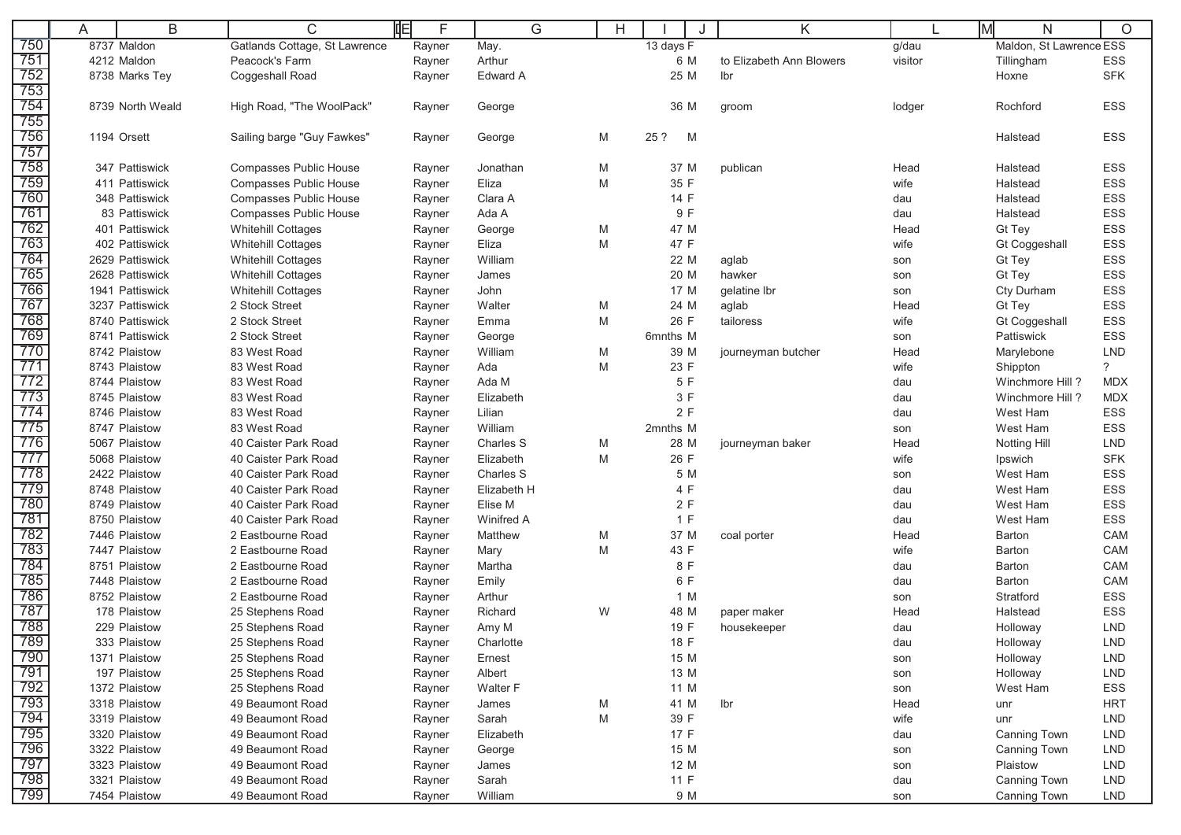| | A | B | C | E | F | G | H | I | J | K | L | M | N | O |
|---|---|---|---|---|---|---|---|---|---|---|---|---|---|---|
| 750 | 8737 | Maldon | Gatlands Cottage, St Lawrence | | Rayner | May. | | 13 days | F | | g/dau | | Maldon, St Lawrence | ESS |
| 751 | 4212 | Maldon | Peacock's Farm | | Rayner | Arthur | | 6 | M | to Elizabeth Ann Blowers | visitor | | Tillingham | ESS |
| 752 | 8738 | Marks Tey | Coggeshall Road | | Rayner | Edward A | | 25 | M | lbr | | | Hoxne | SFK |
| 753 | | | | | | | | | | | | | | |
| 754 | 8739 | North Weald | High Road, "The WoolPack" | | Rayner | George | | 36 | M | groom | lodger | | Rochford | ESS |
| 755 | | | | | | | | | | | | | | |
| 756 | 1194 | Orsett | Sailing barge "Guy Fawkes" | | Rayner | George | M | 25 ? | M | | | | Halstead | ESS |
| 757 | | | | | | | | | | | | | | |
| 758 | 347 | Pattiswick | Compasses Public House | | Rayner | Jonathan | M | 37 | M | publican | Head | | Halstead | ESS |
| 759 | 411 | Pattiswick | Compasses Public House | | Rayner | Eliza | M | 35 | F | | wife | | Halstead | ESS |
| 760 | 348 | Pattiswick | Compasses Public House | | Rayner | Clara A | | 14 | F | | dau | | Halstead | ESS |
| 761 | 83 | Pattiswick | Compasses Public House | | Rayner | Ada A | | 9 | F | | dau | | Halstead | ESS |
| 762 | 401 | Pattiswick | Whitehill Cottages | | Rayner | George | M | 47 | M | | Head | | Gt Tey | ESS |
| 763 | 402 | Pattiswick | Whitehill Cottages | | Rayner | Eliza | M | 47 | F | | wife | | Gt Coggeshall | ESS |
| 764 | 2629 | Pattiswick | Whitehill Cottages | | Rayner | William | | 22 | M | aglab | son | | Gt Tey | ESS |
| 765 | 2628 | Pattiswick | Whitehill Cottages | | Rayner | James | | 20 | M | hawker | son | | Gt Tey | ESS |
| 766 | 1941 | Pattiswick | Whitehill Cottages | | Rayner | John | | 17 | M | gelatine lbr | son | | Cty Durham | ESS |
| 767 | 3237 | Pattiswick | 2 Stock Street | | Rayner | Walter | M | 24 | M | aglab | Head | | Gt Tey | ESS |
| 768 | 8740 | Pattiswick | 2 Stock Street | | Rayner | Emma | M | 26 | F | tailoress | wife | | Gt Coggeshall | ESS |
| 769 | 8741 | Pattiswick | 2 Stock Street | | Rayner | George | | 6mnths | M | | son | | Pattiswick | ESS |
| 770 | 8742 | Plaistow | 83 West Road | | Rayner | William | M | 39 | M | journeyman butcher | Head | | Marylebone | LND |
| 771 | 8743 | Plaistow | 83 West Road | | Rayner | Ada | M | 23 | F | | wife | | Shippton | ? |
| 772 | 8744 | Plaistow | 83 West Road | | Rayner | Ada M | | 5 | F | | dau | | Winchmore Hill ? | MDX |
| 773 | 8745 | Plaistow | 83 West Road | | Rayner | Elizabeth | | 3 | F | | dau | | Winchmore Hill ? | MDX |
| 774 | 8746 | Plaistow | 83 West Road | | Rayner | Lilian | | 2 | F | | dau | | West Ham | ESS |
| 775 | 8747 | Plaistow | 83 West Road | | Rayner | William | | 2mnths | M | | son | | West Ham | ESS |
| 776 | 5067 | Plaistow | 40 Caister Park Road | | Rayner | Charles S | M | 28 | M | journeyman baker | Head | | Notting Hill | LND |
| 777 | 5068 | Plaistow | 40 Caister Park Road | | Rayner | Elizabeth | M | 26 | F | | wife | | Ipswich | SFK |
| 778 | 2422 | Plaistow | 40 Caister Park Road | | Rayner | Charles S | | 5 | M | | son | | West Ham | ESS |
| 779 | 8748 | Plaistow | 40 Caister Park Road | | Rayner | Elizabeth H | | 4 | F | | dau | | West Ham | ESS |
| 780 | 8749 | Plaistow | 40 Caister Park Road | | Rayner | Elise M | | 2 | F | | dau | | West Ham | ESS |
| 781 | 8750 | Plaistow | 40 Caister Park Road | | Rayner | Winifred A | | 1 | F | | dau | | West Ham | ESS |
| 782 | 7446 | Plaistow | 2 Eastbourne Road | | Rayner | Matthew | M | 37 | M | coal porter | Head | | Barton | CAM |
| 783 | 7447 | Plaistow | 2 Eastbourne Road | | Rayner | Mary | M | 43 | F | | wife | | Barton | CAM |
| 784 | 8751 | Plaistow | 2 Eastbourne Road | | Rayner | Martha | | 8 | F | | dau | | Barton | CAM |
| 785 | 7448 | Plaistow | 2 Eastbourne Road | | Rayner | Emily | | 6 | F | | dau | | Barton | CAM |
| 786 | 8752 | Plaistow | 2 Eastbourne Road | | Rayner | Arthur | | 1 | M | | son | | Stratford | ESS |
| 787 | 178 | Plaistow | 25 Stephens Road | | Rayner | Richard | W | 48 | M | paper maker | Head | | Halstead | ESS |
| 788 | 229 | Plaistow | 25 Stephens Road | | Rayner | Amy M | | 19 | F | housekeeper | dau | | Holloway | LND |
| 789 | 333 | Plaistow | 25 Stephens Road | | Rayner | Charlotte | | 18 | F | | dau | | Holloway | LND |
| 790 | 1371 | Plaistow | 25 Stephens Road | | Rayner | Ernest | | 15 | M | | son | | Holloway | LND |
| 791 | 197 | Plaistow | 25 Stephens Road | | Rayner | Albert | | 13 | M | | son | | Holloway | LND |
| 792 | 1372 | Plaistow | 25 Stephens Road | | Rayner | Walter F | | 11 | M | | son | | West Ham | ESS |
| 793 | 3318 | Plaistow | 49 Beaumont Road | | Rayner | James | M | 41 | M | lbr | Head | | unr | HRT |
| 794 | 3319 | Plaistow | 49 Beaumont Road | | Rayner | Sarah | M | 39 | F | | wife | | unr | LND |
| 795 | 3320 | Plaistow | 49 Beaumont Road | | Rayner | Elizabeth | | 17 | F | | dau | | Canning Town | LND |
| 796 | 3322 | Plaistow | 49 Beaumont Road | | Rayner | George | | 15 | M | | son | | Canning Town | LND |
| 797 | 3323 | Plaistow | 49 Beaumont Road | | Rayner | James | | 12 | M | | son | | Plaistow | LND |
| 798 | 3321 | Plaistow | 49 Beaumont Road | | Rayner | Sarah | | 11 | F | | dau | | Canning Town | LND |
| 799 | 7454 | Plaistow | 49 Beaumont Road | | Rayner | William | | 9 | M | | son | | Canning Town | LND |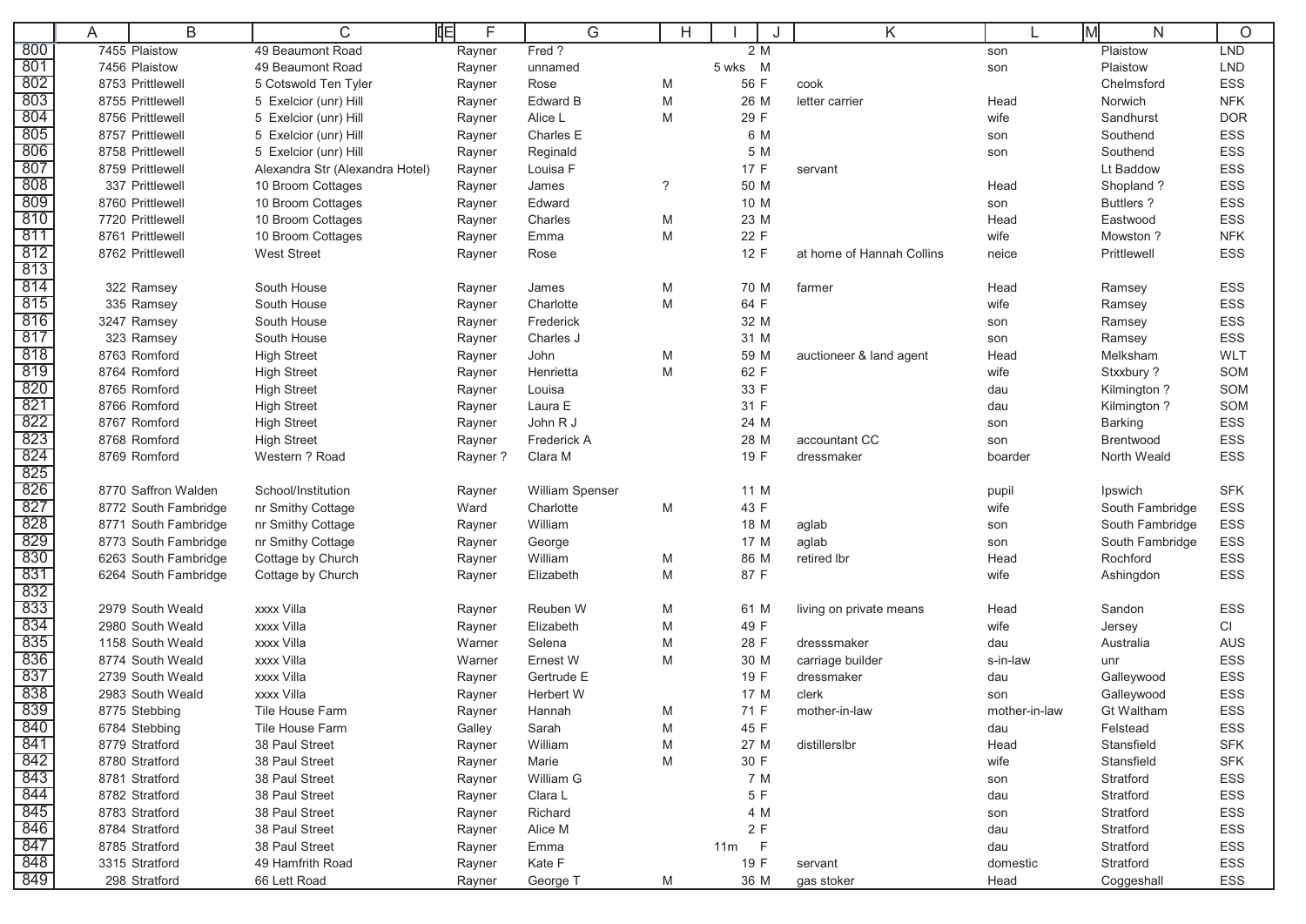| | A | B | C | E | F | G | H | I | J | K | L | M | N | O |
|---|---|---|---|---|---|---|---|---|---|---|---|---|---|---|
| 800 | 7455 | Plaistow | 49 Beaumont Road | | Rayner | Fred ? | | 2 | M | | son | | Plaistow | LND |
| 801 | 7456 | Plaistow | 49 Beaumont Road | | Rayner | unnamed | | 5 wks | M | | son | | Plaistow | LND |
| 802 | 8753 | Prittlewell | 5 Cotswold Ten Tyler | | Rayner | Rose | M | 56 | F | cook | | | Chelmsford | ESS |
| 803 | 8755 | Prittlewell | 5 Exelcior (unr) Hill | | Rayner | Edward B | M | 26 | M | letter carrier | Head | | Norwich | NFK |
| 804 | 8756 | Prittlewell | 5 Exelcior (unr) Hill | | Rayner | Alice L | M | 29 | F | | wife | | Sandhurst | DOR |
| 805 | 8757 | Prittlewell | 5 Exelcior (unr) Hill | | Rayner | Charles E | | 6 | M | | son | | Southend | ESS |
| 806 | 8758 | Prittlewell | 5 Exelcior (unr) Hill | | Rayner | Reginald | | 5 | M | | son | | Southend | ESS |
| 807 | 8759 | Prittlewell | Alexandra Str (Alexandra Hotel) | | Rayner | Louisa F | | 17 | F | servant | | | Lt Baddow | ESS |
| 808 | 337 | Prittlewell | 10 Broom Cottages | | Rayner | James | ? | 50 | M | | Head | | Shopland ? | ESS |
| 809 | 8760 | Prittlewell | 10 Broom Cottages | | Rayner | Edward | | 10 | M | | son | | Buttlers ? | ESS |
| 810 | 7720 | Prittlewell | 10 Broom Cottages | | Rayner | Charles | M | 23 | M | | Head | | Eastwood | ESS |
| 811 | 8761 | Prittlewell | 10 Broom Cottages | | Rayner | Emma | M | 22 | F | | wife | | Mowston ? | NFK |
| 812 | 8762 | Prittlewell | West Street | | Rayner | Rose | | 12 | F | at home of Hannah Collins | neice | | Prittlewell | ESS |
| 813 | | | | | | | | | | | | | | |
| 814 | 322 | Ramsey | South House | | Rayner | James | M | 70 | M | farmer | Head | | Ramsey | ESS |
| 815 | 335 | Ramsey | South House | | Rayner | Charlotte | M | 64 | F | | wife | | Ramsey | ESS |
| 816 | 3247 | Ramsey | South House | | Rayner | Frederick | | 32 | M | | son | | Ramsey | ESS |
| 817 | 323 | Ramsey | South House | | Rayner | Charles J | | 31 | M | | son | | Ramsey | ESS |
| 818 | 8763 | Romford | High Street | | Rayner | John | M | 59 | M | auctioneer & land agent | Head | | Melksham | WLT |
| 819 | 8764 | Romford | High Street | | Rayner | Henrietta | M | 62 | F | | wife | | Stxxbury ? | SOM |
| 820 | 8765 | Romford | High Street | | Rayner | Louisa | | 33 | F | | dau | | Kilmington ? | SOM |
| 821 | 8766 | Romford | High Street | | Rayner | Laura E | | 31 | F | | dau | | Kilmington ? | SOM |
| 822 | 8767 | Romford | High Street | | Rayner | John R J | | 24 | M | | son | | Barking | ESS |
| 823 | 8768 | Romford | High Street | | Rayner | Frederick A | | 28 | M | accountant CC | son | | Brentwood | ESS |
| 824 | 8769 | Romford | Western ? Road | | Rayner ? | Clara M | | 19 | F | dressmaker | boarder | | North Weald | ESS |
| 825 | | | | | | | | | | | | | | |
| 826 | 8770 | Saffron Walden | School/Institution | | Rayner | William Spenser | | 11 | M | | pupil | | Ipswich | SFK |
| 827 | 8772 | South Fambridge | nr Smithy Cottage | | Ward | Charlotte | M | 43 | F | | wife | | South Fambridge | ESS |
| 828 | 8771 | South Fambridge | nr Smithy Cottage | | Rayner | William | | 18 | M | aglab | son | | South Fambridge | ESS |
| 829 | 8773 | South Fambridge | nr Smithy Cottage | | Rayner | George | | 17 | M | aglab | son | | South Fambridge | ESS |
| 830 | 6263 | South Fambridge | Cottage by Church | | Rayner | William | M | 86 | M | retired lbr | Head | | Rochford | ESS |
| 831 | 6264 | South Fambridge | Cottage by Church | | Rayner | Elizabeth | M | 87 | F | | wife | | Ashingdon | ESS |
| 832 | | | | | | | | | | | | | | |
| 833 | 2979 | South Weald | xxxx Villa | | Rayner | Reuben W | M | 61 | M | living on private means | Head | | Sandon | ESS |
| 834 | 2980 | South Weald | xxxx Villa | | Rayner | Elizabeth | M | 49 | F | | wife | | Jersey | CI |
| 835 | 1158 | South Weald | xxxx Villa | | Warner | Selena | M | 28 | F | dresssmaker | dau | | Australia | AUS |
| 836 | 8774 | South Weald | xxxx Villa | | Warner | Ernest W | M | 30 | M | carriage builder | s-in-law | | unr | ESS |
| 837 | 2739 | South Weald | xxxx Villa | | Rayner | Gertrude E | | 19 | F | dressmaker | dau | | Galleywood | ESS |
| 838 | 2983 | South Weald | xxxx Villa | | Rayner | Herbert W | | 17 | M | clerk | son | | Galleywood | ESS |
| 839 | 8775 | Stebbing | Tile House Farm | | Rayner | Hannah | M | 71 | F | mother-in-law | mother-in-law | | Gt Waltham | ESS |
| 840 | 6784 | Stebbing | Tile House Farm | | Galley | Sarah | M | 45 | F | | dau | | Felstead | ESS |
| 841 | 8779 | Stratford | 38 Paul Street | | Rayner | William | M | 27 | M | distillerslbr | Head | | Stansfield | SFK |
| 842 | 8780 | Stratford | 38 Paul Street | | Rayner | Marie | M | 30 | F | | wife | | Stansfield | SFK |
| 843 | 8781 | Stratford | 38 Paul Street | | Rayner | William G | | 7 | M | | son | | Stratford | ESS |
| 844 | 8782 | Stratford | 38 Paul Street | | Rayner | Clara L | | 5 | F | | dau | | Stratford | ESS |
| 845 | 8783 | Stratford | 38 Paul Street | | Rayner | Richard | | 4 | M | | son | | Stratford | ESS |
| 846 | 8784 | Stratford | 38 Paul Street | | Rayner | Alice M | | 2 | F | | dau | | Stratford | ESS |
| 847 | 8785 | Stratford | 38 Paul Street | | Rayner | Emma | | 11m | F | | dau | | Stratford | ESS |
| 848 | 3315 | Stratford | 49 Hamfrith Road | | Rayner | Kate F | | 19 | F | servant | domestic | | Stratford | ESS |
| 849 | 298 | Stratford | 66 Lett Road | | Rayner | George T | M | 36 | M | gas stoker | Head | | Coggeshall | ESS |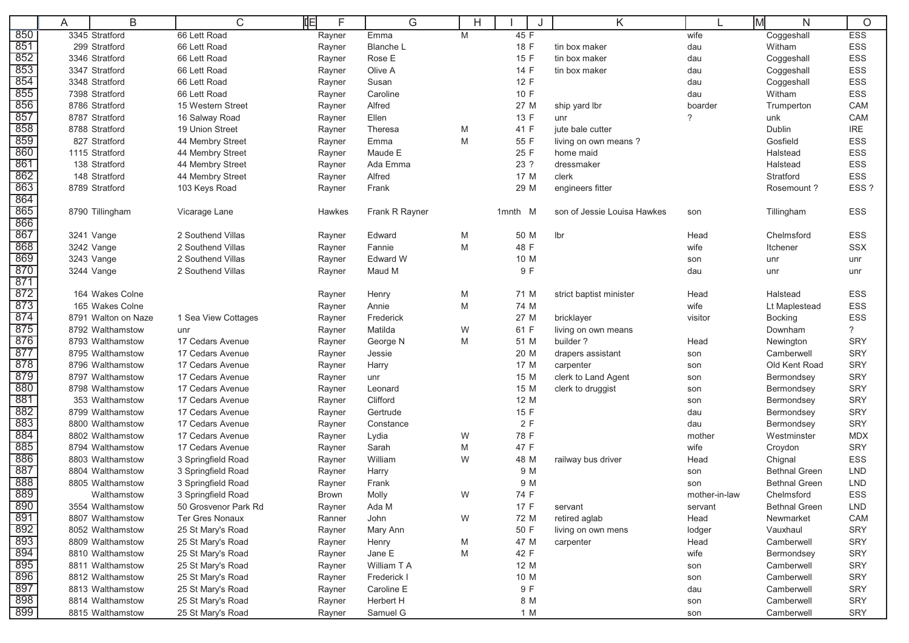| | A | B | C | IE | F | G | H | I | J | K | L | M | N | O |
|---|---|---|---|---|---|---|---|---|---|---|---|---|---|---|
| 850 | 3345 | Stratford | 66 Lett Road | | Rayner | Emma | M | 45 | F | | wife | | Coggeshall | ESS |
| 851 | 299 | Stratford | 66 Lett Road | | Rayner | Blanche L | | 18 | F | tin box maker | dau | | Witham | ESS |
| 852 | 3346 | Stratford | 66 Lett Road | | Rayner | Rose E | | 15 | F | tin box maker | dau | | Coggeshall | ESS |
| 853 | 3347 | Stratford | 66 Lett Road | | Rayner | Olive A | | 14 | F | tin box maker | dau | | Coggeshall | ESS |
| 854 | 3348 | Stratford | 66 Lett Road | | Rayner | Susan | | 12 | F | | dau | | Coggeshall | ESS |
| 855 | 7398 | Stratford | 66 Lett Road | | Rayner | Caroline | | 10 | F | | dau | | Witham | ESS |
| 856 | 8786 | Stratford | 15 Western Street | | Rayner | Alfred | | 27 | M | ship yard lbr | boarder | | Trumperton | CAM |
| 857 | 8787 | Stratford | 16 Salway Road | | Rayner | Ellen | | 13 | F | unr | ? | | unk | CAM |
| 858 | 8788 | Stratford | 19 Union Street | | Rayner | Theresa | M | 41 | F | jute bale cutter | | | Dublin | IRE |
| 859 | 827 | Stratford | 44 Membry Street | | Rayner | Emma | M | 55 | F | living on own means ? | | | Gosfield | ESS |
| 860 | 1115 | Stratford | 44 Membry Street | | Rayner | Maude E | | 25 | F | home maid | | | Halstead | ESS |
| 861 | 138 | Stratford | 44 Membry Street | | Rayner | Ada Emma | | 23 | ? | dressmaker | | | Halstead | ESS |
| 862 | 148 | Stratford | 44 Membry Street | | Rayner | Alfred | | 17 | M | clerk | | | Stratford | ESS |
| 863 | 8789 | Stratford | 103 Keys Road | | Rayner | Frank | | 29 | M | engineers fitter | | | Rosemount ? | ESS ? |
| 864 | | | | | | | | | | | | | | |
| 865 | 8790 | Tillingham | Vicarage Lane | | Hawkes | Frank R Rayner | | 1mnth | M | son of Jessie Louisa Hawkes | son | | Tillingham | ESS |
| 866 | | | | | | | | | | | | | | |
| 867 | 3241 | Vange | 2 Southend Villas | | Rayner | Edward | M | 50 | M | lbr | Head | | Chelmsford | ESS |
| 868 | 3242 | Vange | 2 Southend Villas | | Rayner | Fannie | M | 48 | F | | wife | | Itchener | SSX |
| 869 | 3243 | Vange | 2 Southend Villas | | Rayner | Edward W | | 10 | M | | son | | unr | unr |
| 870 | 3244 | Vange | 2 Southend Villas | | Rayner | Maud M | | 9 | F | | dau | | unr | unr |
| 871 | | | | | | | | | | | | | | |
| 872 | 164 | Wakes Colne | | | Rayner | Henry | M | 71 | M | strict baptist minister | Head | | Halstead | ESS |
| 873 | 165 | Wakes Colne | | | Rayner | Annie | M | 74 | M | | wife | | Lt Maplestead | ESS |
| 874 | 8791 | Walton on Naze | 1 Sea View Cottages | | Rayner | Frederick | | 27 | M | bricklayer | visitor | | Bocking | ESS |
| 875 | 8792 | Walthamstow | unr | | Rayner | Matilda | W | 61 | F | living on own means | | | Downham | ? |
| 876 | 8793 | Walthamstow | 17 Cedars Avenue | | Rayner | George N | M | 51 | M | builder ? | Head | | Newington | SRY |
| 877 | 8795 | Walthamstow | 17 Cedars Avenue | | Rayner | Jessie | | 20 | M | drapers assistant | son | | Camberwell | SRY |
| 878 | 8796 | Walthamstow | 17 Cedars Avenue | | Rayner | Harry | | 17 | M | carpenter | son | | Old Kent Road | SRY |
| 879 | 8797 | Walthamstow | 17 Cedars Avenue | | Rayner | unr | | 15 | M | clerk to Land Agent | son | | Bermondsey | SRY |
| 880 | 8798 | Walthamstow | 17 Cedars Avenue | | Rayner | Leonard | | 15 | M | clerk to druggist | son | | Bermondsey | SRY |
| 881 | 353 | Walthamstow | 17 Cedars Avenue | | Rayner | Clifford | | 12 | M | | son | | Bermondsey | SRY |
| 882 | 8799 | Walthamstow | 17 Cedars Avenue | | Rayner | Gertrude | | 15 | F | | dau | | Bermondsey | SRY |
| 883 | 8800 | Walthamstow | 17 Cedars Avenue | | Rayner | Constance | | 2 | F | | dau | | Bermondsey | SRY |
| 884 | 8802 | Walthamstow | 17 Cedars Avenue | | Rayner | Lydia | W | 78 | F | | mother | | Westminster | MDX |
| 885 | 8794 | Walthamstow | 17 Cedars Avenue | | Rayner | Sarah | M | 47 | F | | wife | | Croydon | SRY |
| 886 | 8803 | Walthamstow | 3 Springfield Road | | Rayner | William | W | 48 | M | railway bus driver | Head | | Chignal | ESS |
| 887 | 8804 | Walthamstow | 3 Springfield Road | | Rayner | Harry | | 9 | M | | son | | Bethnal Green | LND |
| 888 | 8805 | Walthamstow | 3 Springfield Road | | Rayner | Frank | | 9 | M | | son | | Bethnal Green | LND |
| 889 | | Walthamstow | 3 Springfield Road | | Brown | Molly | W | 74 | F | | mother-in-law | | Chelmsford | ESS |
| 890 | 3554 | Walthamstow | 50 Grosvenor Park Rd | | Rayner | Ada M | | 17 | F | servant | servant | | Bethnal Green | LND |
| 891 | 8807 | Walthamstow | Ter Gres Nonaux | | Ranner | John | W | 72 | M | retired aglab | Head | | Newmarket | CAM |
| 892 | 8052 | Walthamstow | 25 St Mary's Road | | Rayner | Mary Ann | | 50 | F | living on own mens | lodger | | Vauxhaul | SRY |
| 893 | 8809 | Walthamstow | 25 St Mary's Road | | Rayner | Henry | M | 47 | M | carpenter | Head | | Camberwell | SRY |
| 894 | 8810 | Walthamstow | 25 St Mary's Road | | Rayner | Jane E | M | 42 | F | | wife | | Bermondsey | SRY |
| 895 | 8811 | Walthamstow | 25 St Mary's Road | | Rayner | William T A | | 12 | M | | son | | Camberwell | SRY |
| 896 | 8812 | Walthamstow | 25 St Mary's Road | | Rayner | Frederick I | | 10 | M | | son | | Camberwell | SRY |
| 897 | 8813 | Walthamstow | 25 St Mary's Road | | Rayner | Caroline E | | 9 | F | | dau | | Camberwell | SRY |
| 898 | 8814 | Walthamstow | 25 St Mary's Road | | Rayner | Herbert H | | 8 | M | | son | | Camberwell | SRY |
| 899 | 8815 | Walthamstow | 25 St Mary's Road | | Rayner | Samuel G | | 1 | M | | son | | Camberwell | SRY |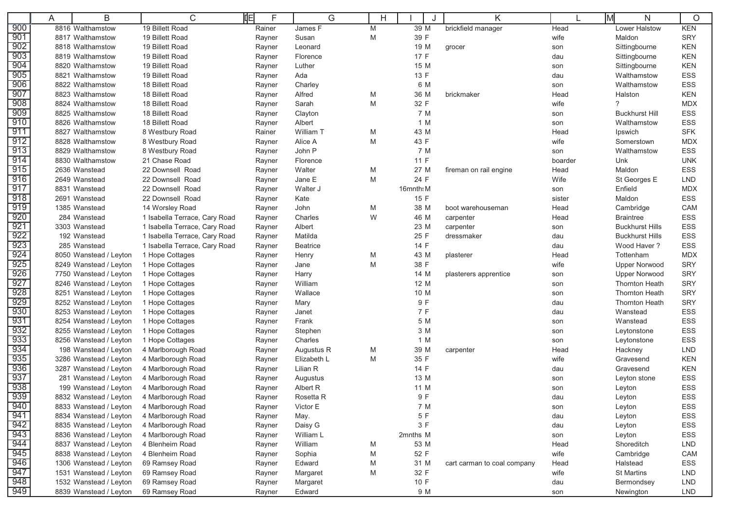| | A | B | C | E | F | G | H | I | J | K | L | M | N | O |
|---|---|---|---|---|---|---|---|---|---|---|---|---|---|---|
| 900 | 8816 | Walthamstow | 19 Billett Road | | Rainer | James F | M | 39 | M | brickfield manager | Head | | Lower Halstow | KEN |
| 901 | 8817 | Walthamstow | 19 Billett Road | | Rayner | Susan | M | 39 | F | | wife | | Maldon | SRY |
| 902 | 8818 | Walthamstow | 19 Billett Road | | Rayner | Leonard | | 19 | M | grocer | son | | Sittingbourne | KEN |
| 903 | 8819 | Walthamstow | 19 Billett Road | | Rayner | Florence | | 17 | F | | dau | | Sittingbourne | KEN |
| 904 | 8820 | Walthamstow | 19 Billett Road | | Rayner | Luther | | 15 | M | | son | | Sittingbourne | KEN |
| 905 | 8821 | Walthamstow | 19 Billett Road | | Rayner | Ada | | 13 | F | | dau | | Walthamstow | ESS |
| 906 | 8822 | Walthamstow | 18 Billett Road | | Rayner | Charley | | 6 | M | | son | | Walthamstow | ESS |
| 907 | 8823 | Walthamstow | 18 Billett Road | | Rayner | Alfred | M | 36 | M | brickmaker | Head | | Halston | KEN |
| 908 | 8824 | Walthamstow | 18 Billett Road | | Rayner | Sarah | M | 32 | F | | wife | | ? | MDX |
| 909 | 8825 | Walthamstow | 18 Billett Road | | Rayner | Clayton | | 7 | M | | son | | Buckhurst Hill | ESS |
| 910 | 8826 | Walthamstow | 18 Billett Road | | Rayner | Albert | | 1 | M | | son | | Walthamstow | ESS |
| 911 | 8827 | Walthamstow | 8 Westbury Road | | Rainer | William T | M | 43 | M | | Head | | Ipswich | SFK |
| 912 | 8828 | Walthamstow | 8 Westbury Road | | Rayner | Alice A | M | 43 | F | | wife | | Somerstown | MDX |
| 913 | 8829 | Walthamstow | 8 Westbury Road | | Rayner | John P | | 7 | M | | son | | Walthamstow | ESS |
| 914 | 8830 | Walthamstow | 21 Chase Road | | Rayner | Florence | | 11 | F | | boarder | | Unk | UNK |
| 915 | 2636 | Wanstead | 22 Downsell Road | | Rayner | Walter | M | 27 | M | fireman on rail engine | Head | | Maldon | ESS |
| 916 | 2649 | Wanstead | 22 Downsell Road | | Rayner | Jane E | M | 24 | F | | Wife | | St Georges E | LND |
| 917 | 8831 | Wanstead | 22 Downsell Road | | Rayner | Walter J | | 16mnth | M | | son | | Enfield | MDX |
| 918 | 2691 | Wanstead | 22 Downsell Road | | Rayner | Kate | | 15 | F | | sister | | Maldon | ESS |
| 919 | 1385 | Wanstead | 14 Worsley Road | | Rayner | John | M | 38 | M | boot warehouseman | Head | | Cambridge | CAM |
| 920 | 284 | Wanstead | 1 Isabella Terrace, Cary Road | | Rayner | Charles | W | 46 | M | carpenter | Head | | Braintree | ESS |
| 921 | 3303 | Wanstead | 1 Isabella Terrace, Cary Road | | Rayner | Albert | | 23 | M | carpenter | son | | Buckhurst Hills | ESS |
| 922 | 192 | Wanstead | 1 Isabella Terrace, Cary Road | | Rayner | Matilda | | 25 | F | dressmaker | dau | | Buckhurst Hills | ESS |
| 923 | 285 | Wanstead | 1 Isabella Terrace, Cary Road | | Rayner | Beatrice | | 14 | F | | dau | | Wood Haver ? | ESS |
| 924 | 8050 | Wanstead / Leyton | 1 Hope Cottages | | Rayner | Henry | M | 43 | M | plasterer | Head | | Tottenham | MDX |
| 925 | 8249 | Wanstead / Leyton | 1 Hope Cottages | | Rayner | Jane | M | 38 | F | | wife | | Upper Norwood | SRY |
| 926 | 7750 | Wanstead / Leyton | 1 Hope Cottages | | Rayner | Harry | | 14 | M | plasterers apprentice | son | | Upper Norwood | SRY |
| 927 | 8246 | Wanstead / Leyton | 1 Hope Cottages | | Rayner | William | | 12 | M | | son | | Thornton Heath | SRY |
| 928 | 8251 | Wanstead / Leyton | 1 Hope Cottages | | Rayner | Wallace | | 10 | M | | son | | Thornton Heath | SRY |
| 929 | 8252 | Wanstead / Leyton | 1 Hope Cottages | | Rayner | Mary | | 9 | F | | dau | | Thornton Heath | SRY |
| 930 | 8253 | Wanstead / Leyton | 1 Hope Cottages | | Rayner | Janet | | 7 | F | | dau | | Wanstead | ESS |
| 931 | 8254 | Wanstead / Leyton | 1 Hope Cottages | | Rayner | Frank | | 5 | M | | son | | Wanstead | ESS |
| 932 | 8255 | Wanstead / Leyton | 1 Hope Cottages | | Rayner | Stephen | | 3 | M | | son | | Leytonstone | ESS |
| 933 | 8256 | Wanstead / Leyton | 1 Hope Cottages | | Rayner | Charles | | 1 | M | | son | | Leytonstone | ESS |
| 934 | 198 | Wanstead / Leyton | 4 Marlborough Road | | Rayner | Augustus R | M | 39 | M | carpenter | Head | | Hackney | LND |
| 935 | 3286 | Wanstead / Leyton | 4 Marlborough Road | | Rayner | Elizabeth L | M | 35 | F | | wife | | Gravesend | KEN |
| 936 | 3287 | Wanstead / Leyton | 4 Marlborough Road | | Rayner | Lilian R | | 14 | F | | dau | | Gravesend | KEN |
| 937 | 281 | Wanstead / Leyton | 4 Marlborough Road | | Rayner | Augustus | | 13 | M | | son | | Leyton stone | ESS |
| 938 | 199 | Wanstead / Leyton | 4 Marlborough Road | | Rayner | Albert R | | 11 | M | | son | | Leyton | ESS |
| 939 | 8832 | Wanstead / Leyton | 4 Marlborough Road | | Rayner | Rosetta R | | 9 | F | | dau | | Leyton | ESS |
| 940 | 8833 | Wanstead / Leyton | 4 Marlborough Road | | Rayner | Victor E | | 7 | M | | son | | Leyton | ESS |
| 941 | 8834 | Wanstead / Leyton | 4 Marlborough Road | | Rayner | May. | | 5 | F | | dau | | Leyton | ESS |
| 942 | 8835 | Wanstead / Leyton | 4 Marlborough Road | | Rayner | Daisy G | | 3 | F | | dau | | Leyton | ESS |
| 943 | 8836 | Wanstead / Leyton | 4 Marlborough Road | | Rayner | William L | | 2mnths | M | | son | | Leyton | ESS |
| 944 | 8837 | Wanstead / Leyton | 4 Blenheim Road | | Rayner | William | M | 53 | M | | Head | | Shoreditch | LND |
| 945 | 8838 | Wanstead / Leyton | 4 Blenheim Road | | Rayner | Sophia | M | 52 | F | | wife | | Cambridge | CAM |
| 946 | 1306 | Wanstead / Leyton | 69 Ramsey Road | | Rayner | Edward | M | 31 | M | cart carman to coal company | Head | | Halstead | ESS |
| 947 | 1531 | Wanstead / Leyton | 69 Ramsey Road | | Rayner | Margaret | M | 32 | F | | wife | | St Martins | LND |
| 948 | 1532 | Wanstead / Leyton | 69 Ramsey Road | | Rayner | Margaret | | 10 | F | | dau | | Bermondsey | LND |
| 949 | 8839 | Wanstead / Leyton | 69 Ramsey Road | | Rayner | Edward | | 9 | M | | son | | Newington | LND |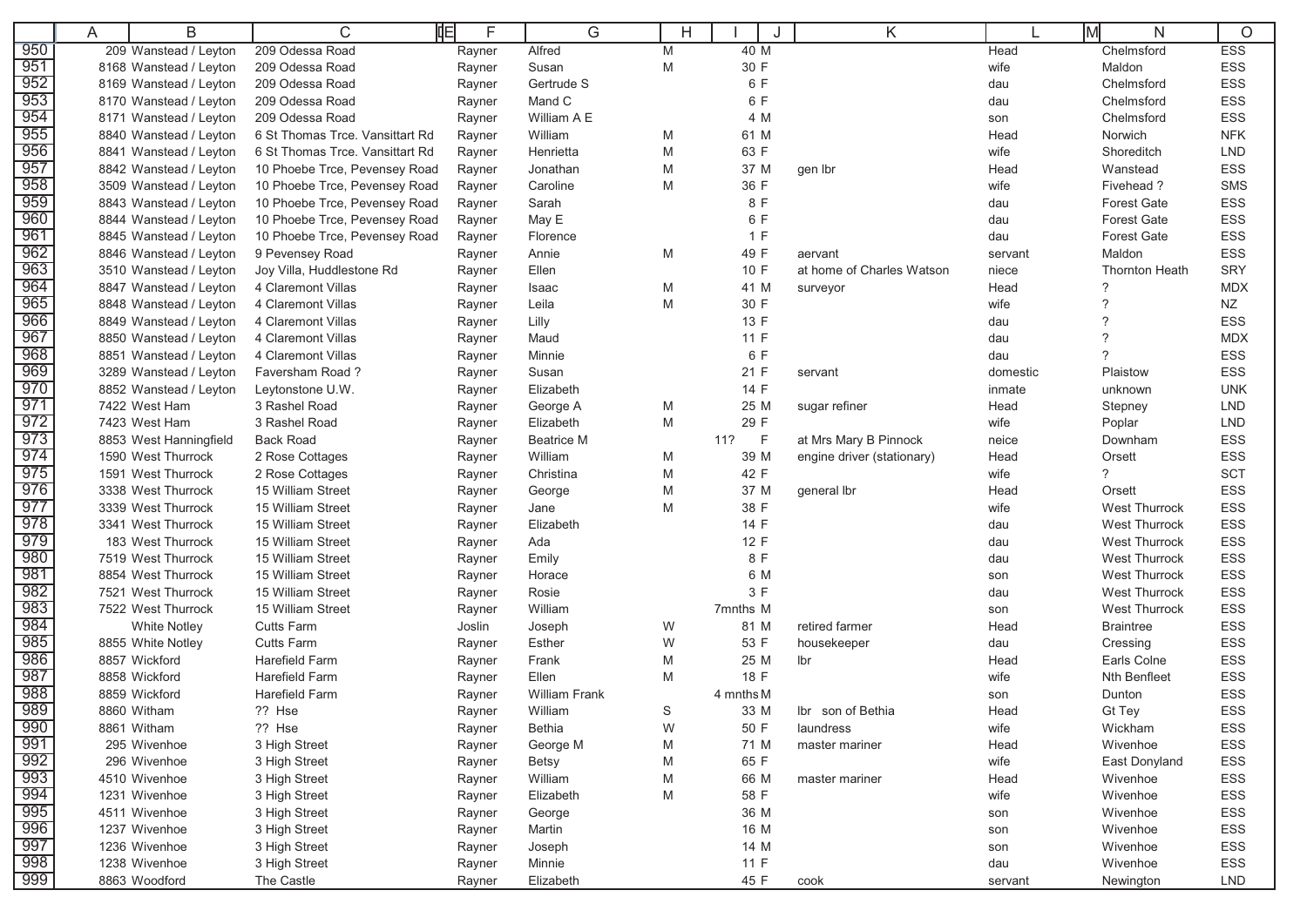| | A | B | C | E | F | G | H | I | J | K | L | M | N | O |
|---|---|---|---|---|---|---|---|---|---|---|---|---|---|---|
| 950 | 209 | Wanstead / Leyton | 209 Odessa Road | | Rayner | Alfred | M | 40 | M | | Head | | Chelmsford | ESS |
| 951 | 8168 | Wanstead / Leyton | 209 Odessa Road | | Rayner | Susan | M | 30 | F | | wife | | Maldon | ESS |
| 952 | 8169 | Wanstead / Leyton | 209 Odessa Road | | Rayner | Gertrude S | | 6 | F | | dau | | Chelmsford | ESS |
| 953 | 8170 | Wanstead / Leyton | 209 Odessa Road | | Rayner | Mand C | | 6 | F | | dau | | Chelmsford | ESS |
| 954 | 8171 | Wanstead / Leyton | 209 Odessa Road | | Rayner | William A E | | 4 | M | | son | | Chelmsford | ESS |
| 955 | 8840 | Wanstead / Leyton | 6 St Thomas Trce. Vansittart Rd | | Rayner | William | M | 61 | M | | Head | | Norwich | NFK |
| 956 | 8841 | Wanstead / Leyton | 6 St Thomas Trce. Vansittart Rd | | Rayner | Henrietta | M | 63 | F | | wife | | Shoreditch | LND |
| 957 | 8842 | Wanstead / Leyton | 10 Phoebe Trce, Pevensey Road | | Rayner | Jonathan | M | 37 | M | gen lbr | Head | | Wanstead | ESS |
| 958 | 3509 | Wanstead / Leyton | 10 Phoebe Trce, Pevensey Road | | Rayner | Caroline | M | 36 | F | | wife | | Fivehead ? | SMS |
| 959 | 8843 | Wanstead / Leyton | 10 Phoebe Trce, Pevensey Road | | Rayner | Sarah | | 8 | F | | dau | | Forest Gate | ESS |
| 960 | 8844 | Wanstead / Leyton | 10 Phoebe Trce, Pevensey Road | | Rayner | May E | | 6 | F | | dau | | Forest Gate | ESS |
| 961 | 8845 | Wanstead / Leyton | 10 Phoebe Trce, Pevensey Road | | Rayner | Florence | | 1 | F | | dau | | Forest Gate | ESS |
| 962 | 8846 | Wanstead / Leyton | 9 Pevensey Road | | Rayner | Annie | M | 49 | F | aervant | servant | | Maldon | ESS |
| 963 | 3510 | Wanstead / Leyton | Joy Villa, Huddlestone Rd | | Rayner | Ellen | | 10 | F | at home of Charles Watson | niece | | Thornton Heath | SRY |
| 964 | 8847 | Wanstead / Leyton | 4 Claremont Villas | | Rayner | Isaac | M | 41 | M | surveyor | Head | | ? | MDX |
| 965 | 8848 | Wanstead / Leyton | 4 Claremont Villas | | Rayner | Leila | M | 30 | F | | wife | | ? | NZ |
| 966 | 8849 | Wanstead / Leyton | 4 Claremont Villas | | Rayner | Lilly | | 13 | F | | dau | | ? | ESS |
| 967 | 8850 | Wanstead / Leyton | 4 Claremont Villas | | Rayner | Maud | | 11 | F | | dau | | ? | MDX |
| 968 | 8851 | Wanstead / Leyton | 4 Claremont Villas | | Rayner | Minnie | | 6 | F | | dau | | ? | ESS |
| 969 | 3289 | Wanstead / Leyton | Faversham Road ? | | Rayner | Susan | | 21 | F | servant | domestic | | Plaistow | ESS |
| 970 | 8852 | Wanstead / Leyton | Leytonstone U.W. | | Rayner | Elizabeth | | 14 | F | | inmate | | unknown | UNK |
| 971 | 7422 | West Ham | 3 Rashel Road | | Rayner | George A | M | 25 | M | sugar refiner | Head | | Stepney | LND |
| 972 | 7423 | West Ham | 3 Rashel Road | | Rayner | Elizabeth | M | 29 | F | | wife | | Poplar | LND |
| 973 | 8853 | West Hanningfield | Back Road | | Rayner | Beatrice M | | 11? | F | at Mrs Mary B Pinnock | neice | | Downham | ESS |
| 974 | 1590 | West Thurrock | 2 Rose Cottages | | Rayner | William | M | 39 | M | engine driver (stationary) | Head | | Orsett | ESS |
| 975 | 1591 | West Thurrock | 2 Rose Cottages | | Rayner | Christina | M | 42 | F | | wife | | ? | SCT |
| 976 | 3338 | West Thurrock | 15 William Street | | Rayner | George | M | 37 | M | general lbr | Head | | Orsett | ESS |
| 977 | 3339 | West Thurrock | 15 William Street | | Rayner | Jane | M | 38 | F | | wife | | West Thurrock | ESS |
| 978 | 3341 | West Thurrock | 15 William Street | | Rayner | Elizabeth | | 14 | F | | dau | | West Thurrock | ESS |
| 979 | 183 | West Thurrock | 15 William Street | | Rayner | Ada | | 12 | F | | dau | | West Thurrock | ESS |
| 980 | 7519 | West Thurrock | 15 William Street | | Rayner | Emily | | 8 | F | | dau | | West Thurrock | ESS |
| 981 | 8854 | West Thurrock | 15 William Street | | Rayner | Horace | | 6 | M | | son | | West Thurrock | ESS |
| 982 | 7521 | West Thurrock | 15 William Street | | Rayner | Rosie | | 3 | F | | dau | | West Thurrock | ESS |
| 983 | 7522 | West Thurrock | 15 William Street | | Rayner | William | | 7mnths | M | | son | | West Thurrock | ESS |
| 984 | | White Notley | Cutts Farm | | Joslin | Joseph | W | 81 | M | retired farmer | Head | | Braintree | ESS |
| 985 | 8855 | White Notley | Cutts Farm | | Rayner | Esther | W | 53 | F | housekeeper | dau | | Cressing | ESS |
| 986 | 8857 | Wickford | Harefield Farm | | Rayner | Frank | M | 25 | M | lbr | Head | | Earls Colne | ESS |
| 987 | 8858 | Wickford | Harefield Farm | | Rayner | Ellen | M | 18 | F | | wife | | Nth Benfleet | ESS |
| 988 | 8859 | Wickford | Harefield Farm | | Rayner | William Frank | | 4 mnths | M | | son | | Dunton | ESS |
| 989 | 8860 | Witham | ?? Hse | | Rayner | William | S | 33 | M | lbr son of Bethia | Head | | Gt Tey | ESS |
| 990 | 8861 | Witham | ?? Hse | | Rayner | Bethia | W | 50 | F | laundress | wife | | Wickham | ESS |
| 991 | 295 | Wivenhoe | 3 High Street | | Rayner | George M | M | 71 | M | master mariner | Head | | Wivenhoe | ESS |
| 992 | 296 | Wivenhoe | 3 High Street | | Rayner | Betsy | M | 65 | F | | wife | | East Donyland | ESS |
| 993 | 4510 | Wivenhoe | 3 High Street | | Rayner | William | M | 66 | M | master mariner | Head | | Wivenhoe | ESS |
| 994 | 1231 | Wivenhoe | 3 High Street | | Rayner | Elizabeth | M | 58 | F | | wife | | Wivenhoe | ESS |
| 995 | 4511 | Wivenhoe | 3 High Street | | Rayner | George | | 36 | M | | son | | Wivenhoe | ESS |
| 996 | 1237 | Wivenhoe | 3 High Street | | Rayner | Martin | | 16 | M | | son | | Wivenhoe | ESS |
| 997 | 1236 | Wivenhoe | 3 High Street | | Rayner | Joseph | | 14 | M | | son | | Wivenhoe | ESS |
| 998 | 1238 | Wivenhoe | 3 High Street | | Rayner | Minnie | | 11 | F | | dau | | Wivenhoe | ESS |
| 999 | 8863 | Woodford | The Castle | | Rayner | Elizabeth | | 45 | F | cook | servant | | Newington | LND |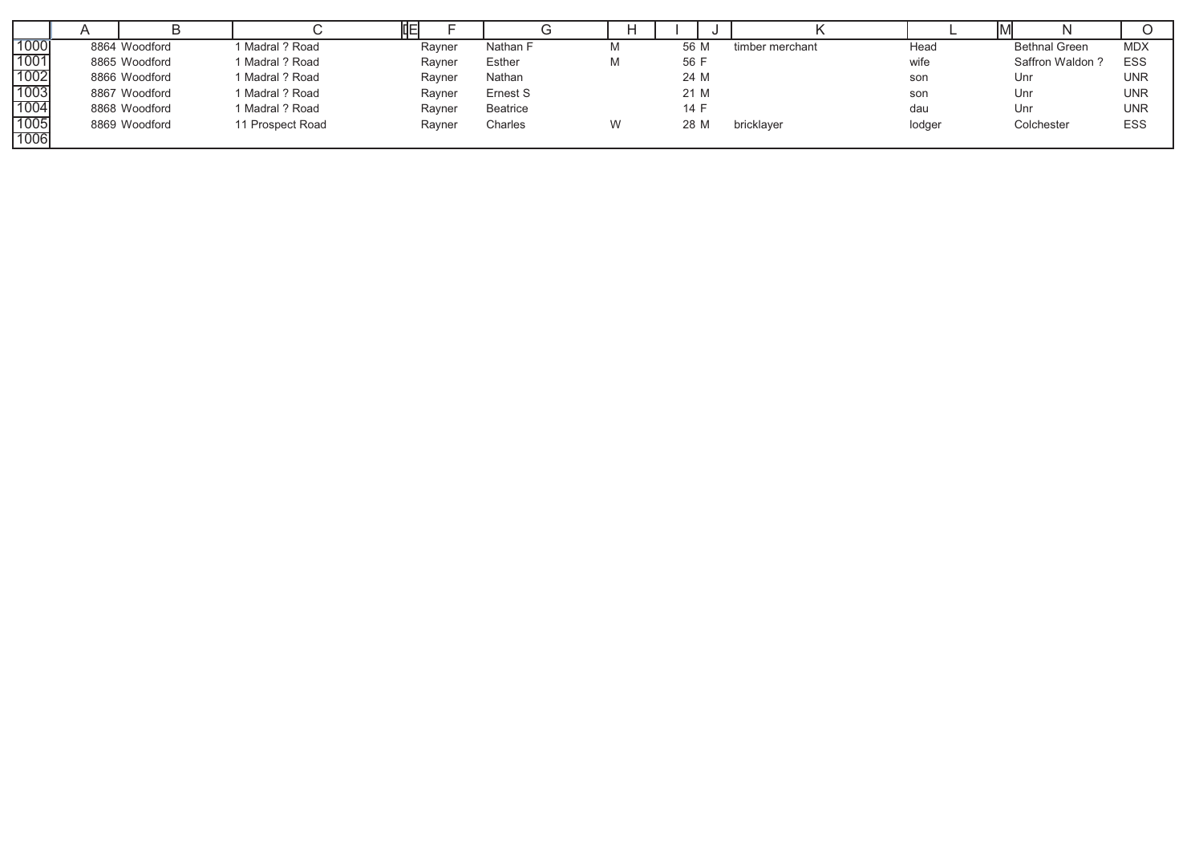| | A | B | C | D | E | F | G | H | I | J | K | L | M | N | O |
|---|---|---|---|---|---|---|---|---|---|---|---|---|---|---|---|
| 1000 | 8864 | Woodford | 1 Madral ? Road | | | Rayner | Nathan F | M | 56 | M | timber merchant | Head | | Bethnal Green | MDX |
| 1001 | 8865 | Woodford | 1 Madral ? Road | | | Rayner | Esther | M | 56 | F | | wife | | Saffron Waldon ? | ESS |
| 1002 | 8866 | Woodford | 1 Madral ? Road | | | Rayner | Nathan | | 24 | M | | son | | Unr | UNR |
| 1003 | 8867 | Woodford | 1 Madral ? Road | | | Rayner | Ernest S | | 21 | M | | son | | Unr | UNR |
| 1004 | 8868 | Woodford | 1 Madral ? Road | | | Rayner | Beatrice | | 14 | F | | dau | | Unr | UNR |
| 1005 | 8869 | Woodford | 11 Prospect Road | | | Rayner | Charles | W | 28 | M | bricklayer | lodger | | Colchester | ESS |
| 1006 | | | | | | | | | | | | | | | |